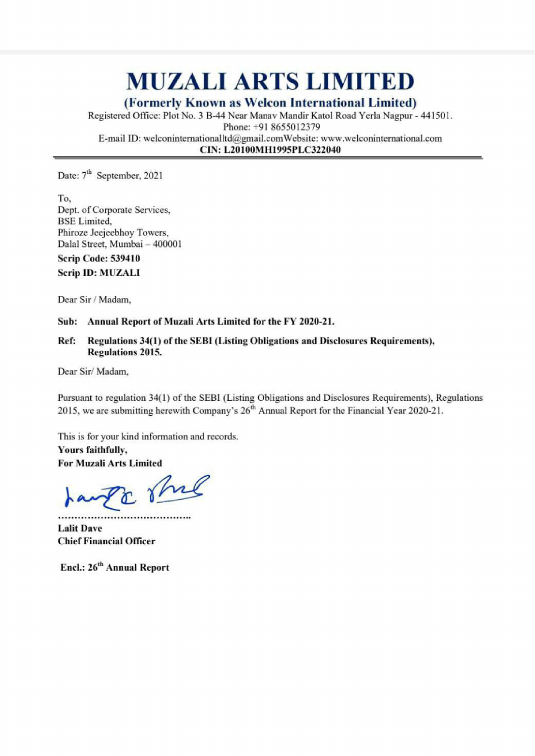# MUZALI ARTS LIMITED

## (Formerly Known as Welcon International Limited)

Registered Office: Plot No. 3 B-44 Near Manav Mandir Katol Road Yerla Nagpur - 441501.
Phone: +91 8655012379
E-mail ID: welconinternationalltd@gmail.comWebsite: www.welconinternational.com
**CIN: L20100MH1995PLC322040**

---

Date: 7th September, 2021

To,
Dept. of Corporate Services,
BSE Limited,
Phiroze Jeejeebhoy Towers,
Dalal Street, Mumbai – 400001

**Scrip Code: 539410**
**Scrip ID: MUZALI**

Dear Sir / Madam,

**Sub: Annual Report of Muzali Arts Limited for the FY 2020-21.**

**Ref: Regulations 34(1) of the SEBI (Listing Obligations and Disclosures Requirements), Regulations 2015.**

Dear Sir/ Madam,

Pursuant to regulation 34(1) of the SEBI (Listing Obligations and Disclosures Requirements), Regulations 2015, we are submitting herewith Company's 26th Annual Report for the Financial Year 2020-21.

This is for your kind information and records.

**Yours faithfully,**
**For Muzali Arts Limited**

……………………………………..
**Lalit Dave**
**Chief Financial Officer**

**Encl.: 26th Annual Report**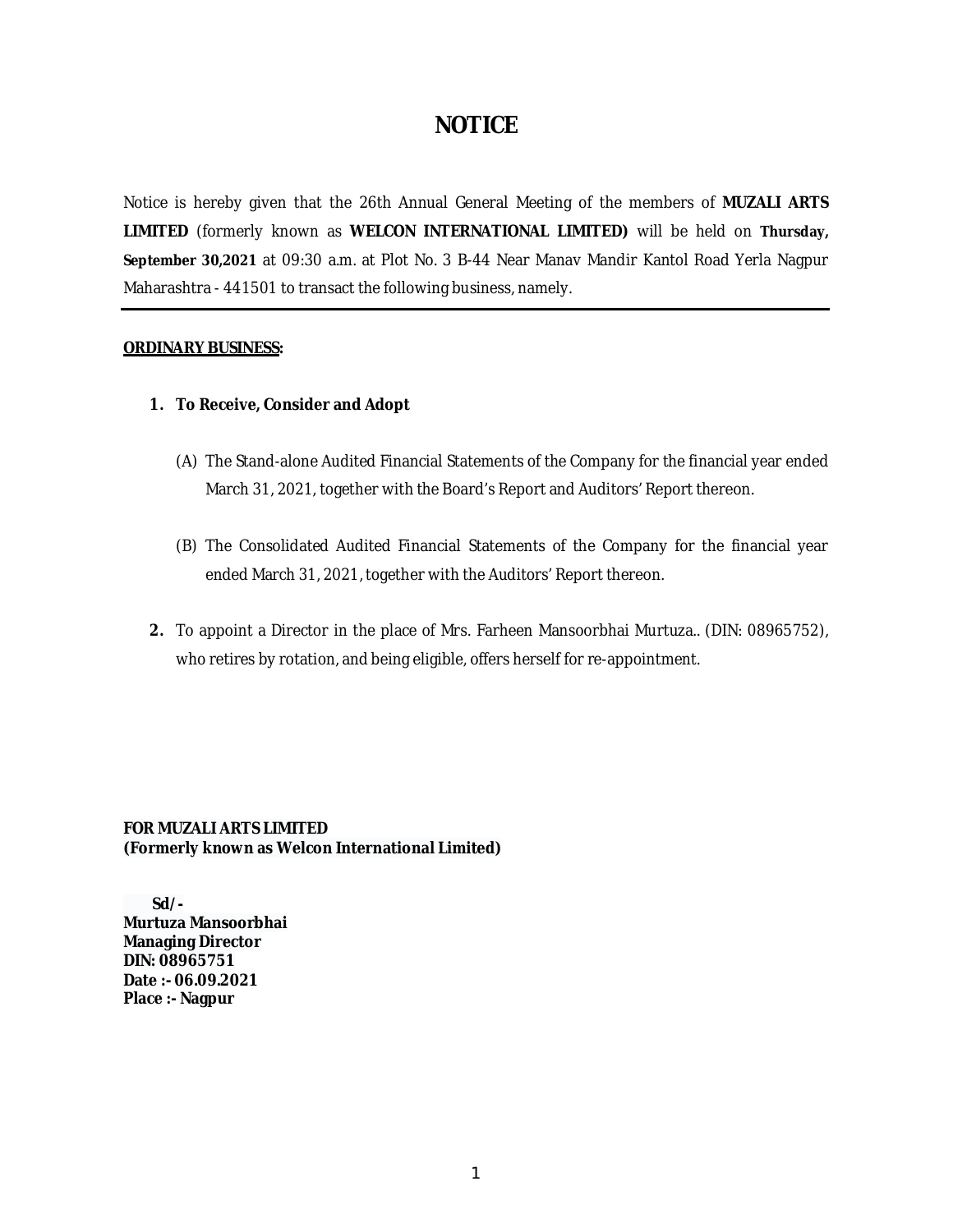# NOTICE

Notice is hereby given that the 26th Annual General Meeting of the members of **MUZALI ARTS LIMITED** (formerly known as **WELCON INTERNATIONAL LIMITED)** will be held on **Thursday, September 30,2021** at 09:30 a.m. at Plot No. 3 B-44 Near Manav Mandir Kantol Road Yerla Nagpur Maharashtra - 441501 to transact the following business, namely.

---

**ORDINARY BUSINESS:**

1. **To Receive, Consider and Adopt**

   (A) The Stand-alone Audited Financial Statements of the Company for the financial year ended March 31, 2021, together with the Board's Report and Auditors' Report thereon.

   (B) The Consolidated Audited Financial Statements of the Company for the financial year ended March 31, 2021, together with the Auditors' Report thereon.

2. To appoint a Director in the place of Mrs. Farheen Mansoorbhai Murtuza.. (DIN: 08965752), who retires by rotation, and being eligible, offers herself for re-appointment.

**FOR MUZALI ARTS LIMITED**
**(Formerly known as Welcon International Limited)**

**Sd/-**
**Murtuza Mansoorbhai**
**Managing Director**
**DIN: 08965751**
**Date :- 06.09.2021**
**Place :- Nagpur**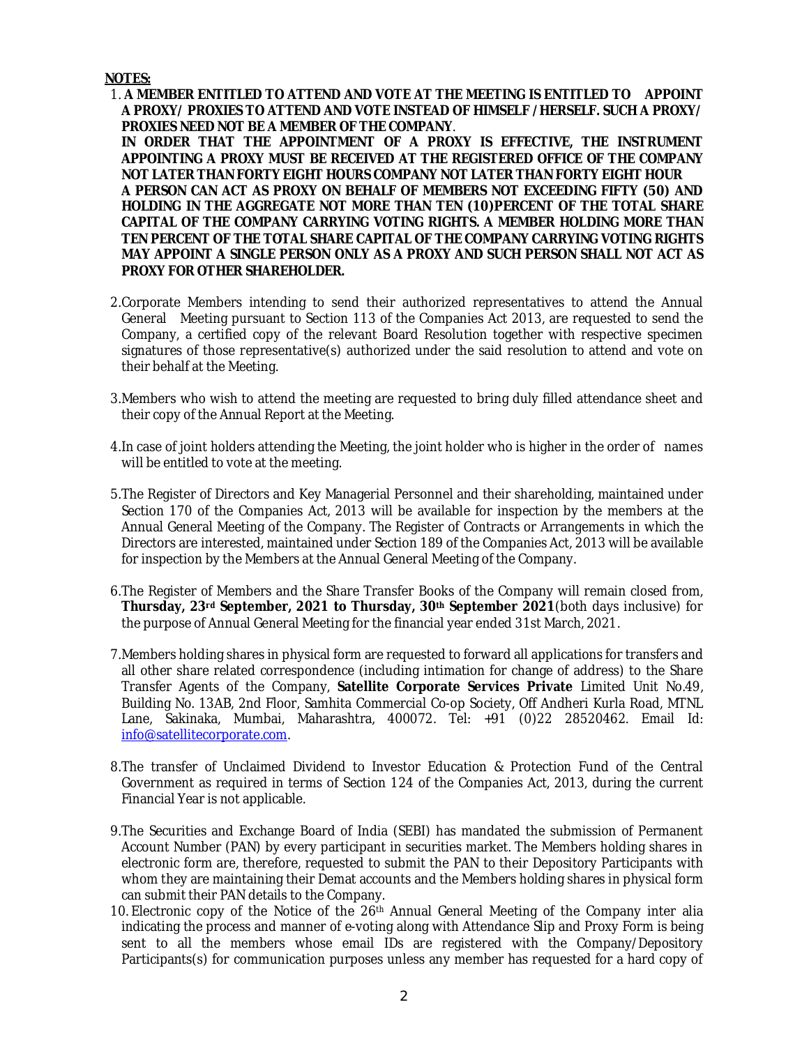**NOTES:**

1. **A MEMBER ENTITLED TO ATTEND AND VOTE AT THE MEETING IS ENTITLED TO APPOINT A PROXY/ PROXIES TO ATTEND AND VOTE INSTEAD OF HIMSELF /HERSELF. SUCH A PROXY/ PROXIES NEED NOT BE A MEMBER OF THE COMPANY**.
   **IN ORDER THAT THE APPOINTMENT OF A PROXY IS EFFECTIVE, THE INSTRUMENT APPOINTING A PROXY MUST BE RECEIVED AT THE REGISTERED OFFICE OF THE COMPANY NOT LATER THAN FORTY EIGHT HOURS COMPANY NOT LATER THAN FORTY EIGHT HOUR**
   **A PERSON CAN ACT AS PROXY ON BEHALF OF MEMBERS NOT EXCEEDING FIFTY (50) AND HOLDING IN THE AGGREGATE NOT MORE THAN TEN (10)PERCENT OF THE TOTAL SHARE CAPITAL OF THE COMPANY CARRYING VOTING RIGHTS. A MEMBER HOLDING MORE THAN TEN PERCENT OF THE TOTAL SHARE CAPITAL OF THE COMPANY CARRYING VOTING RIGHTS MAY APPOINT A SINGLE PERSON ONLY AS A PROXY AND SUCH PERSON SHALL NOT ACT AS PROXY FOR OTHER SHAREHOLDER.**

2. Corporate Members intending to send their authorized representatives to attend the Annual General Meeting pursuant to Section 113 of the Companies Act 2013, are requested to send the Company, a certified copy of the relevant Board Resolution together with respective specimen signatures of those representative(s) authorized under the said resolution to attend and vote on their behalf at the Meeting.

3. Members who wish to attend the meeting are requested to bring duly filled attendance sheet and their copy of the Annual Report at the Meeting.

4. In case of joint holders attending the Meeting, the joint holder who is higher in the order of names will be entitled to vote at the meeting.

5. The Register of Directors and Key Managerial Personnel and their shareholding, maintained under Section 170 of the Companies Act, 2013 will be available for inspection by the members at the Annual General Meeting of the Company. The Register of Contracts or Arrangements in which the Directors are interested, maintained under Section 189 of the Companies Act, 2013 will be available for inspection by the Members at the Annual General Meeting of the Company.

6. The Register of Members and the Share Transfer Books of the Company will remain closed from, **Thursday, 23rd September, 2021 to Thursday, 30th September 2021**(both days inclusive) for the purpose of Annual General Meeting for the financial year ended 31st March, 2021.

7. Members holding shares in physical form are requested to forward all applications for transfers and all other share related correspondence (including intimation for change of address) to the Share Transfer Agents of the Company, **Satellite Corporate Services Private** Limited Unit No.49, Building No. 13AB, 2nd Floor, Samhita Commercial Co-op Society, Off Andheri Kurla Road, MTNL Lane, Sakinaka, Mumbai, Maharashtra, 400072. Tel: +91 (0)22 28520462. Email Id: info@satellitecorporate.com.

8. The transfer of Unclaimed Dividend to Investor Education & Protection Fund of the Central Government as required in terms of Section 124 of the Companies Act, 2013, during the current Financial Year is not applicable.

9. The Securities and Exchange Board of India (SEBI) has mandated the submission of Permanent Account Number (PAN) by every participant in securities market. The Members holding shares in electronic form are, therefore, requested to submit the PAN to their Depository Participants with whom they are maintaining their Demat accounts and the Members holding shares in physical form can submit their PAN details to the Company.

10. Electronic copy of the Notice of the 26th Annual General Meeting of the Company inter alia indicating the process and manner of e-voting along with Attendance Slip and Proxy Form is being sent to all the members whose email IDs are registered with the Company/Depository Participants(s) for communication purposes unless any member has requested for a hard copy of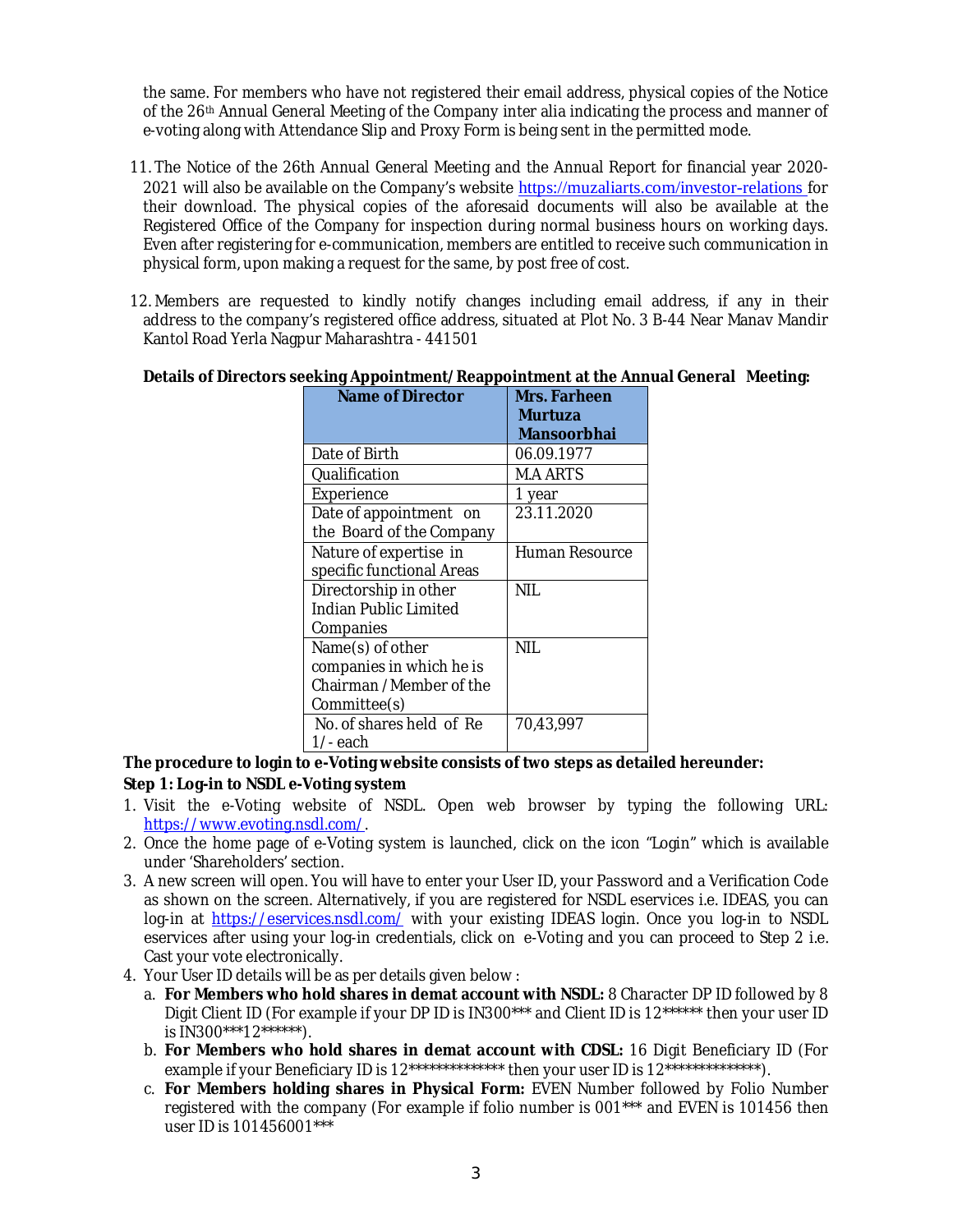the same. For members who have not registered their email address, physical copies of the Notice of the 26th Annual General Meeting of the Company inter alia indicating the process and manner of e-voting along with Attendance Slip and Proxy Form is being sent in the permitted mode.

11. The Notice of the 26th Annual General Meeting and the Annual Report for financial year 2020-2021 will also be available on the Company's website https://muzaliarts.com/investor-relations for their download. The physical copies of the aforesaid documents will also be available at the Registered Office of the Company for inspection during normal business hours on working days. Even after registering for e-communication, members are entitled to receive such communication in physical form, upon making a request for the same, by post free of cost.

12. Members are requested to kindly notify changes including email address, if any in their address to the company's registered office address, situated at Plot No. 3 B-44 Near Manav Mandir Kantol Road Yerla Nagpur Maharashtra - 441501

**Details of Directors seeking Appointment/Reappointment at the Annual General Meeting:**

| Name of Director | Mrs. Farheen Murtuza Mansoorbhai |
|---|---|
| Date of Birth | 06.09.1977 |
| Qualification | M.A ARTS |
| Experience | 1 year |
| Date of appointment on the Board of the Company | 23.11.2020 |
| Nature of expertise in specific functional Areas | Human Resource |
| Directorship in other Indian Public Limited Companies | NIL |
| Name(s) of other companies in which he is Chairman / Member of the Committee(s) | NIL |
| No. of shares held of Re 1/- each | 70,43,997 |

**The procedure to login to e-Voting website consists of two steps as detailed hereunder:**

**Step 1: Log-in to NSDL e-Voting system**

1. Visit the e-Voting website of NSDL. Open web browser by typing the following URL: https://www.evoting.nsdl.com/.
2. Once the home page of e-Voting system is launched, click on the icon "Login" which is available under 'Shareholders' section.
3. A new screen will open. You will have to enter your User ID, your Password and a Verification Code as shown on the screen. Alternatively, if you are registered for NSDL eservices i.e. IDEAS, you can log-in at https://eservices.nsdl.com/ with your existing IDEAS login. Once you log-in to NSDL eservices after using your log-in credentials, click on e-Voting and you can proceed to Step 2 i.e. Cast your vote electronically.
4. Your User ID details will be as per details given below :
   a. **For Members who hold shares in demat account with NSDL:** 8 Character DP ID followed by 8 Digit Client ID (For example if your DP ID is IN300*** and Client ID is 12****** then your user ID is IN300***12******).
   b. **For Members who hold shares in demat account with CDSL:** 16 Digit Beneficiary ID (For example if your Beneficiary ID is 12************** then your user ID is 12**************).
   c. **For Members holding shares in Physical Form:** EVEN Number followed by Folio Number registered with the company (For example if folio number is 001*** and EVEN is 101456 then user ID is 101456001***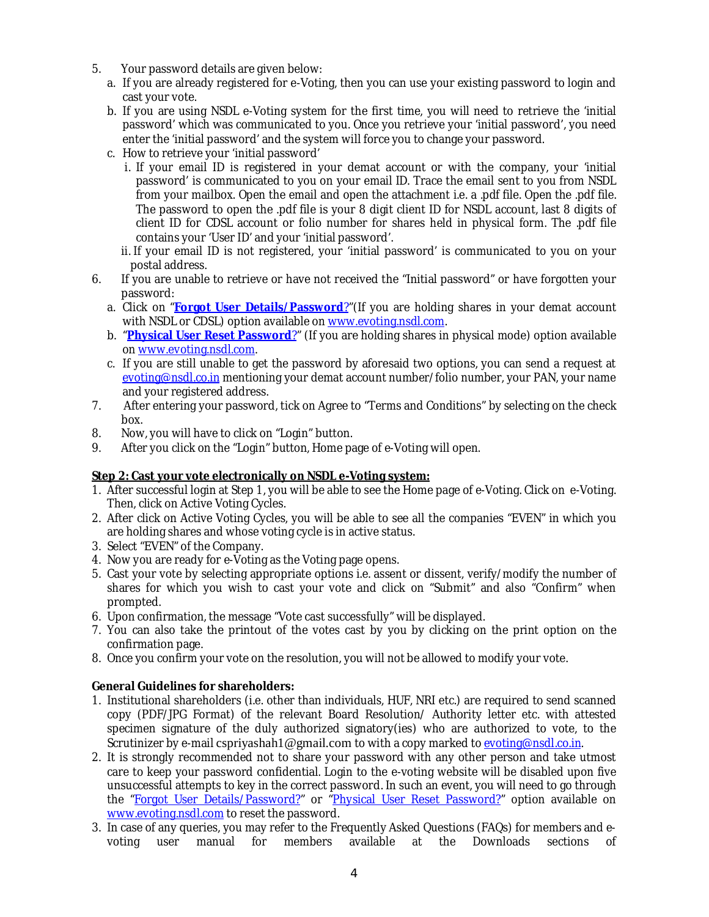5. Your password details are given below:
   a. If you are already registered for e-Voting, then you can use your existing password to login and cast your vote.
   b. If you are using NSDL e-Voting system for the first time, you will need to retrieve the 'initial password' which was communicated to you. Once you retrieve your 'initial password', you need enter the 'initial password' and the system will force you to change your password.
   c. How to retrieve your 'initial password'
      i. If your email ID is registered in your demat account or with the company, your 'initial password' is communicated to you on your email ID. Trace the email sent to you from NSDL from your mailbox. Open the email and open the attachment i.e. a .pdf file. Open the .pdf file. The password to open the .pdf file is your 8 digit client ID for NSDL account, last 8 digits of client ID for CDSL account or folio number for shares held in physical form. The .pdf file contains your 'User ID' and your 'initial password'.
      ii. If your email ID is not registered, your 'initial password' is communicated to you on your postal address.
6. If you are unable to retrieve or have not received the "Initial password" or have forgotten your password:
   a. Click on "**Forgot User Details/Password**?"(If you are holding shares in your demat account with NSDL or CDSL) option available on www.evoting.nsdl.com.
   b. "**Physical User Reset Password**?" (If you are holding shares in physical mode) option available on www.evoting.nsdl.com.
   c. If you are still unable to get the password by aforesaid two options, you can send a request at evoting@nsdl.co.in mentioning your demat account number/folio number, your PAN, your name and your registered address.
7. After entering your password, tick on Agree to "Terms and Conditions" by selecting on the check box.
8. Now, you will have to click on "Login" button.
9. After you click on the "Login" button, Home page of e-Voting will open.

**Step 2: Cast your vote electronically on NSDL e-Voting system:**

1. After successful login at Step 1, you will be able to see the Home page of e-Voting. Click on e-Voting. Then, click on Active Voting Cycles.
2. After click on Active Voting Cycles, you will be able to see all the companies "EVEN" in which you are holding shares and whose voting cycle is in active status.
3. Select "EVEN" of the Company.
4. Now you are ready for e-Voting as the Voting page opens.
5. Cast your vote by selecting appropriate options i.e. assent or dissent, verify/modify the number of shares for which you wish to cast your vote and click on "Submit" and also "Confirm" when prompted.
6. Upon confirmation, the message "Vote cast successfully" will be displayed.
7. You can also take the printout of the votes cast by you by clicking on the print option on the confirmation page.
8. Once you confirm your vote on the resolution, you will not be allowed to modify your vote.

**General Guidelines for shareholders:**

1. Institutional shareholders (i.e. other than individuals, HUF, NRI etc.) are required to send scanned copy (PDF/JPG Format) of the relevant Board Resolution/ Authority letter etc. with attested specimen signature of the duly authorized signatory(ies) who are authorized to vote, to the Scrutinizer by e-mail cspriyashah1@gmail.com to with a copy marked to evoting@nsdl.co.in.
2. It is strongly recommended not to share your password with any other person and take utmost care to keep your password confidential. Login to the e-voting website will be disabled upon five unsuccessful attempts to key in the correct password. In such an event, you will need to go through the "Forgot User Details/Password?" or "Physical User Reset Password?" option available on www.evoting.nsdl.com to reset the password.
3. In case of any queries, you may refer to the Frequently Asked Questions (FAQs) for members and e-voting user manual for members available at the Downloads sections of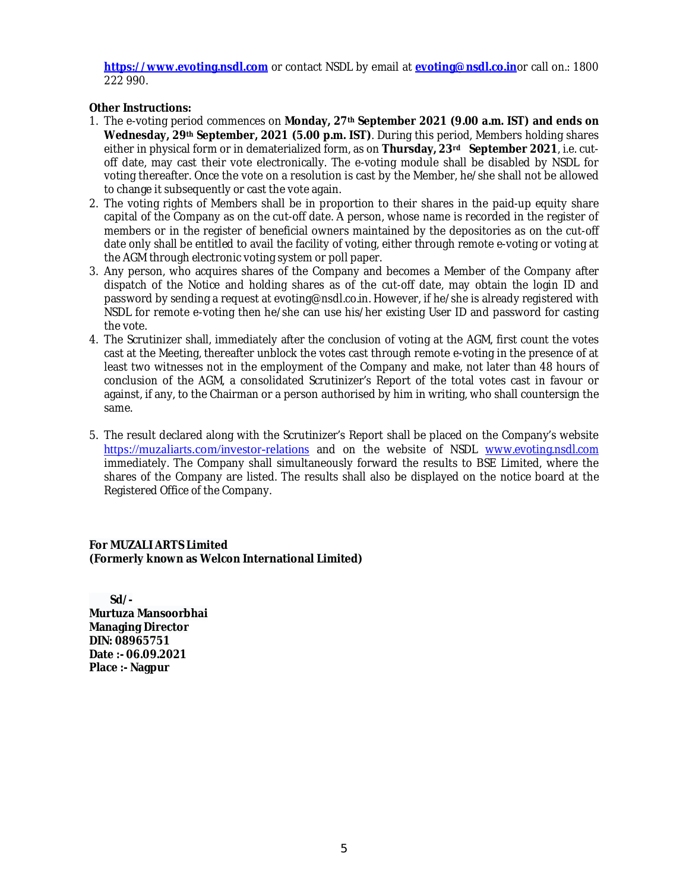**https://www.evoting.nsdl.com** or contact NSDL by email at **evoting@nsdl.co.in**or call on.: 1800 222 990.

**Other Instructions:**

1. The e-voting period commences on **Monday, 27th September 2021 (9.00 a.m. IST) and ends on Wednesday, 29th September, 2021 (5.00 p.m. IST)**. During this period, Members holding shares either in physical form or in dematerialized form, as on **Thursday, 23rd September 2021**, i.e. cut-off date, may cast their vote electronically. The e-voting module shall be disabled by NSDL for voting thereafter. Once the vote on a resolution is cast by the Member, he/she shall not be allowed to change it subsequently or cast the vote again.
2. The voting rights of Members shall be in proportion to their shares in the paid-up equity share capital of the Company as on the cut-off date. A person, whose name is recorded in the register of members or in the register of beneficial owners maintained by the depositories as on the cut-off date only shall be entitled to avail the facility of voting, either through remote e-voting or voting at the AGM through electronic voting system or poll paper.
3. Any person, who acquires shares of the Company and becomes a Member of the Company after dispatch of the Notice and holding shares as of the cut-off date, may obtain the login ID and password by sending a request at evoting@nsdl.co.in. However, if he/she is already registered with NSDL for remote e-voting then he/she can use his/her existing User ID and password for casting the vote.
4. The Scrutinizer shall, immediately after the conclusion of voting at the AGM, first count the votes cast at the Meeting, thereafter unblock the votes cast through remote e-voting in the presence of at least two witnesses not in the employment of the Company and make, not later than 48 hours of conclusion of the AGM, a consolidated Scrutinizer's Report of the total votes cast in favour or against, if any, to the Chairman or a person authorised by him in writing, who shall countersign the same.
5. The result declared along with the Scrutinizer's Report shall be placed on the Company's website https://muzaliarts.com/investor-relations and on the website of NSDL www.evoting.nsdl.com immediately. The Company shall simultaneously forward the results to BSE Limited, where the shares of the Company are listed. The results shall also be displayed on the notice board at the Registered Office of the Company.

**For MUZALI ARTS Limited**
**(Formerly known as Welcon International Limited)**

**Sd/-**
**Murtuza Mansoorbhai**
**Managing Director**
**DIN: 08965751**
**Date :- 06.09.2021**
**Place :- Nagpur**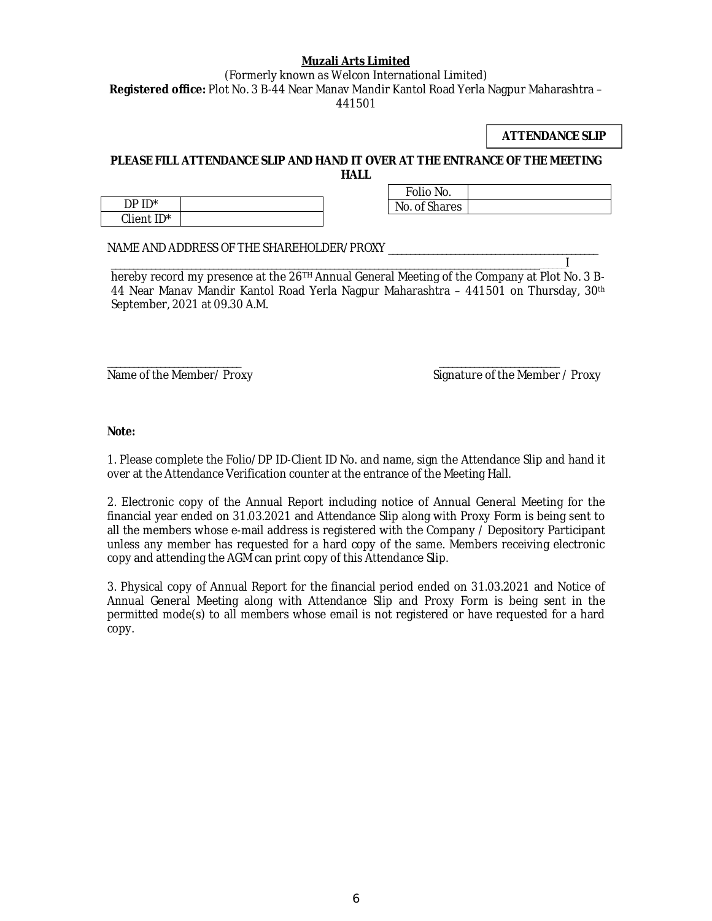**Muzali Arts Limited**

(Formerly known as Welcon International Limited)

**Registered office:** Plot No. 3 B-44 Near Manav Mandir Kantol Road Yerla Nagpur Maharashtra – 441501

**ATTENDANCE SLIP**

**PLEASE FILL ATTENDANCE SLIP AND HAND IT OVER AT THE ENTRANCE OF THE MEETING HALL**

| DP ID* | |
|---|---|
| Client ID* | |

| Folio No. | |
|---|---|
| No. of Shares | |

NAME AND ADDRESS OF THE SHAREHOLDER/PROXY ________________________________________

_______________________________________________________________________________ I hereby record my presence at the 26TH Annual General Meeting of the Company at Plot No. 3 B-44 Near Manav Mandir Kantol Road Yerla Nagpur Maharashtra – 441501 on Thursday, 30th September, 2021 at 09.30 A.M.

_________________________ Name of the Member/ Proxy

_______________________ Signature of the Member / Proxy

**Note:**

1. Please complete the Folio/DP ID-Client ID No. and name, sign the Attendance Slip and hand it over at the Attendance Verification counter at the entrance of the Meeting Hall.

2. Electronic copy of the Annual Report including notice of Annual General Meeting for the financial year ended on 31.03.2021 and Attendance Slip along with Proxy Form is being sent to all the members whose e-mail address is registered with the Company / Depository Participant unless any member has requested for a hard copy of the same. Members receiving electronic copy and attending the AGM can print copy of this Attendance Slip.

3. Physical copy of Annual Report for the financial period ended on 31.03.2021 and Notice of Annual General Meeting along with Attendance Slip and Proxy Form is being sent in the permitted mode(s) to all members whose email is not registered or have requested for a hard copy.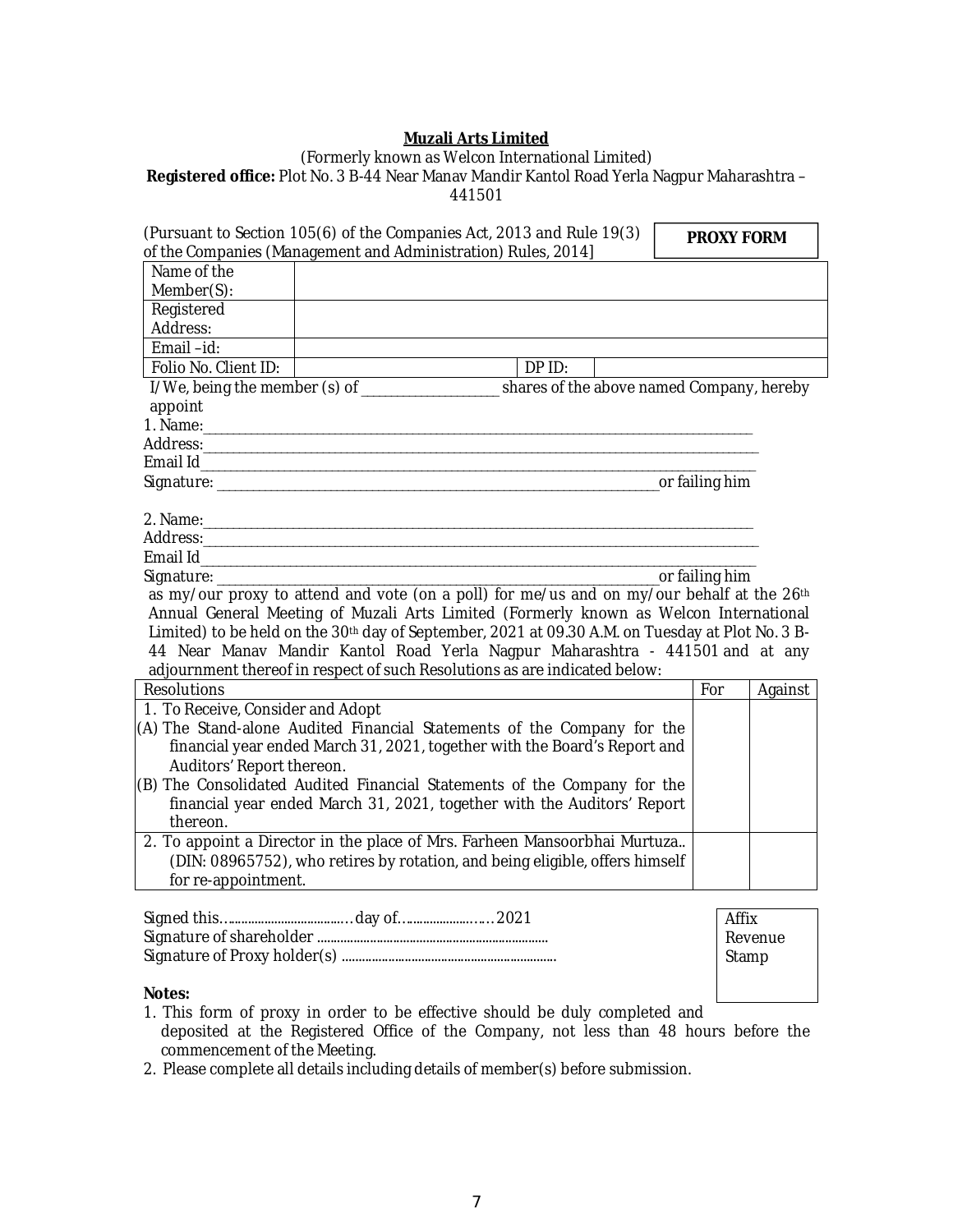**Muzali Arts Limited**

(Formerly known as Welcon International Limited)

**Registered office:** Plot No. 3 B-44 Near Manav Mandir Kantol Road Yerla Nagpur Maharashtra – 441501

(Pursuant to Section 105(6) of the Companies Act, 2013 and Rule 19(3) of the Companies (Management and Administration) Rules, 2014]

**PROXY FORM**

| Name of the Member(S): | | | |
|---|---|---|---|
| Registered Address: | | | |
| Email –id: | | | |
| Folio No. Client ID: | | DP ID: | |

I/We, being the member (s) of ___________________ shares of the above named Company, hereby appoint

1. Name:___________________________________________________________________________
Address:__________________________________________________________________________
Email Id__________________________________________________________________________
Signature: ___________________________________________________________ or failing him

2. Name:___________________________________________________________________________
Address:__________________________________________________________________________
Email Id__________________________________________________________________________
Signature: ___________________________________________________________ or failing him

as my/our proxy to attend and vote (on a poll) for me/us and on my/our behalf at the 26th Annual General Meeting of Muzali Arts Limited (Formerly known as Welcon International Limited) to be held on the 30th day of September, 2021 at 09.30 A.M. on Tuesday at Plot No. 3 B-44 Near Manav Mandir Kantol Road Yerla Nagpur Maharashtra - 441501 and at any adjournment thereof in respect of such Resolutions as are indicated below:

| Resolutions | For | Against |
|---|---|---|
| 1. To Receive, Consider and Adopt<br>(A) The Stand-alone Audited Financial Statements of the Company for the financial year ended March 31, 2021, together with the Board's Report and Auditors' Report thereon.<br>(B) The Consolidated Audited Financial Statements of the Company for the financial year ended March 31, 2021, together with the Auditors' Report thereon. | | |
| 2. To appoint a Director in the place of Mrs. Farheen Mansoorbhai Murtuza.. (DIN: 08965752), who retires by rotation, and being eligible, offers himself for re-appointment. | | |

Signed this…..............................…day of…....................…..2021

Signature of shareholder .....................................................................

Signature of Proxy holder(s) ................................................................

Affix Revenue Stamp

**Notes:**

1. This form of proxy in order to be effective should be duly completed and deposited at the Registered Office of the Company, not less than 48 hours before the commencement of the Meeting.
2. Please complete all details including details of member(s) before submission.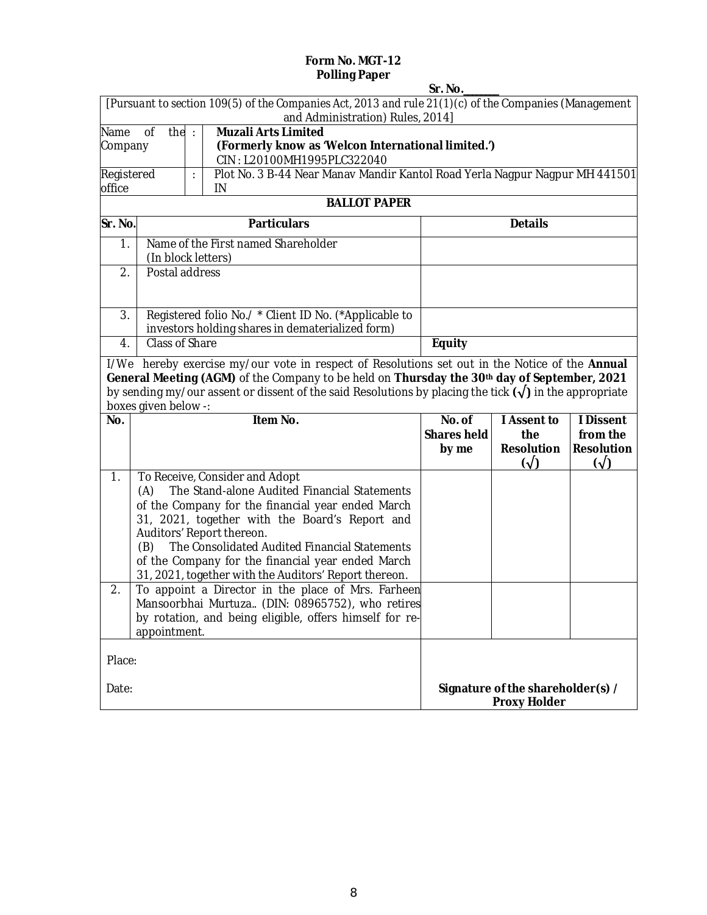**Form No. MGT-12**
**Polling Paper**

**Sr. No.\_\_\_\_\_\_**

*[Pursuant to section 109(5) of the Companies Act, 2013 and rule 21(1)(c) of the Companies (Management and Administration) Rules, 2014]*

| | | |
|---|---|---|
| Name of the Company | : | **Muzali Arts Limited**<br>**(Formerly know as 'Welcon International limited.')**<br>CIN : L20100MH1995PLC322040 |
| Registered office | : | Plot No. 3 B-44 Near Manav Mandir Kantol Road Yerla Nagpur Nagpur MH 441501 IN |

**BALLOT PAPER**

| Sr. No. | Particulars | Details |
|---|---|---|
| 1. | Name of the First named Shareholder (In block letters) | |
| 2. | Postal address | |
| 3. | Registered folio No./ * Client ID No. (*Applicable to investors holding shares in dematerialized form) | |
| 4. | Class of Share | **Equity** |

I/We hereby exercise my/our vote in respect of Resolutions set out in the Notice of the **Annual General Meeting (AGM)** of the Company to be held on **Thursday the 30th day of September, 2021** by sending my/our assent or dissent of the said Resolutions by placing the tick **(√)** in the appropriate boxes given below -:

| No. | Item No. | No. of Shares held by me | I Assent to the Resolution (√) | I Dissent from the Resolution (√) |
|---|---|---|---|---|
| 1. | To Receive, Consider and Adopt<br>(A) The Stand-alone Audited Financial Statements of the Company for the financial year ended March 31, 2021, together with the Board's Report and Auditors' Report thereon.<br>(B) The Consolidated Audited Financial Statements of the Company for the financial year ended March 31, 2021, together with the Auditors' Report thereon. | | | |
| 2. | To appoint a Director in the place of Mrs. Farheen Mansoorbhai Murtuza.. (DIN: 08965752), who retires by rotation, and being eligible, offers himself for re-appointment. | | | |

Place:

Date:

**Signature of the shareholder(s) / Proxy Holder**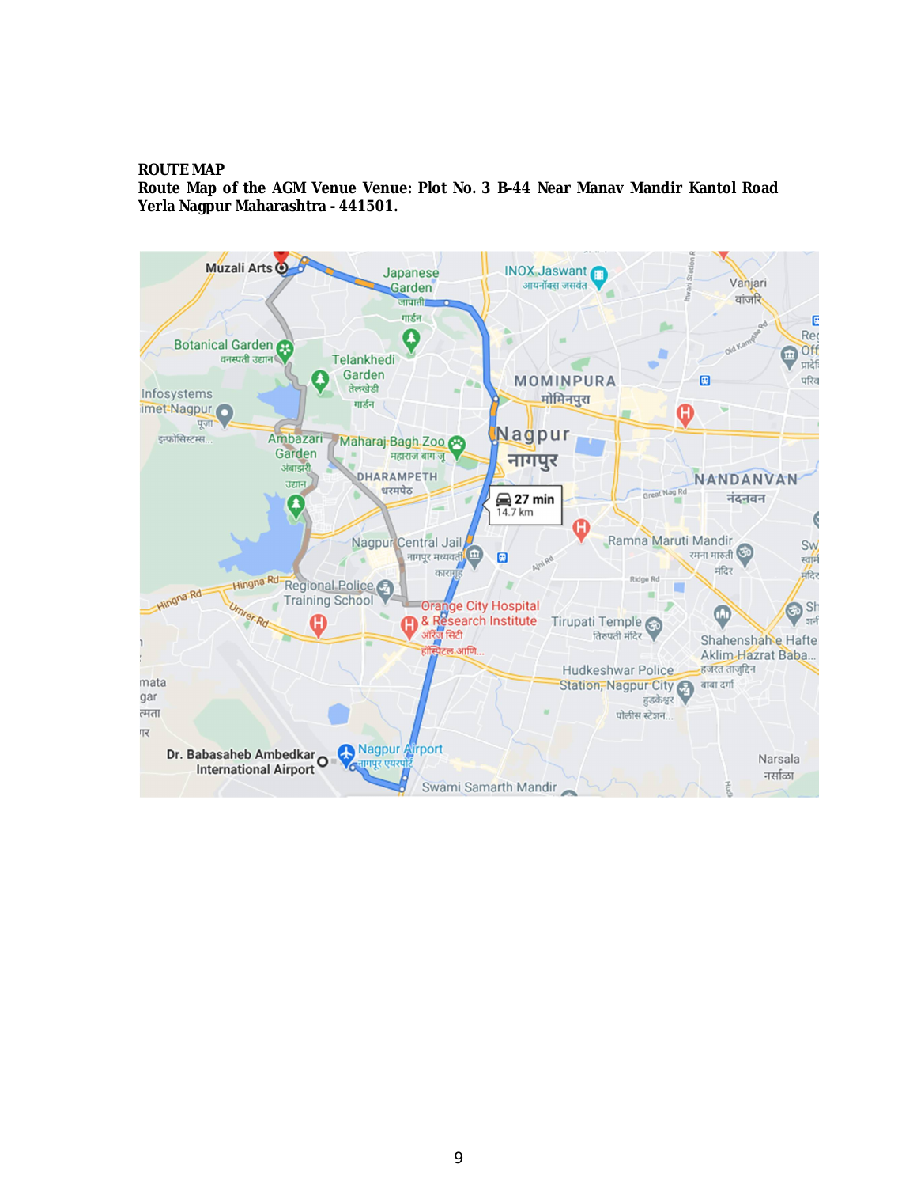**ROUTE MAP**

**Route Map of the AGM Venue Venue: Plot No. 3 B-44 Near Manav Mandir Kantol Road Yerla Nagpur Maharashtra - 441501.**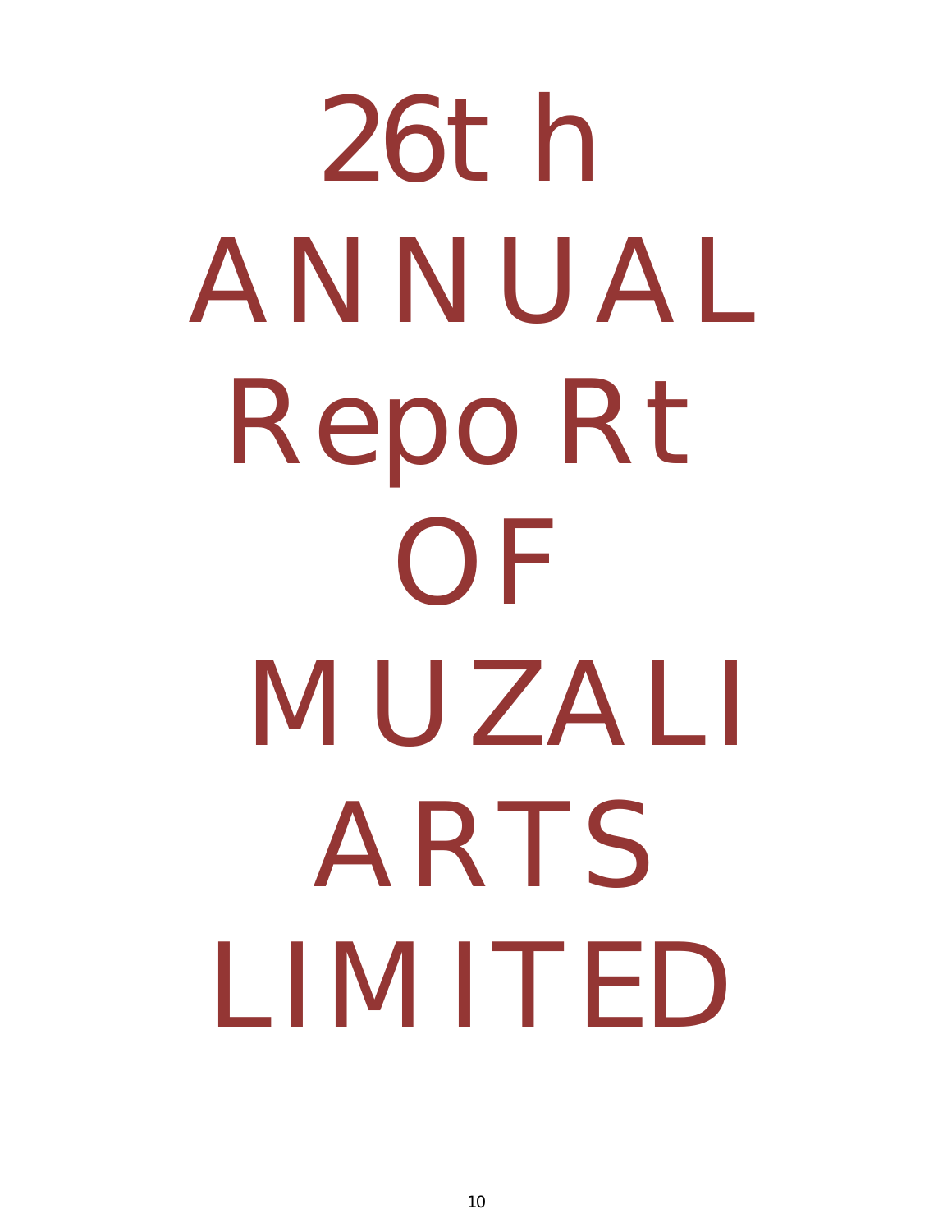# 26t h ANNUAL Repo Rt OF MUZALI ARTS LIMITED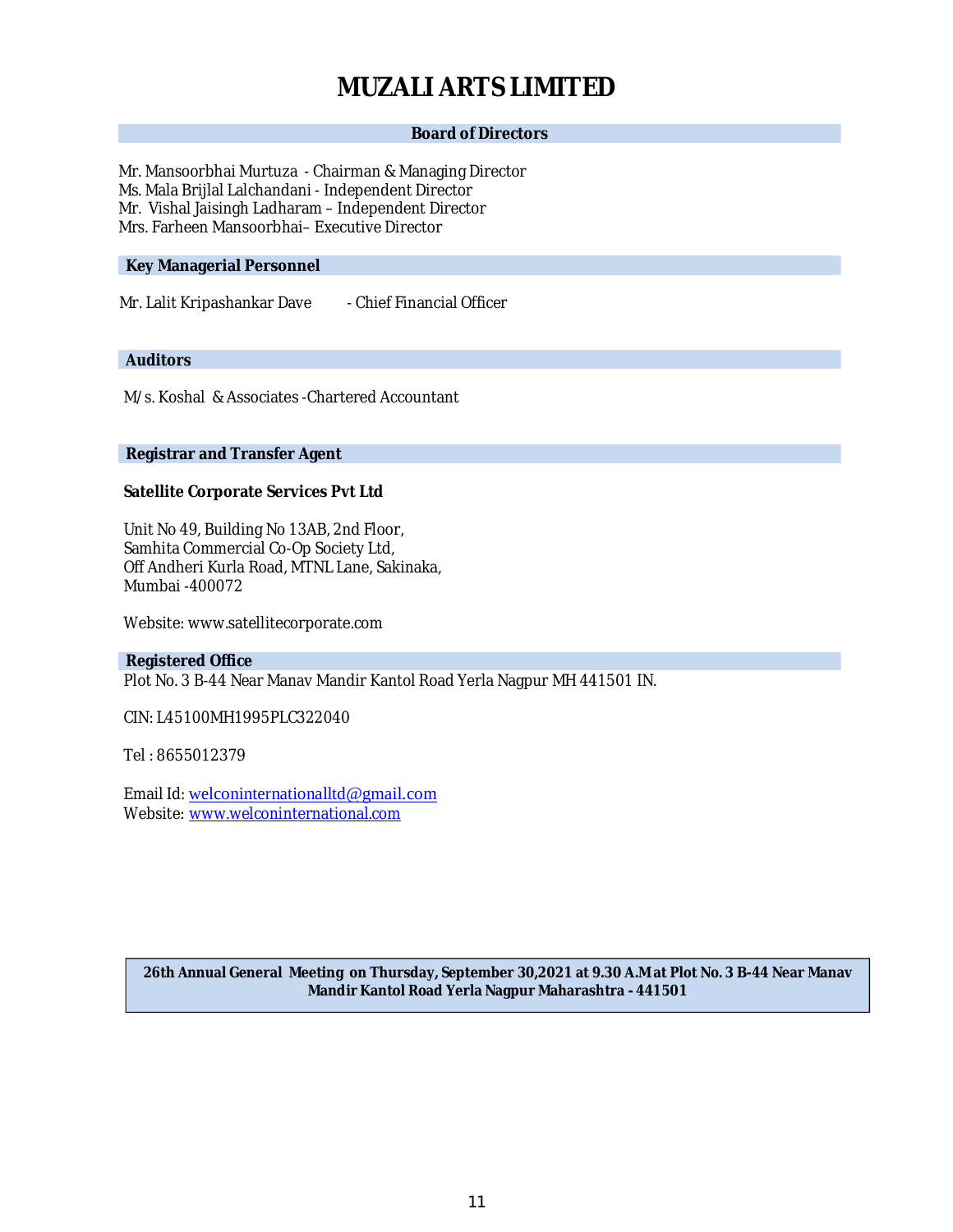# MUZALI ARTS LIMITED

## Board of Directors

Mr. Mansoorbhai Murtuza - Chairman & Managing Director
Ms. Mala Brijlal Lalchandani - Independent Director
Mr. Vishal Jaisingh Ladharam – Independent Director
Mrs. Farheen Mansoorbhai– Executive Director

## Key Managerial Personnel

Mr. Lalit Kripashankar Dave - Chief Financial Officer

## Auditors

M/s. Koshal & Associates -Chartered Accountant

## Registrar and Transfer Agent

**Satellite Corporate Services Pvt Ltd**

Unit No 49, Building No 13AB, 2nd Floor,
Samhita Commercial Co-Op Society Ltd,
Off Andheri Kurla Road, MTNL Lane, Sakinaka,
Mumbai -400072

Website: www.satellitecorporate.com

## Registered Office

Plot No. 3 B-44 Near Manav Mandir Kantol Road Yerla Nagpur MH 441501 IN.

CIN: L45100MH1995PLC322040

Tel : 8655012379

Email Id: welconinternationalltd@gmail.com
Website: www.welconinternational.com

**26th Annual General Meeting on Thursday, September 30,2021 at 9.30 A.M at Plot No. 3 B-44 Near Manav Mandir Kantol Road Yerla Nagpur Maharashtra - 441501**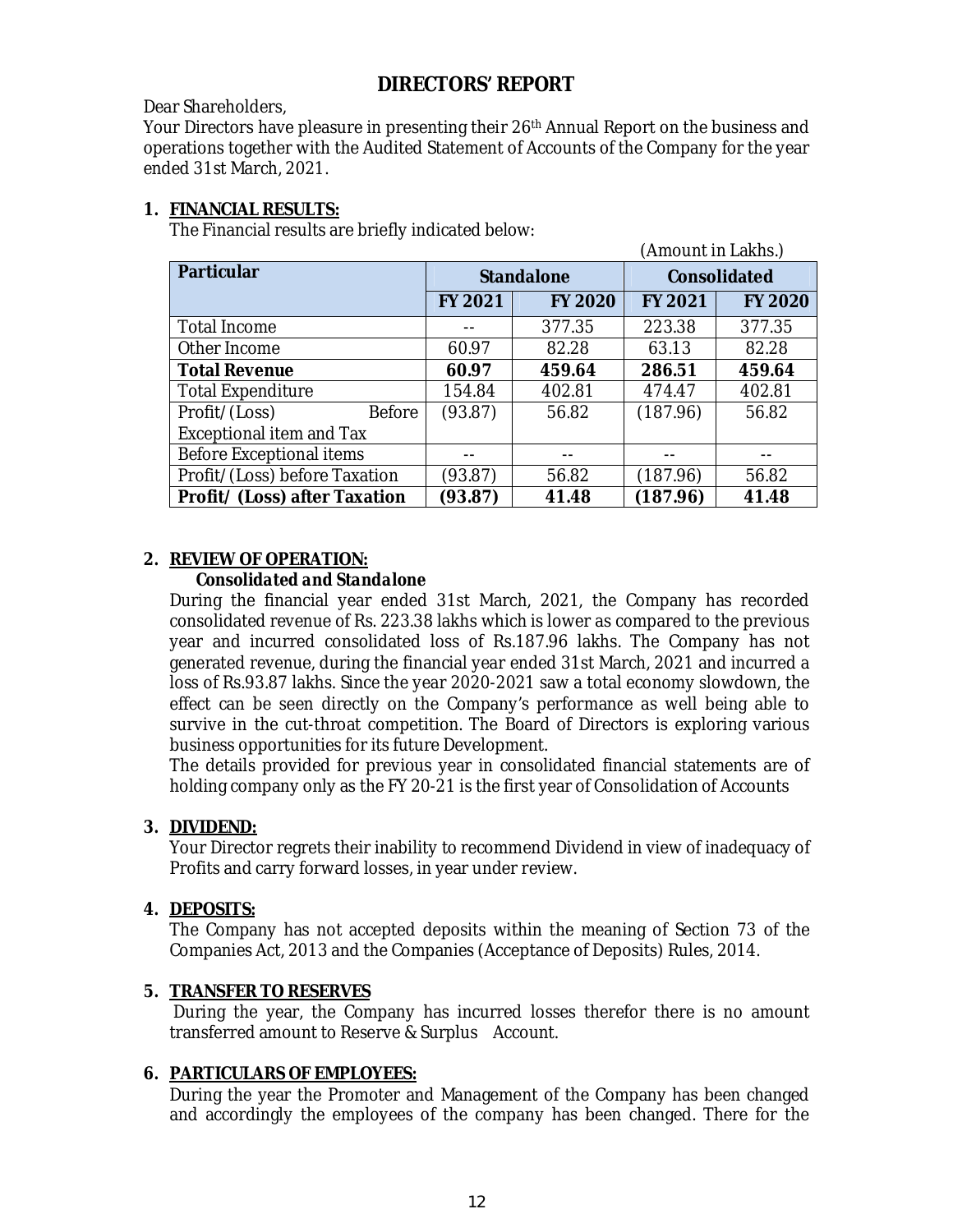# DIRECTORS' REPORT

Dear Shareholders,

Your Directors have pleasure in presenting their 26th Annual Report on the business and operations together with the Audited Statement of Accounts of the Company for the year ended 31st March, 2021.

## 1. FINANCIAL RESULTS:

The Financial results are briefly indicated below:

(Amount in Lakhs.)

| Particular | Standalone | | Consolidated | |
|---|---|---|---|---|
| | FY 2021 | FY 2020 | FY 2021 | FY 2020 |
| Total Income | -- | 377.35 | 223.38 | 377.35 |
| Other Income | 60.97 | 82.28 | 63.13 | 82.28 |
| **Total Revenue** | **60.97** | **459.64** | **286.51** | **459.64** |
| Total Expenditure | 154.84 | 402.81 | 474.47 | 402.81 |
| Profit/(Loss) Before Exceptional item and Tax | (93.87) | 56.82 | (187.96) | 56.82 |
| Before Exceptional items | -- | -- | -- | -- |
| Profit/(Loss) before Taxation | (93.87) | 56.82 | (187.96) | 56.82 |
| **Profit/ (Loss) after Taxation** | **(93.87)** | **41.48** | **(187.96)** | **41.48** |

## 2. REVIEW OF OPERATION:

***Consolidated and Standalone***

During the financial year ended 31st March, 2021, the Company has recorded consolidated revenue of Rs. 223.38 lakhs which is lower as compared to the previous year and incurred consolidated loss of Rs.187.96 lakhs. The Company has not generated revenue, during the financial year ended 31st March, 2021 and incurred a loss of Rs.93.87 lakhs. Since the year 2020-2021 saw a total economy slowdown, the effect can be seen directly on the Company's performance as well being able to survive in the cut-throat competition. The Board of Directors is exploring various business opportunities for its future Development.

The details provided for previous year in consolidated financial statements are of holding company only as the FY 20-21 is the first year of Consolidation of Accounts

## 3. DIVIDEND:

Your Director regrets their inability to recommend Dividend in view of inadequacy of Profits and carry forward losses, in year under review.

## 4. DEPOSITS:

The Company has not accepted deposits within the meaning of Section 73 of the Companies Act, 2013 and the Companies (Acceptance of Deposits) Rules, 2014.

## 5. TRANSFER TO RESERVES

During the year, the Company has incurred losses therefor there is no amount transferred amount to Reserve & Surplus Account.

## 6. PARTICULARS OF EMPLOYEES:

During the year the Promoter and Management of the Company has been changed and accordingly the employees of the company has been changed. There for the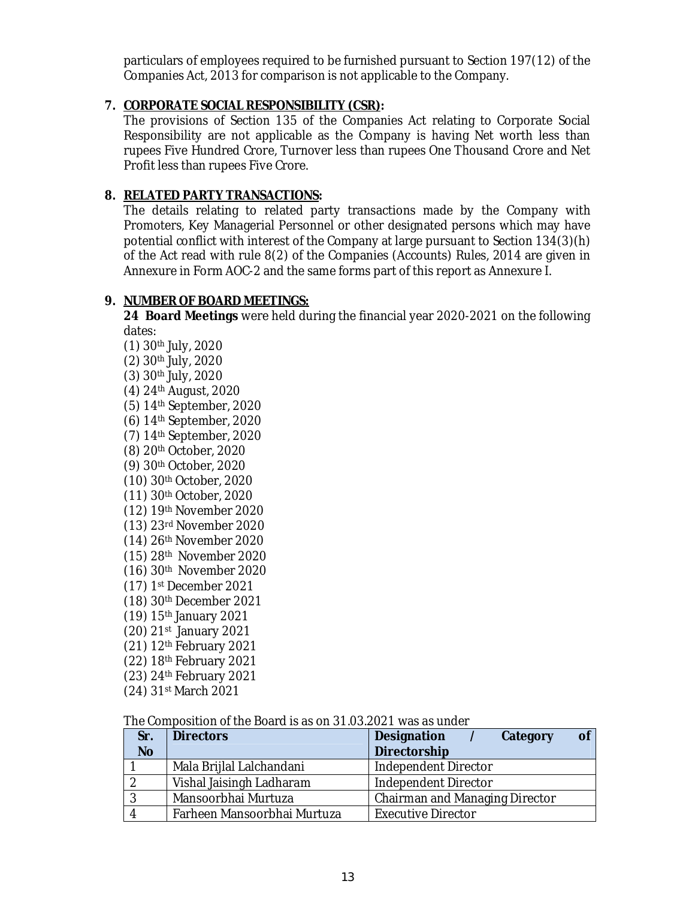particulars of employees required to be furnished pursuant to Section 197(12) of the Companies Act, 2013 for comparison is not applicable to the Company.

**7. CORPORATE SOCIAL RESPONSIBILITY (CSR):**

The provisions of Section 135 of the Companies Act relating to Corporate Social Responsibility are not applicable as the Company is having Net worth less than rupees Five Hundred Crore, Turnover less than rupees One Thousand Crore and Net Profit less than rupees Five Crore.

**8. RELATED PARTY TRANSACTIONS:**

The details relating to related party transactions made by the Company with Promoters, Key Managerial Personnel or other designated persons which may have potential conflict with interest of the Company at large pursuant to Section 134(3)(h) of the Act read with rule 8(2) of the Companies (Accounts) Rules, 2014 are given in Annexure in Form AOC-2 and the same forms part of this report as Annexure I.

**9. NUMBER OF BOARD MEETINGS:**

**24 Board Meetings** were held during the financial year 2020-2021 on the following dates:

(1) 30th July, 2020
(2) 30th July, 2020
(3) 30th July, 2020
(4) 24th August, 2020
(5) 14th September, 2020
(6) 14th September, 2020
(7) 14th September, 2020
(8) 20th October, 2020
(9) 30th October, 2020
(10) 30th October, 2020
(11) 30th October, 2020
(12) 19th November 2020
(13) 23rd November 2020
(14) 26th November 2020
(15) 28th November 2020
(16) 30th November 2020
(17) 1st December 2021
(18) 30th December 2021
(19) 15th January 2021
(20) 21st January 2021
(21) 12th February 2021
(22) 18th February 2021
(23) 24th February 2021
(24) 31st March 2021

The Composition of the Board is as on 31.03.2021 was as under

| Sr. No | Directors | Designation / Category of Directorship |
|---|---|---|
| 1 | Mala Brijlal Lalchandani | Independent Director |
| 2 | Vishal Jaisingh Ladharam | Independent Director |
| 3 | Mansoorbhai Murtuza | Chairman and Managing Director |
| 4 | Farheen Mansoorbhai Murtuza | Executive Director |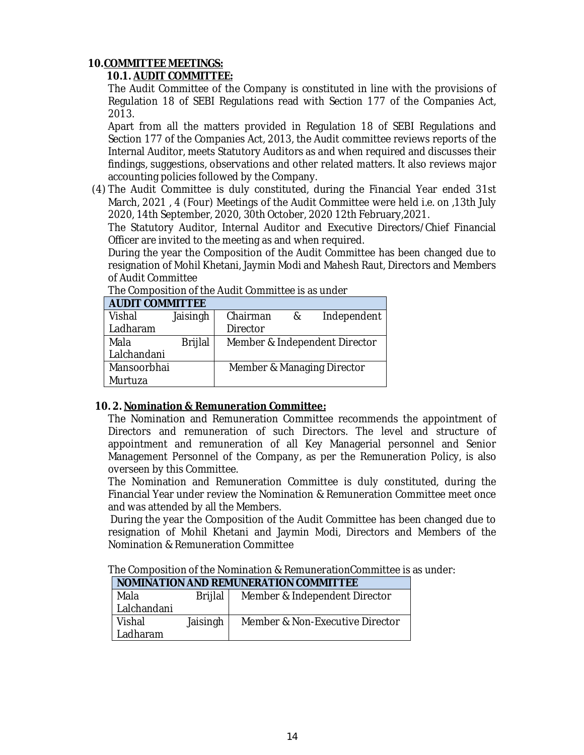## 10. COMMITTEE MEETINGS:

### 10.1. AUDIT COMMITTEE:

The Audit Committee of the Company is constituted in line with the provisions of Regulation 18 of SEBI Regulations read with Section 177 of the Companies Act, 2013.

Apart from all the matters provided in Regulation 18 of SEBI Regulations and Section 177 of the Companies Act, 2013, the Audit committee reviews reports of the Internal Auditor, meets Statutory Auditors as and when required and discusses their findings, suggestions, observations and other related matters. It also reviews major accounting policies followed by the Company.

(4) The Audit Committee is duly constituted, during the Financial Year ended 31st March, 2021 , 4 (Four) Meetings of the Audit Committee were held i.e. on ,13th July 2020, 14th September, 2020, 30th October, 2020 12th February,2021.

The Statutory Auditor, Internal Auditor and Executive Directors/Chief Financial Officer are invited to the meeting as and when required.

During the year the Composition of the Audit Committee has been changed due to resignation of Mohil Khetani, Jaymin Modi and Mahesh Raut, Directors and Members of Audit Committee

The Composition of the Audit Committee is as under

| AUDIT COMMITTEE | |
|---|---|
| Vishal Jaisingh Ladharam | Chairman & Independent Director |
| Mala Brijlal Lalchandani | Member & Independent Director |
| Mansoorbhai Murtuza | Member & Managing Director |

### 10. 2. Nomination & Remuneration Committee:

The Nomination and Remuneration Committee recommends the appointment of Directors and remuneration of such Directors. The level and structure of appointment and remuneration of all Key Managerial personnel and Senior Management Personnel of the Company, as per the Remuneration Policy, is also overseen by this Committee.

The Nomination and Remuneration Committee is duly constituted, during the Financial Year under review the Nomination & Remuneration Committee meet once and was attended by all the Members.

During the year the Composition of the Audit Committee has been changed due to resignation of Mohil Khetani and Jaymin Modi, Directors and Members of the Nomination & Remuneration Committee

The Composition of the Nomination & RemunerationCommittee is as under:

| NOMINATION AND REMUNERATION COMMITTEE | |
|---|---|
| Mala Brijlal Lalchandani | Member & Independent Director |
| Vishal Jaisingh Ladharam | Member & Non-Executive Director |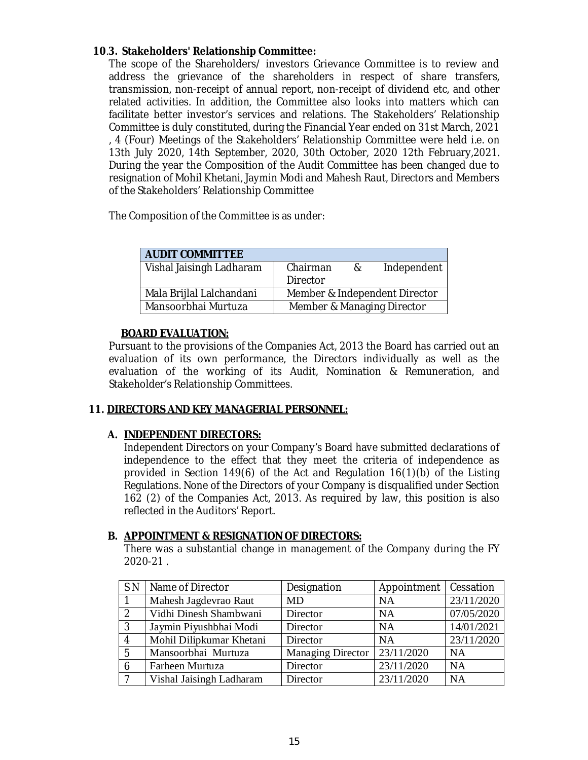### 10.3. Stakeholders' Relationship Committee:

The scope of the Shareholders/ investors Grievance Committee is to review and address the grievance of the shareholders in respect of share transfers, transmission, non-receipt of annual report, non-receipt of dividend etc, and other related activities. In addition, the Committee also looks into matters which can facilitate better investor's services and relations. The Stakeholders' Relationship Committee is duly constituted, during the Financial Year ended on 31st March, 2021 , 4 (Four) Meetings of the Stakeholders' Relationship Committee were held i.e. on 13th July 2020, 14th September, 2020, 30th October, 2020 12th February,2021. During the year the Composition of the Audit Committee has been changed due to resignation of Mohil Khetani, Jaymin Modi and Mahesh Raut, Directors and Members of the Stakeholders' Relationship Committee

The Composition of the Committee is as under:

| AUDIT COMMITTEE | |
|---|---|
| Vishal Jaisingh Ladharam | Chairman & Independent Director |
| Mala Brijlal Lalchandani | Member & Independent Director |
| Mansoorbhai Murtuza | Member & Managing Director |

**BOARD EVALUATION:**

Pursuant to the provisions of the Companies Act, 2013 the Board has carried out an evaluation of its own performance, the Directors individually as well as the evaluation of the working of its Audit, Nomination & Remuneration, and Stakeholder's Relationship Committees.

## 11. DIRECTORS AND KEY MANAGERIAL PERSONNEL:

### A. INDEPENDENT DIRECTORS:

Independent Directors on your Company's Board have submitted declarations of independence to the effect that they meet the criteria of independence as provided in Section 149(6) of the Act and Regulation 16(1)(b) of the Listing Regulations. None of the Directors of your Company is disqualified under Section 162 (2) of the Companies Act, 2013. As required by law, this position is also reflected in the Auditors' Report.

### B. APPOINTMENT & RESIGNATION OF DIRECTORS:

There was a substantial change in management of the Company during the FY 2020-21 .

| SN | Name of Director | Designation | Appointment | Cessation |
|---|---|---|---|---|
| 1 | Mahesh Jagdevrao Raut | MD | NA | 23/11/2020 |
| 2 | Vidhi Dinesh Shambwani | Director | NA | 07/05/2020 |
| 3 | Jaymin Piyushbhai Modi | Director | NA | 14/01/2021 |
| 4 | Mohil Dilipkumar Khetani | Director | NA | 23/11/2020 |
| 5 | Mansoorbhai Murtuza | Managing Director | 23/11/2020 | NA |
| 6 | Farheen Murtuza | Director | 23/11/2020 | NA |
| 7 | Vishal Jaisingh Ladharam | Director | 23/11/2020 | NA |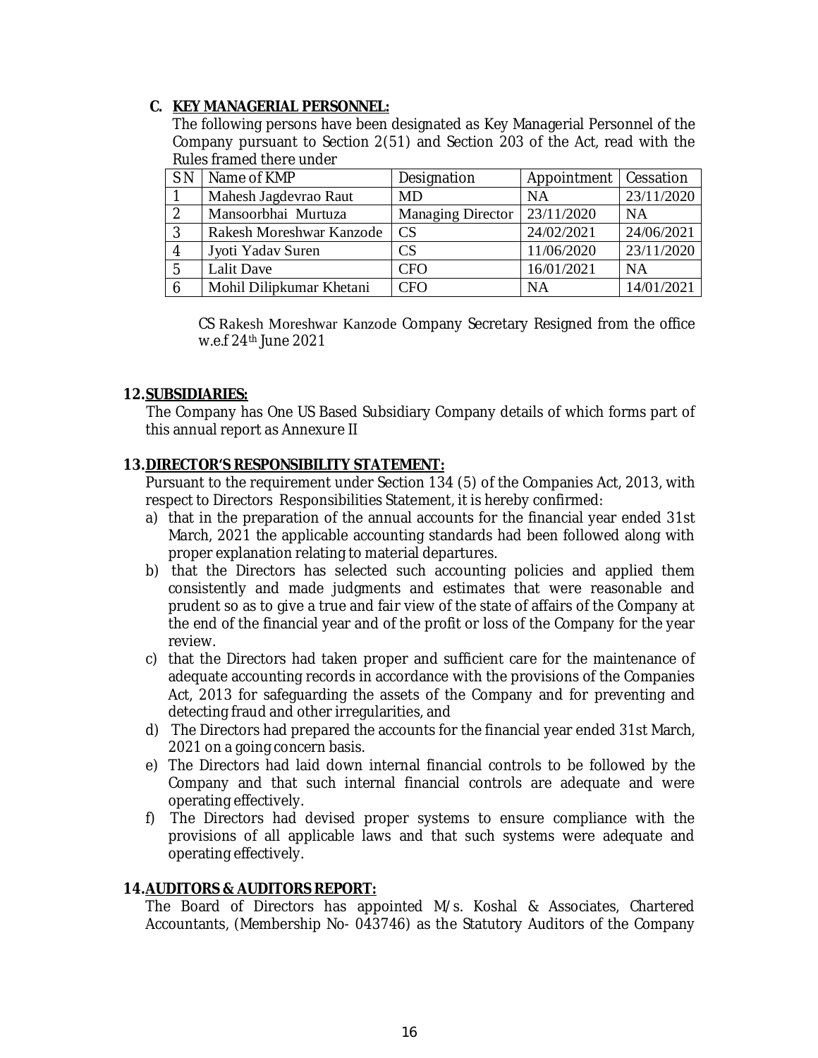**C. KEY MANAGERIAL PERSONNEL:**

The following persons have been designated as Key Managerial Personnel of the Company pursuant to Section 2(51) and Section 203 of the Act, read with the Rules framed there under

| SN | Name of KMP | Designation | Appointment | Cessation |
|---|---|---|---|---|
| 1 | Mahesh Jagdevrao Raut | MD | NA | 23/11/2020 |
| 2 | Mansoorbhai Murtuza | Managing Director | 23/11/2020 | NA |
| 3 | Rakesh Moreshwar Kanzode | CS | 24/02/2021 | 24/06/2021 |
| 4 | Jyoti Yadav Suren | CS | 11/06/2020 | 23/11/2020 |
| 5 | Lalit Dave | CFO | 16/01/2021 | NA |
| 6 | Mohil Dilipkumar Khetani | CFO | NA | 14/01/2021 |

CS Rakesh Moreshwar Kanzode Company Secretary Resigned from the office w.e.f 24th June 2021

**12. SUBSIDIARIES:**

The Company has One US Based Subsidiary Company details of which forms part of this annual report as Annexure II

**13. DIRECTOR'S RESPONSIBILITY STATEMENT:**

Pursuant to the requirement under Section 134 (5) of the Companies Act, 2013, with respect to Directors Responsibilities Statement, it is hereby confirmed:

a) that in the preparation of the annual accounts for the financial year ended 31st March, 2021 the applicable accounting standards had been followed along with proper explanation relating to material departures.
b) that the Directors has selected such accounting policies and applied them consistently and made judgments and estimates that were reasonable and prudent so as to give a true and fair view of the state of affairs of the Company at the end of the financial year and of the profit or loss of the Company for the year review.
c) that the Directors had taken proper and sufficient care for the maintenance of adequate accounting records in accordance with the provisions of the Companies Act, 2013 for safeguarding the assets of the Company and for preventing and detecting fraud and other irregularities, and
d) The Directors had prepared the accounts for the financial year ended 31st March, 2021 on a going concern basis.
e) The Directors had laid down internal financial controls to be followed by the Company and that such internal financial controls are adequate and were operating effectively.
f) The Directors had devised proper systems to ensure compliance with the provisions of all applicable laws and that such systems were adequate and operating effectively.

**14. AUDITORS & AUDITORS REPORT:**

The Board of Directors has appointed M/s. Koshal & Associates, Chartered Accountants, (Membership No- 043746) as the Statutory Auditors of the Company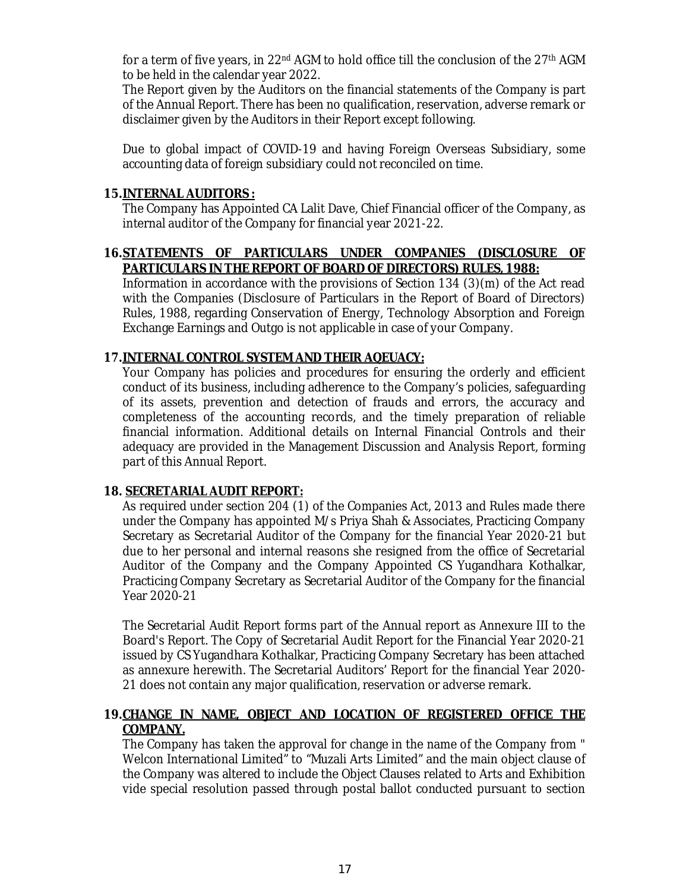for a term of five years, in 22nd AGM to hold office till the conclusion of the 27th AGM to be held in the calendar year 2022.

The Report given by the Auditors on the financial statements of the Company is part of the Annual Report. There has been no qualification, reservation, adverse remark or disclaimer given by the Auditors in their Report except following.

Due to global impact of COVID-19 and having Foreign Overseas Subsidiary, some accounting data of foreign subsidiary could not reconciled on time.

**15.INTERNAL AUDITORS :**

The Company has Appointed CA Lalit Dave, Chief Financial officer of the Company, as internal auditor of the Company for financial year 2021-22.

**16.STATEMENTS OF PARTICULARS UNDER COMPANIES (DISCLOSURE OF PARTICULARS IN THE REPORT OF BOARD OF DIRECTORS) RULES, 1988:**

Information in accordance with the provisions of Section 134 (3)(m) of the Act read with the Companies (Disclosure of Particulars in the Report of Board of Directors) Rules, 1988, regarding Conservation of Energy, Technology Absorption and Foreign Exchange Earnings and Outgo is not applicable in case of your Company.

**17.INTERNAL CONTROL SYSTEM AND THEIR AQEUACY:**

Your Company has policies and procedures for ensuring the orderly and efficient conduct of its business, including adherence to the Company's policies, safeguarding of its assets, prevention and detection of frauds and errors, the accuracy and completeness of the accounting records, and the timely preparation of reliable financial information. Additional details on Internal Financial Controls and their adequacy are provided in the Management Discussion and Analysis Report, forming part of this Annual Report.

**18. SECRETARIAL AUDIT REPORT:**

As required under section 204 (1) of the Companies Act, 2013 and Rules made there under the Company has appointed M/s Priya Shah & Associates, Practicing Company Secretary as Secretarial Auditor of the Company for the financial Year 2020-21 but due to her personal and internal reasons she resigned from the office of Secretarial Auditor of the Company and the Company Appointed CS Yugandhara Kothalkar, Practicing Company Secretary as Secretarial Auditor of the Company for the financial Year 2020-21

The Secretarial Audit Report forms part of the Annual report as Annexure III to the Board's Report. The Copy of Secretarial Audit Report for the Financial Year 2020-21 issued by CS Yugandhara Kothalkar, Practicing Company Secretary has been attached as annexure herewith. The Secretarial Auditors' Report for the financial Year 2020-21 does not contain any major qualification, reservation or adverse remark.

**19.CHANGE IN NAME, OBJECT AND LOCATION OF REGISTERED OFFICE THE COMPANY.**

The Company has taken the approval for change in the name of the Company from " Welcon International Limited" to "Muzali Arts Limited" and the main object clause of the Company was altered to include the Object Clauses related to Arts and Exhibition vide special resolution passed through postal ballot conducted pursuant to section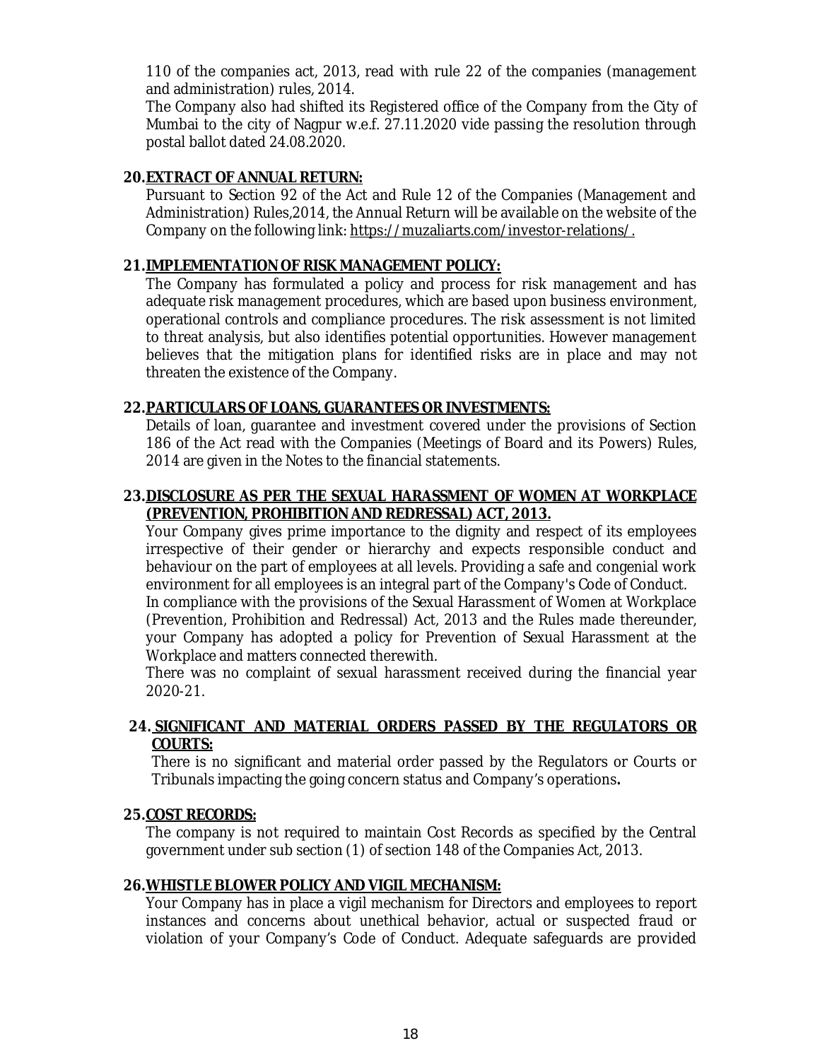110 of the companies act, 2013, read with rule 22 of the companies (management and administration) rules, 2014.

The Company also had shifted its Registered office of the Company from the City of Mumbai to the city of Nagpur w.e.f. 27.11.2020 vide passing the resolution through postal ballot dated 24.08.2020.

**20. EXTRACT OF ANNUAL RETURN:**

Pursuant to Section 92 of the Act and Rule 12 of the Companies (Management and Administration) Rules,2014, the Annual Return will be available on the website of the Company on the following link: https://muzaliarts.com/investor-relations/.

**21. IMPLEMENTATION OF RISK MANAGEMENT POLICY:**

The Company has formulated a policy and process for risk management and has adequate risk management procedures, which are based upon business environment, operational controls and compliance procedures. The risk assessment is not limited to threat analysis, but also identifies potential opportunities. However management believes that the mitigation plans for identified risks are in place and may not threaten the existence of the Company.

**22. PARTICULARS OF LOANS, GUARANTEES OR INVESTMENTS:**

Details of loan, guarantee and investment covered under the provisions of Section 186 of the Act read with the Companies (Meetings of Board and its Powers) Rules, 2014 are given in the Notes to the financial statements.

**23. DISCLOSURE AS PER THE SEXUAL HARASSMENT OF WOMEN AT WORKPLACE (PREVENTION, PROHIBITION AND REDRESSAL) ACT, 2013.**

Your Company gives prime importance to the dignity and respect of its employees irrespective of their gender or hierarchy and expects responsible conduct and behaviour on the part of employees at all levels. Providing a safe and congenial work environment for all employees is an integral part of the Company's Code of Conduct.

In compliance with the provisions of the Sexual Harassment of Women at Workplace (Prevention, Prohibition and Redressal) Act, 2013 and the Rules made thereunder, your Company has adopted a policy for Prevention of Sexual Harassment at the Workplace and matters connected therewith.

There was no complaint of sexual harassment received during the financial year 2020-21.

**24. SIGNIFICANT AND MATERIAL ORDERS PASSED BY THE REGULATORS OR COURTS:**

There is no significant and material order passed by the Regulators or Courts or Tribunals impacting the going concern status and Company's operations**.**

**25. COST RECORDS:**

The company is not required to maintain Cost Records as specified by the Central government under sub section (1) of section 148 of the Companies Act, 2013.

**26. WHISTLE BLOWER POLICY AND VIGIL MECHANISM:**

Your Company has in place a vigil mechanism for Directors and employees to report instances and concerns about unethical behavior, actual or suspected fraud or violation of your Company's Code of Conduct. Adequate safeguards are provided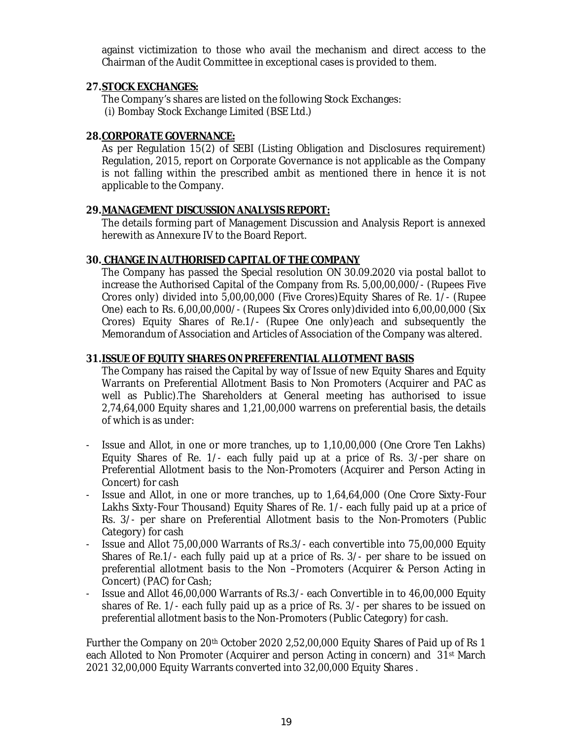against victimization to those who avail the mechanism and direct access to the Chairman of the Audit Committee in exceptional cases is provided to them.

**27. STOCK EXCHANGES:**

The Company's shares are listed on the following Stock Exchanges:
(i) Bombay Stock Exchange Limited (BSE Ltd.)

**28. CORPORATE GOVERNANCE:**

As per Regulation 15(2) of SEBI (Listing Obligation and Disclosures requirement) Regulation, 2015, report on Corporate Governance is not applicable as the Company is not falling within the prescribed ambit as mentioned there in hence it is not applicable to the Company.

**29. MANAGEMENT DISCUSSION ANALYSIS REPORT:**

The details forming part of Management Discussion and Analysis Report is annexed herewith as Annexure IV to the Board Report.

**30. CHANGE IN AUTHORISED CAPITAL OF THE COMPANY**

The Company has passed the Special resolution ON 30.09.2020 via postal ballot to increase the Authorised Capital of the Company from Rs. 5,00,00,000/- (Rupees Five Crores only) divided into 5,00,00,000 (Five Crores)Equity Shares of Re. 1/- (Rupee One) each to Rs. 6,00,00,000/- (Rupees Six Crores only)divided into 6,00,00,000 (Six Crores) Equity Shares of Re.1/- (Rupee One only)each and subsequently the Memorandum of Association and Articles of Association of the Company was altered.

**31. ISSUE OF EQUITY SHARES ON PREFERENTIAL ALLOTMENT BASIS**

The Company has raised the Capital by way of Issue of new Equity Shares and Equity Warrants on Preferential Allotment Basis to Non Promoters (Acquirer and PAC as well as Public).The Shareholders at General meeting has authorised to issue 2,74,64,000 Equity shares and 1,21,00,000 warrens on preferential basis, the details of which is as under:

- Issue and Allot, in one or more tranches, up to 1,10,00,000 (One Crore Ten Lakhs) Equity Shares of Re. 1/- each fully paid up at a price of Rs. 3/-per share on Preferential Allotment basis to the Non-Promoters (Acquirer and Person Acting in Concert) for cash
- Issue and Allot, in one or more tranches, up to 1,64,64,000 (One Crore Sixty-Four Lakhs Sixty-Four Thousand) Equity Shares of Re. 1/- each fully paid up at a price of Rs. 3/- per share on Preferential Allotment basis to the Non-Promoters (Public Category) for cash
- Issue and Allot 75,00,000 Warrants of Rs.3/- each convertible into 75,00,000 Equity Shares of Re.1/- each fully paid up at a price of Rs. 3/- per share to be issued on preferential allotment basis to the Non –Promoters (Acquirer & Person Acting in Concert) (PAC) for Cash;
- Issue and Allot 46,00,000 Warrants of Rs.3/- each Convertible in to 46,00,000 Equity shares of Re. 1/- each fully paid up as a price of Rs. 3/- per shares to be issued on preferential allotment basis to the Non-Promoters (Public Category) for cash.

Further the Company on 20th October 2020 2,52,00,000 Equity Shares of Paid up of Rs 1 each Alloted to Non Promoter (Acquirer and person Acting in concern) and 31st March 2021 32,00,000 Equity Warrants converted into 32,00,000 Equity Shares .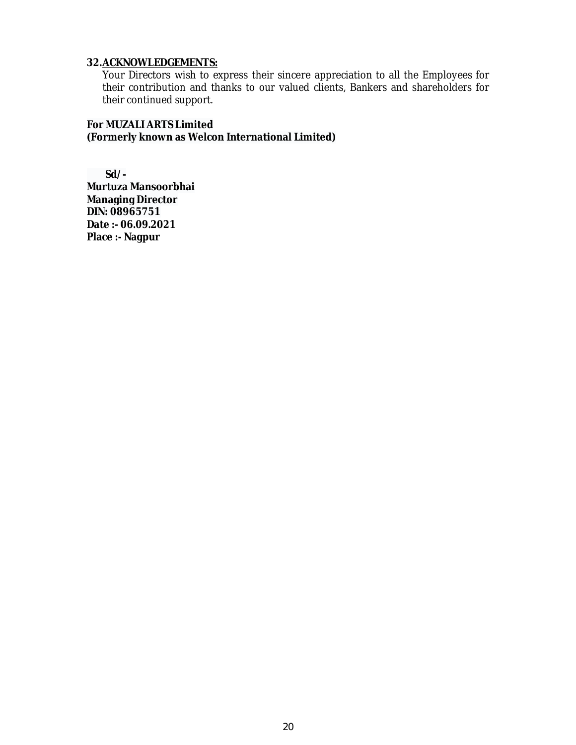**32. ACKNOWLEDGEMENTS:**

Your Directors wish to express their sincere appreciation to all the Employees for their contribution and thanks to our valued clients, Bankers and shareholders for their continued support.

**For MUZALI ARTS Limited**
**(Formerly known as Welcon International Limited)**

**Sd/-**
**Murtuza Mansoorbhai**
**Managing Director**
**DIN: 08965751**
**Date :- 06.09.2021**
**Place :- Nagpur**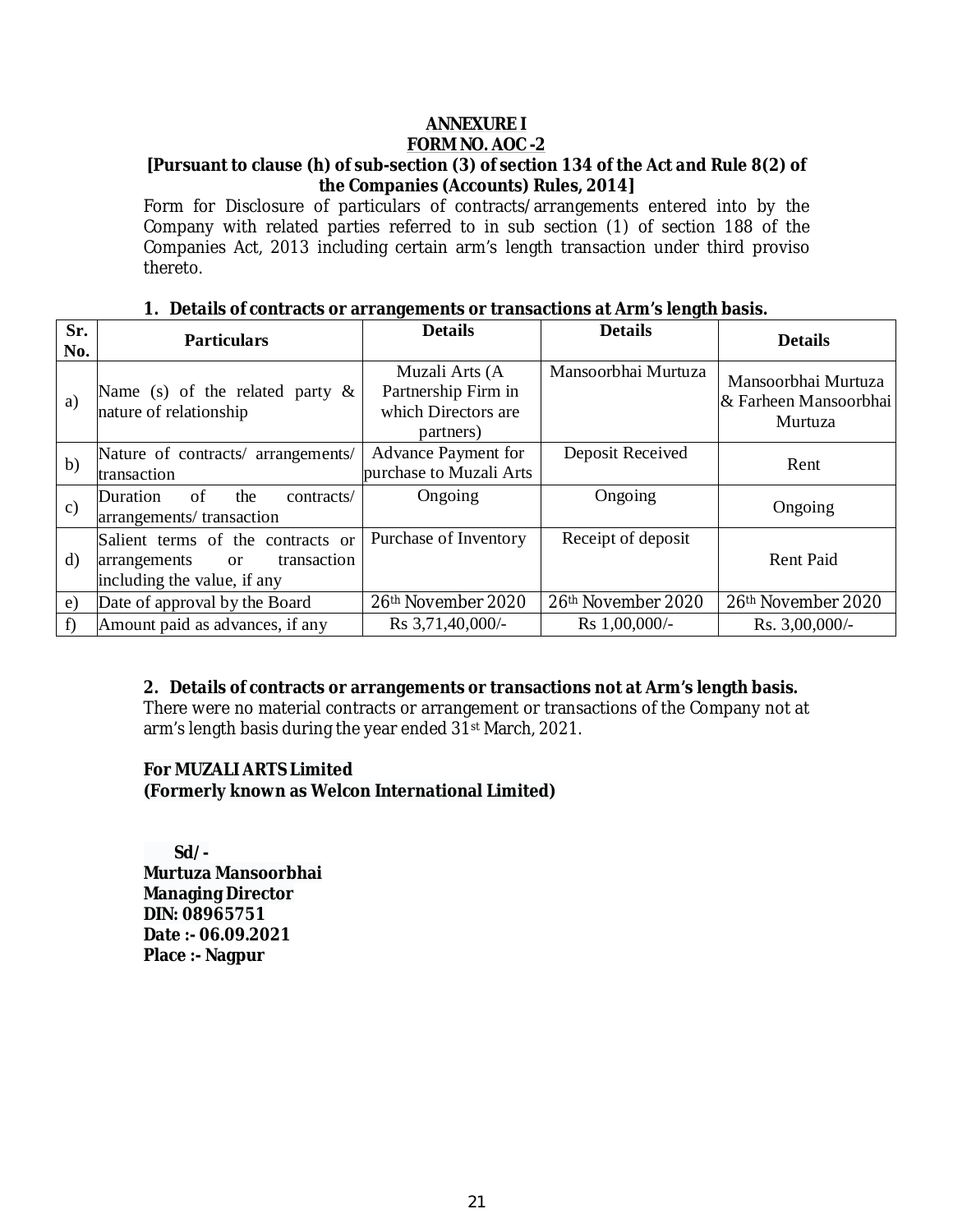**ANNEXURE I**

**FORM NO. AOC -2**

**[Pursuant to clause (h) of sub-section (3) of section 134 of the Act and Rule 8(2) of the Companies (Accounts) Rules, 2014]**

Form for Disclosure of particulars of contracts/arrangements entered into by the Company with related parties referred to in sub section (1) of section 188 of the Companies Act, 2013 including certain arm's length transaction under third proviso thereto.

**1. Details of contracts or arrangements or transactions at Arm's length basis.**

| Sr. No. | Particulars | Details | Details | Details |
|---|---|---|---|---|
| a) | Name (s) of the related party & nature of relationship | Muzali Arts (A Partnership Firm in which Directors are partners) | Mansoorbhai Murtuza | Mansoorbhai Murtuza & Farheen Mansoorbhai Murtuza |
| b) | Nature of contracts/ arrangements/ transaction | Advance Payment for purchase to Muzali Arts | Deposit Received | Rent |
| c) | Duration of the contracts/ arrangements/ transaction | Ongoing | Ongoing | Ongoing |
| d) | Salient terms of the contracts or arrangements or transaction including the value, if any | Purchase of Inventory | Receipt of deposit | Rent Paid |
| e) | Date of approval by the Board | 26th November 2020 | 26th November 2020 | 26th November 2020 |
| f) | Amount paid as advances, if any | Rs 3,71,40,000/- | Rs 1,00,000/- | Rs. 3,00,000/- |

**2. Details of contracts or arrangements or transactions not at Arm's length basis.**

There were no material contracts or arrangement or transactions of the Company not at arm's length basis during the year ended 31st March, 2021.

**For MUZALI ARTS Limited**
**(Formerly known as Welcon International Limited)**

**Sd/-**
**Murtuza Mansoorbhai**
**Managing Director**
**DIN: 08965751**
**Date :- 06.09.2021**
**Place :- Nagpur**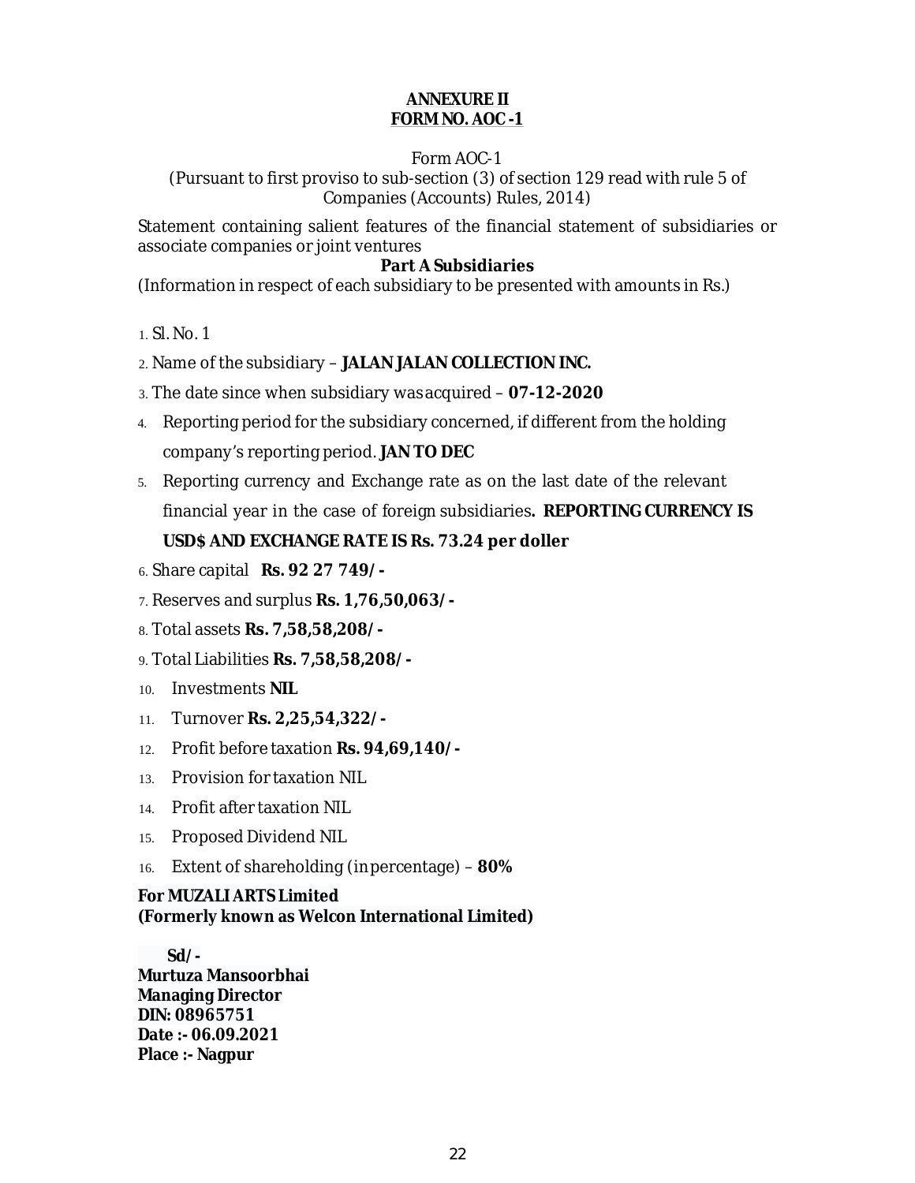**ANNEXURE II**
**FORM NO. AOC -1**

Form AOC-1
(Pursuant to first proviso to sub-section (3) of section 129 read with rule 5 of Companies (Accounts) Rules, 2014)

Statement containing salient features of the financial statement of subsidiaries or associate companies or joint ventures

**Part A Subsidiaries**

(Information in respect of each subsidiary to be presented with amounts in Rs.)

1. Sl. No. 1
2. Name of the subsidiary – **JALAN JALAN COLLECTION INC.**
3. The date since when subsidiary was acquired – **07-12-2020**
4. Reporting period for the subsidiary concerned, if different from the holding company's reporting period. **JAN TO DEC**
5. Reporting currency and Exchange rate as on the last date of the relevant financial year in the case of foreign subsidiaries**. REPORTING CURRENCY IS USD$ AND EXCHANGE RATE IS Rs. 73.24 per doller**
6. Share capital **Rs. 92 27 749/-**
7. Reserves and surplus **Rs. 1,76,50,063/-**
8. Total assets **Rs. 7,58,58,208/-**
9. Total Liabilities **Rs. 7,58,58,208/-**
10. Investments **NIL**
11. Turnover **Rs. 2,25,54,322/-**
12. Profit before taxation **Rs. 94,69,140/-**
13. Provision for taxation NIL
14. Profit after taxation NIL
15. Proposed Dividend NIL
16. Extent of shareholding (in percentage) – **80%**

**For MUZALI ARTS Limited**
**(Formerly known as Welcon International Limited)**

**Sd/-**
**Murtuza Mansoorbhai**
**Managing Director**
**DIN: 08965751**
**Date :- 06.09.2021**
**Place :- Nagpur**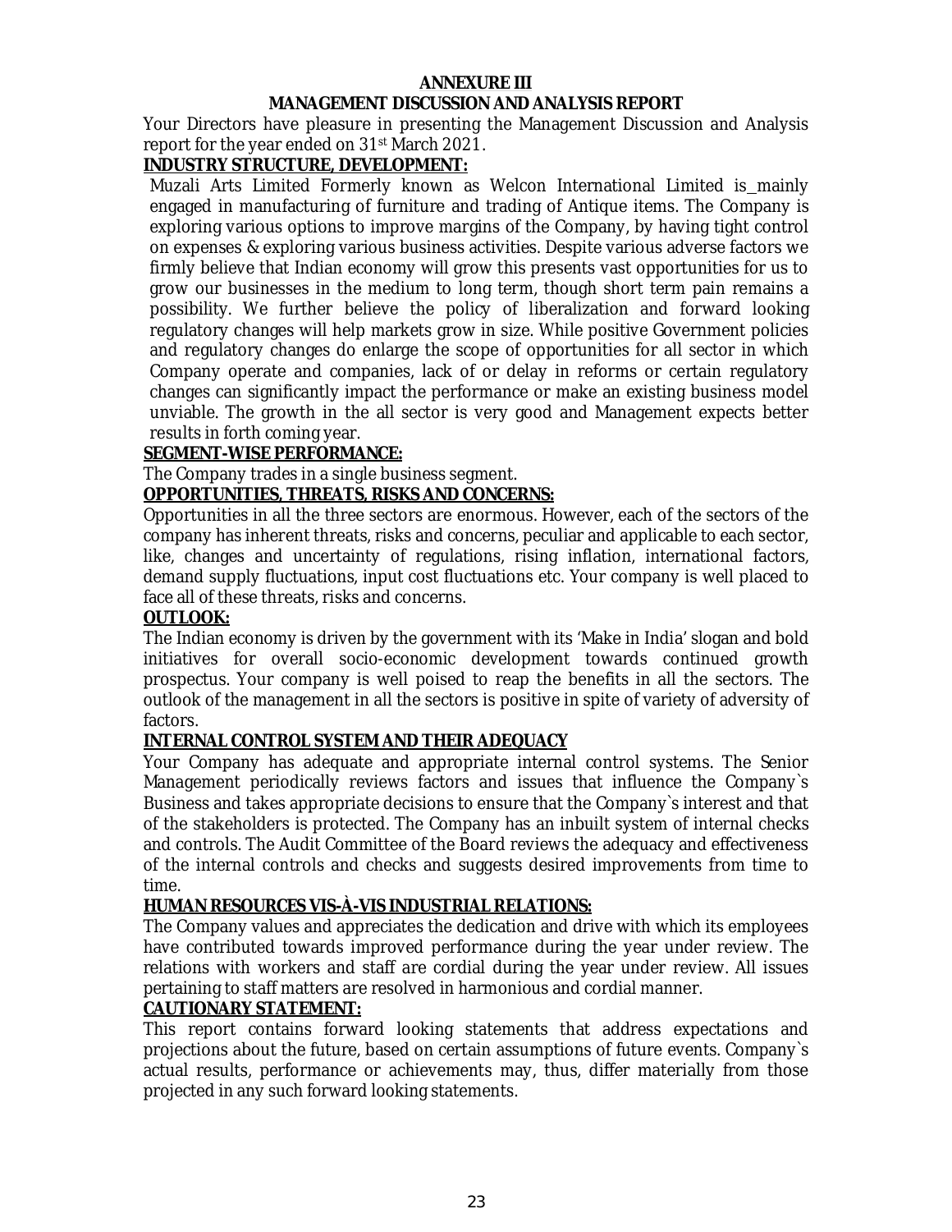# ANNEXURE III

## MANAGEMENT DISCUSSION AND ANALYSIS REPORT

Your Directors have pleasure in presenting the Management Discussion and Analysis report for the year ended on 31st March 2021.

**INDUSTRY STRUCTURE, DEVELOPMENT:**

Muzali Arts Limited Formerly known as Welcon International Limited is_mainly engaged in manufacturing of furniture and trading of Antique items. The Company is exploring various options to improve margins of the Company, by having tight control on expenses & exploring various business activities. Despite various adverse factors we firmly believe that Indian economy will grow this presents vast opportunities for us to grow our businesses in the medium to long term, though short term pain remains a possibility. We further believe the policy of liberalization and forward looking regulatory changes will help markets grow in size. While positive Government policies and regulatory changes do enlarge the scope of opportunities for all sector in which Company operate and companies, lack of or delay in reforms or certain regulatory changes can significantly impact the performance or make an existing business model unviable. The growth in the all sector is very good and Management expects better results in forth coming year.

**SEGMENT-WISE PERFORMANCE:**

The Company trades in a single business segment.

**OPPORTUNITIES, THREATS, RISKS AND CONCERNS:**

Opportunities in all the three sectors are enormous. However, each of the sectors of the company has inherent threats, risks and concerns, peculiar and applicable to each sector, like, changes and uncertainty of regulations, rising inflation, international factors, demand supply fluctuations, input cost fluctuations etc. Your company is well placed to face all of these threats, risks and concerns.

**OUTLOOK:**

The Indian economy is driven by the government with its 'Make in India' slogan and bold initiatives for overall socio-economic development towards continued growth prospectus. Your company is well poised to reap the benefits in all the sectors. The outlook of the management in all the sectors is positive in spite of variety of adversity of factors.

**INTERNAL CONTROL SYSTEM AND THEIR ADEQUACY**

Your Company has adequate and appropriate internal control systems. The Senior Management periodically reviews factors and issues that influence the Company`s Business and takes appropriate decisions to ensure that the Company`s interest and that of the stakeholders is protected. The Company has an inbuilt system of internal checks and controls. The Audit Committee of the Board reviews the adequacy and effectiveness of the internal controls and checks and suggests desired improvements from time to time.

**HUMAN RESOURCES VIS-À-VIS INDUSTRIAL RELATIONS:**

The Company values and appreciates the dedication and drive with which its employees have contributed towards improved performance during the year under review. The relations with workers and staff are cordial during the year under review. All issues pertaining to staff matters are resolved in harmonious and cordial manner.

**CAUTIONARY STATEMENT:**

This report contains forward looking statements that address expectations and projections about the future, based on certain assumptions of future events. Company`s actual results, performance or achievements may, thus, differ materially from those projected in any such forward looking statements.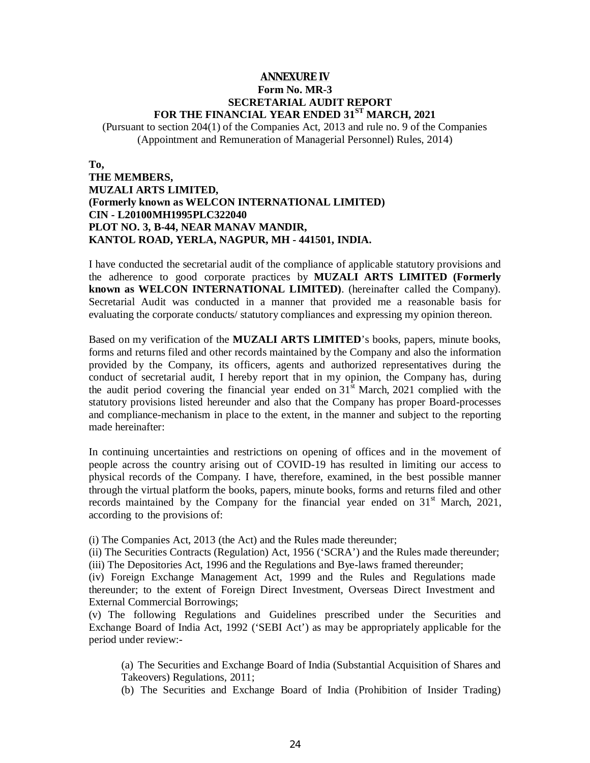# ANNEXURE IV

## Form No. MR-3

## SECRETARIAL AUDIT REPORT

## FOR THE FINANCIAL YEAR ENDED 31ST MARCH, 2021

(Pursuant to section 204(1) of the Companies Act, 2013 and rule no. 9 of the Companies (Appointment and Remuneration of Managerial Personnel) Rules, 2014)

**To,**
**THE MEMBERS,**
**MUZALI ARTS LIMITED,**
**(Formerly known as WELCON INTERNATIONAL LIMITED)**
**CIN - L20100MH1995PLC322040**
**PLOT NO. 3, B-44, NEAR MANAV MANDIR,**
**KANTOL ROAD, YERLA, NAGPUR, MH - 441501, INDIA.**

I have conducted the secretarial audit of the compliance of applicable statutory provisions and the adherence to good corporate practices by **MUZALI ARTS LIMITED (Formerly known as WELCON INTERNATIONAL LIMITED)**. (hereinafter called the Company). Secretarial Audit was conducted in a manner that provided me a reasonable basis for evaluating the corporate conducts/ statutory compliances and expressing my opinion thereon.

Based on my verification of the **MUZALI ARTS LIMITED**'s books, papers, minute books, forms and returns filed and other records maintained by the Company and also the information provided by the Company, its officers, agents and authorized representatives during the conduct of secretarial audit, I hereby report that in my opinion, the Company has, during the audit period covering the financial year ended on 31st March, 2021 complied with the statutory provisions listed hereunder and also that the Company has proper Board-processes and compliance-mechanism in place to the extent, in the manner and subject to the reporting made hereinafter:

In continuing uncertainties and restrictions on opening of offices and in the movement of people across the country arising out of COVID-19 has resulted in limiting our access to physical records of the Company. I have, therefore, examined, in the best possible manner through the virtual platform the books, papers, minute books, forms and returns filed and other records maintained by the Company for the financial year ended on 31st March, 2021, according to the provisions of:

(i) The Companies Act, 2013 (the Act) and the Rules made thereunder;
(ii) The Securities Contracts (Regulation) Act, 1956 ('SCRA') and the Rules made thereunder;
(iii) The Depositories Act, 1996 and the Regulations and Bye-laws framed thereunder;
(iv) Foreign Exchange Management Act, 1999 and the Rules and Regulations made thereunder; to the extent of Foreign Direct Investment, Overseas Direct Investment and External Commercial Borrowings;
(v) The following Regulations and Guidelines prescribed under the Securities and Exchange Board of India Act, 1992 ('SEBI Act') as may be appropriately applicable for the period under review:-

(a) The Securities and Exchange Board of India (Substantial Acquisition of Shares and Takeovers) Regulations, 2011;
(b) The Securities and Exchange Board of India (Prohibition of Insider Trading)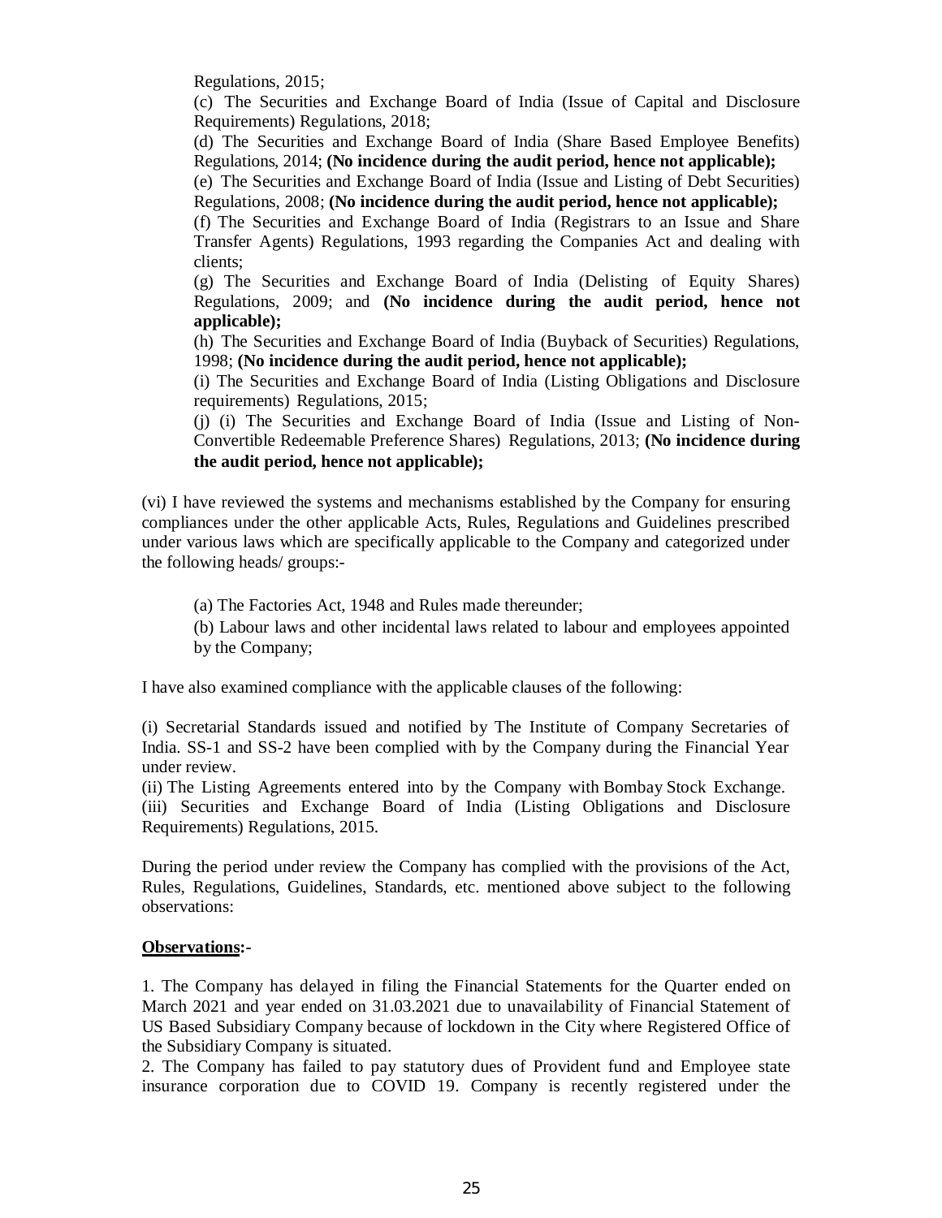Regulations, 2015;

(c) The Securities and Exchange Board of India (Issue of Capital and Disclosure Requirements) Regulations, 2018;

(d) The Securities and Exchange Board of India (Share Based Employee Benefits) Regulations, 2014; **(No incidence during the audit period, hence not applicable);**

(e) The Securities and Exchange Board of India (Issue and Listing of Debt Securities) Regulations, 2008; **(No incidence during the audit period, hence not applicable);**

(f) The Securities and Exchange Board of India (Registrars to an Issue and Share Transfer Agents) Regulations, 1993 regarding the Companies Act and dealing with clients;

(g) The Securities and Exchange Board of India (Delisting of Equity Shares) Regulations, 2009; and **(No incidence during the audit period, hence not applicable);**

(h) The Securities and Exchange Board of India (Buyback of Securities) Regulations, 1998; **(No incidence during the audit period, hence not applicable);**

(i) The Securities and Exchange Board of India (Listing Obligations and Disclosure requirements) Regulations, 2015;

(j) (i) The Securities and Exchange Board of India (Issue and Listing of Non-Convertible Redeemable Preference Shares) Regulations, 2013; **(No incidence during the audit period, hence not applicable);**

(vi) I have reviewed the systems and mechanisms established by the Company for ensuring compliances under the other applicable Acts, Rules, Regulations and Guidelines prescribed under various laws which are specifically applicable to the Company and categorized under the following heads/ groups:-

(a) The Factories Act, 1948 and Rules made thereunder;

(b) Labour laws and other incidental laws related to labour and employees appointed by the Company;

I have also examined compliance with the applicable clauses of the following:

(i) Secretarial Standards issued and notified by The Institute of Company Secretaries of India. SS-1 and SS-2 have been complied with by the Company during the Financial Year under review.

(ii) The Listing Agreements entered into by the Company with Bombay Stock Exchange.

(iii) Securities and Exchange Board of India (Listing Obligations and Disclosure Requirements) Regulations, 2015.

During the period under review the Company has complied with the provisions of the Act, Rules, Regulations, Guidelines, Standards, etc. mentioned above subject to the following observations:

**Observations:-**

1. The Company has delayed in filing the Financial Statements for the Quarter ended on March 2021 and year ended on 31.03.2021 due to unavailability of Financial Statement of US Based Subsidiary Company because of lockdown in the City where Registered Office of the Subsidiary Company is situated.

2. The Company has failed to pay statutory dues of Provident fund and Employee state insurance corporation due to COVID 19. Company is recently registered under the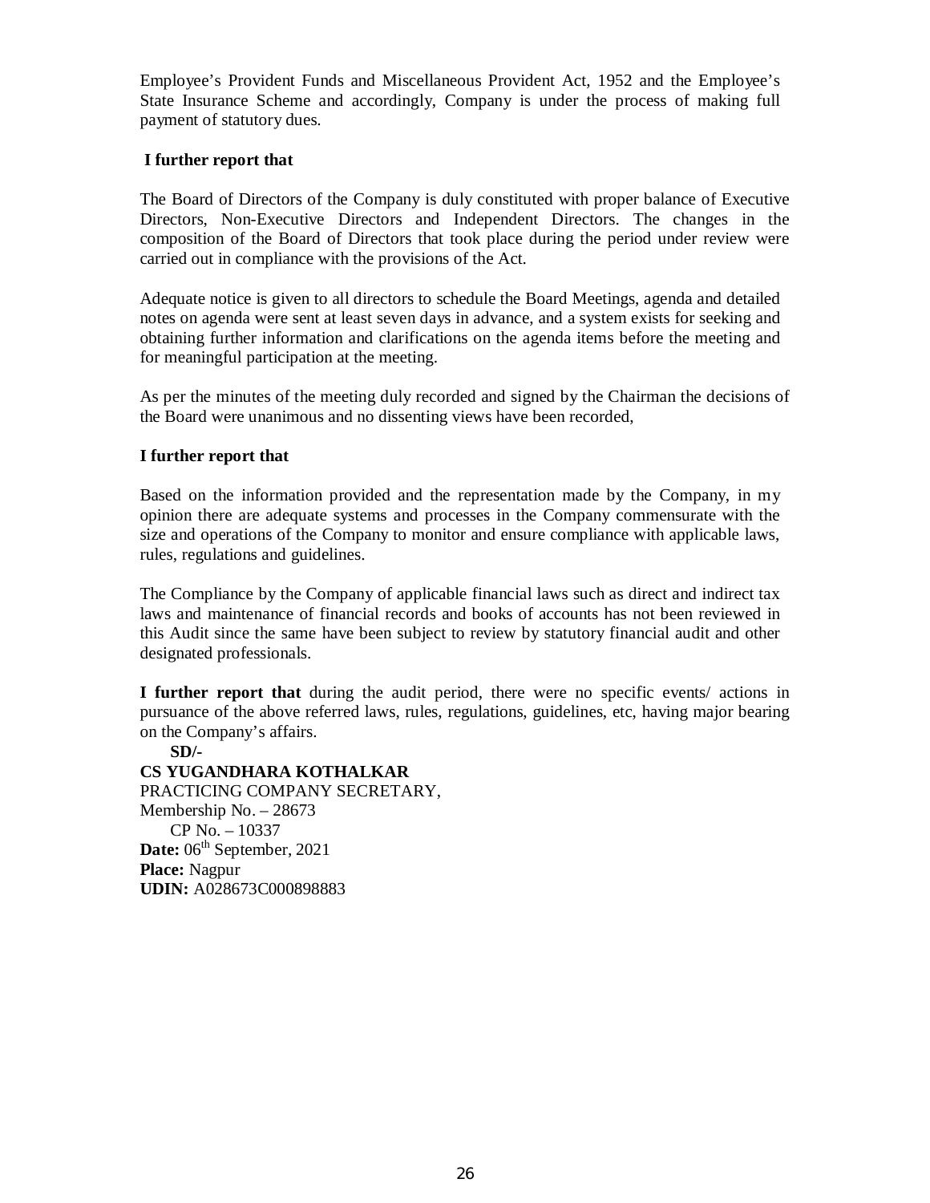Employee's Provident Funds and Miscellaneous Provident Act, 1952 and the Employee's State Insurance Scheme and accordingly, Company is under the process of making full payment of statutory dues.

**I further report that**

The Board of Directors of the Company is duly constituted with proper balance of Executive Directors, Non-Executive Directors and Independent Directors. The changes in the composition of the Board of Directors that took place during the period under review were carried out in compliance with the provisions of the Act.

Adequate notice is given to all directors to schedule the Board Meetings, agenda and detailed notes on agenda were sent at least seven days in advance, and a system exists for seeking and obtaining further information and clarifications on the agenda items before the meeting and for meaningful participation at the meeting.

As per the minutes of the meeting duly recorded and signed by the Chairman the decisions of the Board were unanimous and no dissenting views have been recorded,

**I further report that**

Based on the information provided and the representation made by the Company, in my opinion there are adequate systems and processes in the Company commensurate with the size and operations of the Company to monitor and ensure compliance with applicable laws, rules, regulations and guidelines.

The Compliance by the Company of applicable financial laws such as direct and indirect tax laws and maintenance of financial records and books of accounts has not been reviewed in this Audit since the same have been subject to review by statutory financial audit and other designated professionals.

**I further report that** during the audit period, there were no specific events/ actions in pursuance of the above referred laws, rules, regulations, guidelines, etc, having major bearing on the Company's affairs.

**SD/-**
**CS YUGANDHARA KOTHALKAR**
PRACTICING COMPANY SECRETARY,
Membership No. – 28673
CP No. – 10337
**Date:** 06th September, 2021
**Place:** Nagpur
**UDIN:** A028673C000898883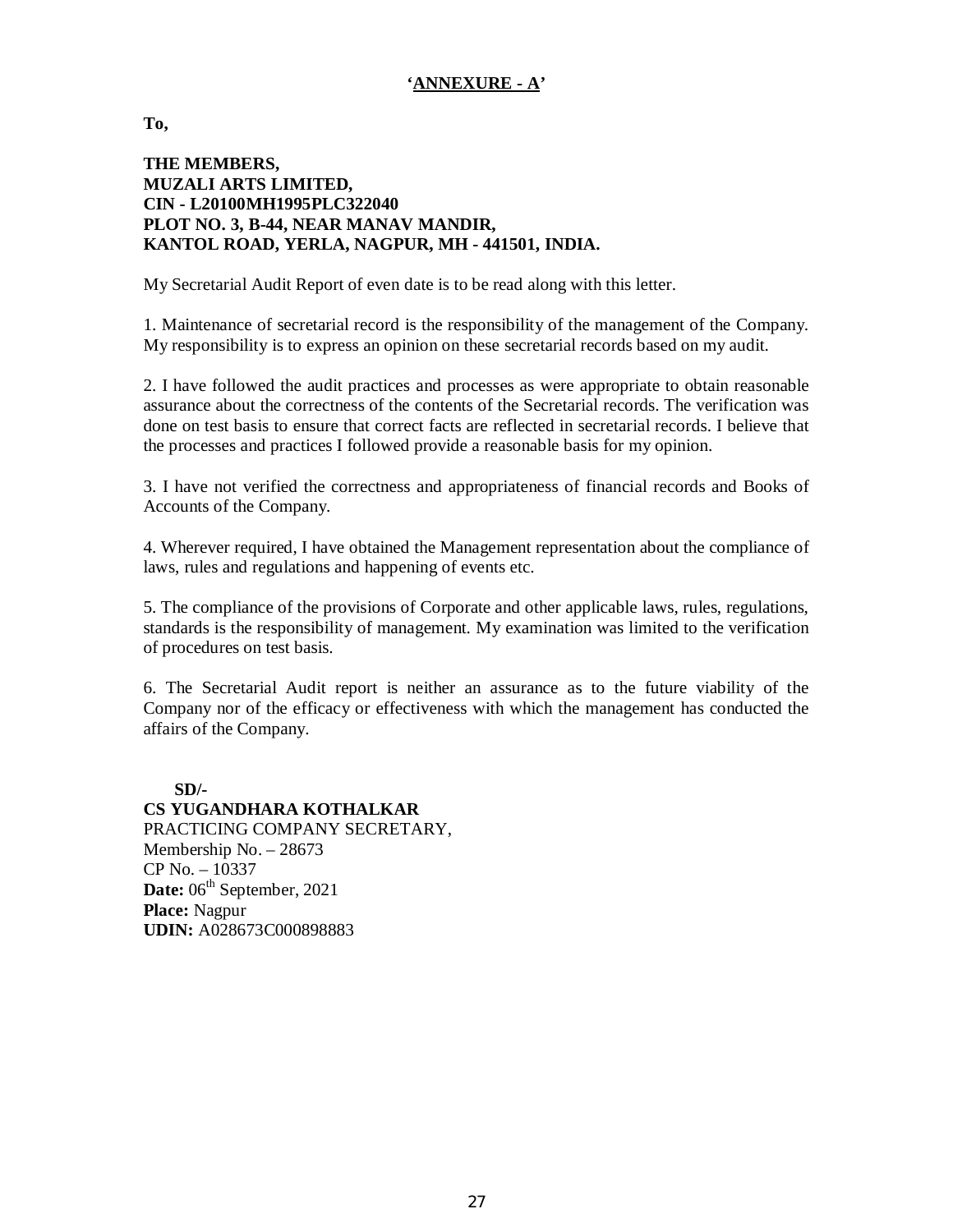**'ANNEXURE - A'**

**To,**

**THE MEMBERS,**
**MUZALI ARTS LIMITED,**
**CIN - L20100MH1995PLC322040**
**PLOT NO. 3, B-44, NEAR MANAV MANDIR,**
**KANTOL ROAD, YERLA, NAGPUR, MH - 441501, INDIA.**

My Secretarial Audit Report of even date is to be read along with this letter.

1. Maintenance of secretarial record is the responsibility of the management of the Company. My responsibility is to express an opinion on these secretarial records based on my audit.

2. I have followed the audit practices and processes as were appropriate to obtain reasonable assurance about the correctness of the contents of the Secretarial records. The verification was done on test basis to ensure that correct facts are reflected in secretarial records. I believe that the processes and practices I followed provide a reasonable basis for my opinion.

3. I have not verified the correctness and appropriateness of financial records and Books of Accounts of the Company.

4. Wherever required, I have obtained the Management representation about the compliance of laws, rules and regulations and happening of events etc.

5. The compliance of the provisions of Corporate and other applicable laws, rules, regulations, standards is the responsibility of management. My examination was limited to the verification of procedures on test basis.

6. The Secretarial Audit report is neither an assurance as to the future viability of the Company nor of the efficacy or effectiveness with which the management has conducted the affairs of the Company.

**SD/-**
**CS YUGANDHARA KOTHALKAR**
PRACTICING COMPANY SECRETARY,
Membership No. – 28673
CP No. – 10337
**Date:** 06th September, 2021
**Place:** Nagpur
**UDIN:** A028673C000898883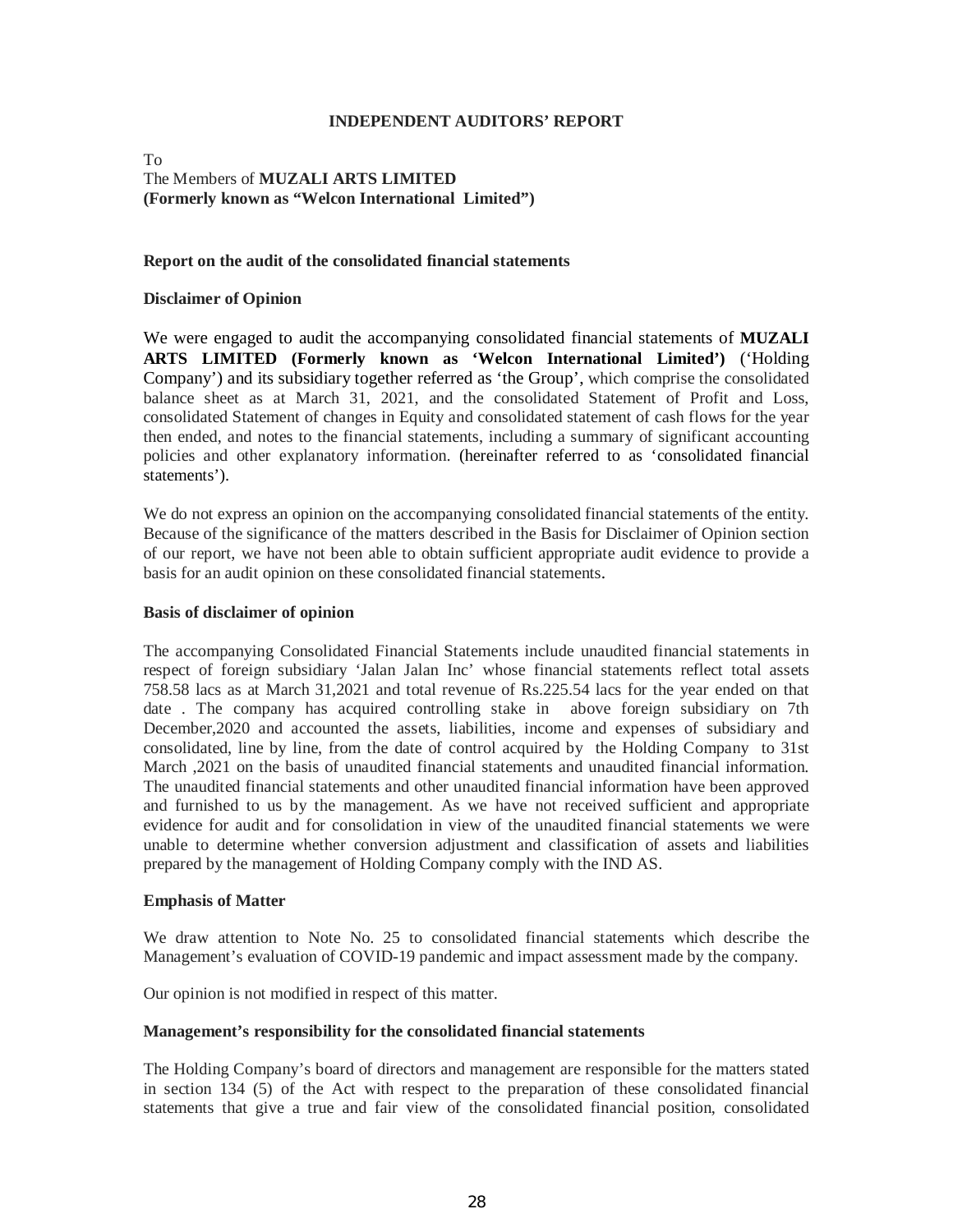# INDEPENDENT AUDITORS' REPORT

To
The Members of **MUZALI ARTS LIMITED**
**(Formerly known as "Welcon International Limited")**

## Report on the audit of the consolidated financial statements

### Disclaimer of Opinion

We were engaged to audit the accompanying consolidated financial statements of **MUZALI ARTS LIMITED (Formerly known as 'Welcon International Limited')** ('Holding Company') and its subsidiary together referred as 'the Group', which comprise the consolidated balance sheet as at March 31, 2021, and the consolidated Statement of Profit and Loss, consolidated Statement of changes in Equity and consolidated statement of cash flows for the year then ended, and notes to the financial statements, including a summary of significant accounting policies and other explanatory information. (hereinafter referred to as 'consolidated financial statements').

We do not express an opinion on the accompanying consolidated financial statements of the entity. Because of the significance of the matters described in the Basis for Disclaimer of Opinion section of our report, we have not been able to obtain sufficient appropriate audit evidence to provide a basis for an audit opinion on these consolidated financial statements.

### Basis of disclaimer of opinion

The accompanying Consolidated Financial Statements include unaudited financial statements in respect of foreign subsidiary 'Jalan Jalan Inc' whose financial statements reflect total assets 758.58 lacs as at March 31,2021 and total revenue of Rs.225.54 lacs for the year ended on that date . The company has acquired controlling stake in above foreign subsidiary on 7th December,2020 and accounted the assets, liabilities, income and expenses of subsidiary and consolidated, line by line, from the date of control acquired by the Holding Company to 31st March ,2021 on the basis of unaudited financial statements and unaudited financial information. The unaudited financial statements and other unaudited financial information have been approved and furnished to us by the management. As we have not received sufficient and appropriate evidence for audit and for consolidation in view of the unaudited financial statements we were unable to determine whether conversion adjustment and classification of assets and liabilities prepared by the management of Holding Company comply with the IND AS.

### Emphasis of Matter

We draw attention to Note No. 25 to consolidated financial statements which describe the Management's evaluation of COVID-19 pandemic and impact assessment made by the company.

Our opinion is not modified in respect of this matter.

### Management's responsibility for the consolidated financial statements

The Holding Company's board of directors and management are responsible for the matters stated in section 134 (5) of the Act with respect to the preparation of these consolidated financial statements that give a true and fair view of the consolidated financial position, consolidated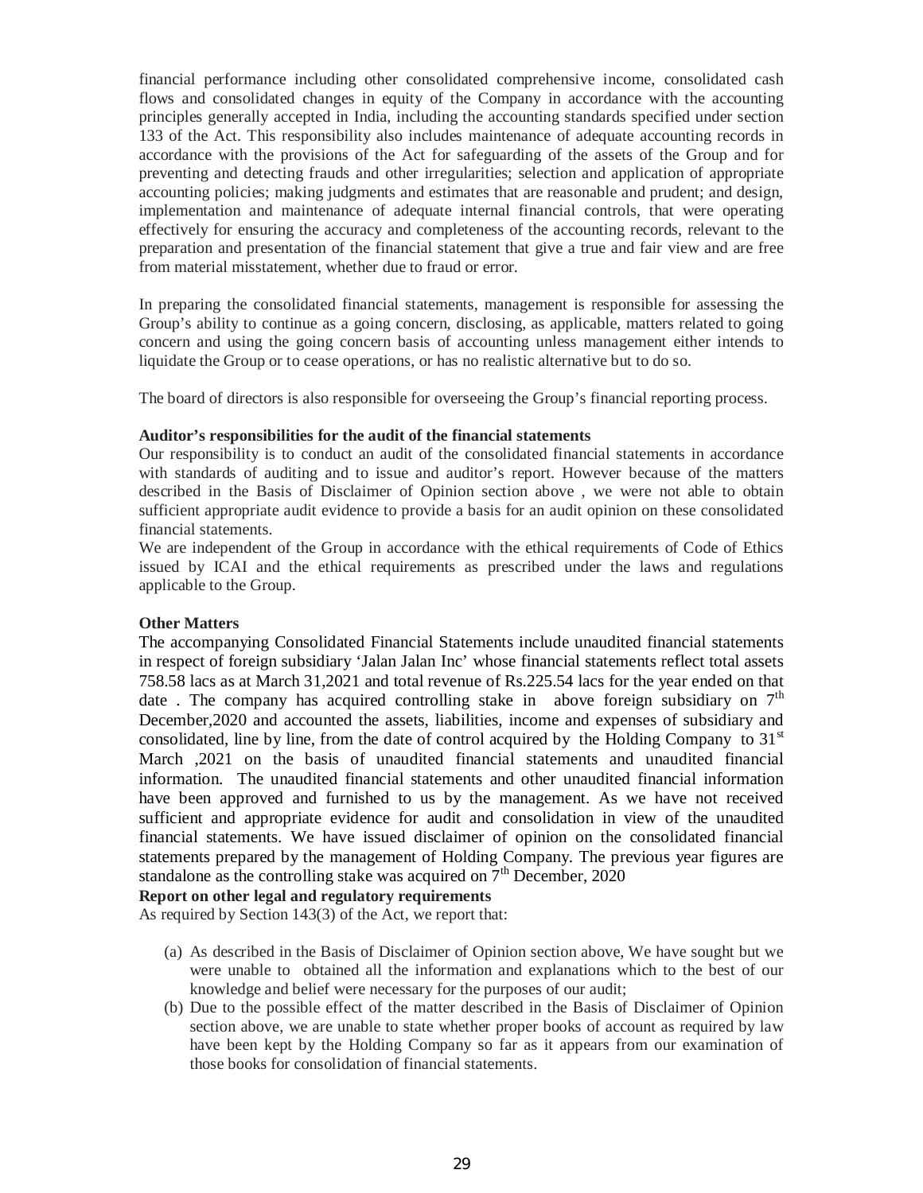financial performance including other consolidated comprehensive income, consolidated cash flows and consolidated changes in equity of the Company in accordance with the accounting principles generally accepted in India, including the accounting standards specified under section 133 of the Act. This responsibility also includes maintenance of adequate accounting records in accordance with the provisions of the Act for safeguarding of the assets of the Group and for preventing and detecting frauds and other irregularities; selection and application of appropriate accounting policies; making judgments and estimates that are reasonable and prudent; and design, implementation and maintenance of adequate internal financial controls, that were operating effectively for ensuring the accuracy and completeness of the accounting records, relevant to the preparation and presentation of the financial statement that give a true and fair view and are free from material misstatement, whether due to fraud or error.

In preparing the consolidated financial statements, management is responsible for assessing the Group's ability to continue as a going concern, disclosing, as applicable, matters related to going concern and using the going concern basis of accounting unless management either intends to liquidate the Group or to cease operations, or has no realistic alternative but to do so.

The board of directors is also responsible for overseeing the Group's financial reporting process.

**Auditor's responsibilities for the audit of the financial statements**

Our responsibility is to conduct an audit of the consolidated financial statements in accordance with standards of auditing and to issue and auditor's report. However because of the matters described in the Basis of Disclaimer of Opinion section above , we were not able to obtain sufficient appropriate audit evidence to provide a basis for an audit opinion on these consolidated financial statements.

We are independent of the Group in accordance with the ethical requirements of Code of Ethics issued by ICAI and the ethical requirements as prescribed under the laws and regulations applicable to the Group.

**Other Matters**

The accompanying Consolidated Financial Statements include unaudited financial statements in respect of foreign subsidiary 'Jalan Jalan Inc' whose financial statements reflect total assets 758.58 lacs as at March 31,2021 and total revenue of Rs.225.54 lacs for the year ended on that date . The company has acquired controlling stake in above foreign subsidiary on 7th December,2020 and accounted the assets, liabilities, income and expenses of subsidiary and consolidated, line by line, from the date of control acquired by the Holding Company to 31st March ,2021 on the basis of unaudited financial statements and unaudited financial information. The unaudited financial statements and other unaudited financial information have been approved and furnished to us by the management. As we have not received sufficient and appropriate evidence for audit and consolidation in view of the unaudited financial statements. We have issued disclaimer of opinion on the consolidated financial statements prepared by the management of Holding Company. The previous year figures are standalone as the controlling stake was acquired on 7th December, 2020

**Report on other legal and regulatory requirements**

As required by Section 143(3) of the Act, we report that:

(a) As described in the Basis of Disclaimer of Opinion section above, We have sought but we were unable to obtained all the information and explanations which to the best of our knowledge and belief were necessary for the purposes of our audit;

(b) Due to the possible effect of the matter described in the Basis of Disclaimer of Opinion section above, we are unable to state whether proper books of account as required by law have been kept by the Holding Company so far as it appears from our examination of those books for consolidation of financial statements.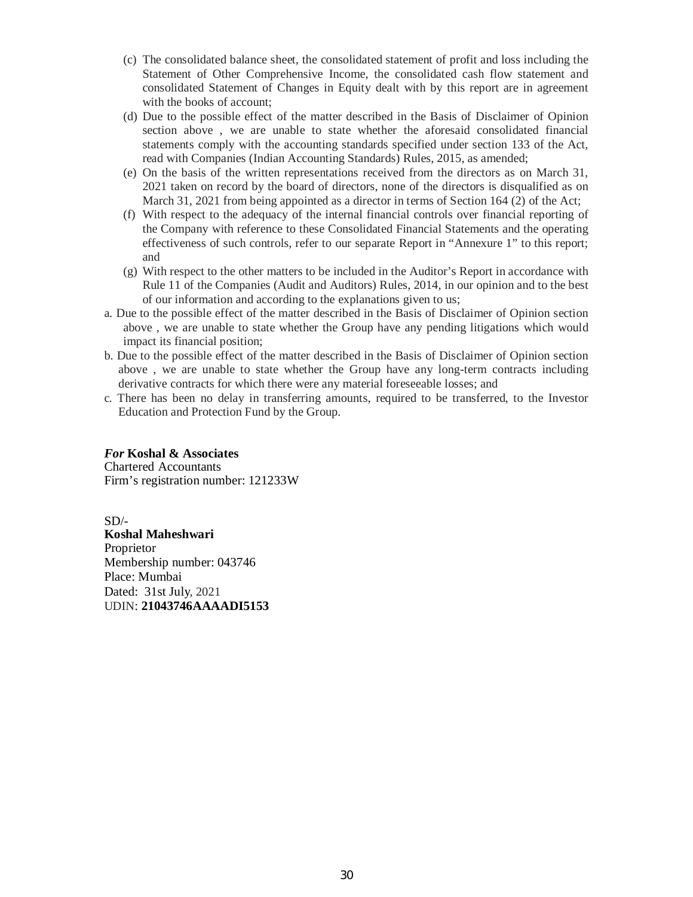(c) The consolidated balance sheet, the consolidated statement of profit and loss including the Statement of Other Comprehensive Income, the consolidated cash flow statement and consolidated Statement of Changes in Equity dealt with by this report are in agreement with the books of account;

(d) Due to the possible effect of the matter described in the Basis of Disclaimer of Opinion section above , we are unable to state whether the aforesaid consolidated financial statements comply with the accounting standards specified under section 133 of the Act, read with Companies (Indian Accounting Standards) Rules, 2015, as amended;

(e) On the basis of the written representations received from the directors as on March 31, 2021 taken on record by the board of directors, none of the directors is disqualified as on March 31, 2021 from being appointed as a director in terms of Section 164 (2) of the Act;

(f) With respect to the adequacy of the internal financial controls over financial reporting of the Company with reference to these Consolidated Financial Statements and the operating effectiveness of such controls, refer to our separate Report in "Annexure 1" to this report; and

(g) With respect to the other matters to be included in the Auditor's Report in accordance with Rule 11 of the Companies (Audit and Auditors) Rules, 2014, in our opinion and to the best of our information and according to the explanations given to us;

a. Due to the possible effect of the matter described in the Basis of Disclaimer of Opinion section above , we are unable to state whether the Group have any pending litigations which would impact its financial position;

b. Due to the possible effect of the matter described in the Basis of Disclaimer of Opinion section above , we are unable to state whether the Group have any long-term contracts including derivative contracts for which there were any material foreseeable losses; and

c. There has been no delay in transferring amounts, required to be transferred, to the Investor Education and Protection Fund by the Group.

***For* Koshal & Associates**
Chartered Accountants
Firm's registration number: 121233W

SD/-
**Koshal Maheshwari**
Proprietor
Membership number: 043746
Place: Mumbai
Dated: 31st July, 2021
UDIN: **21043746AAAADI5153**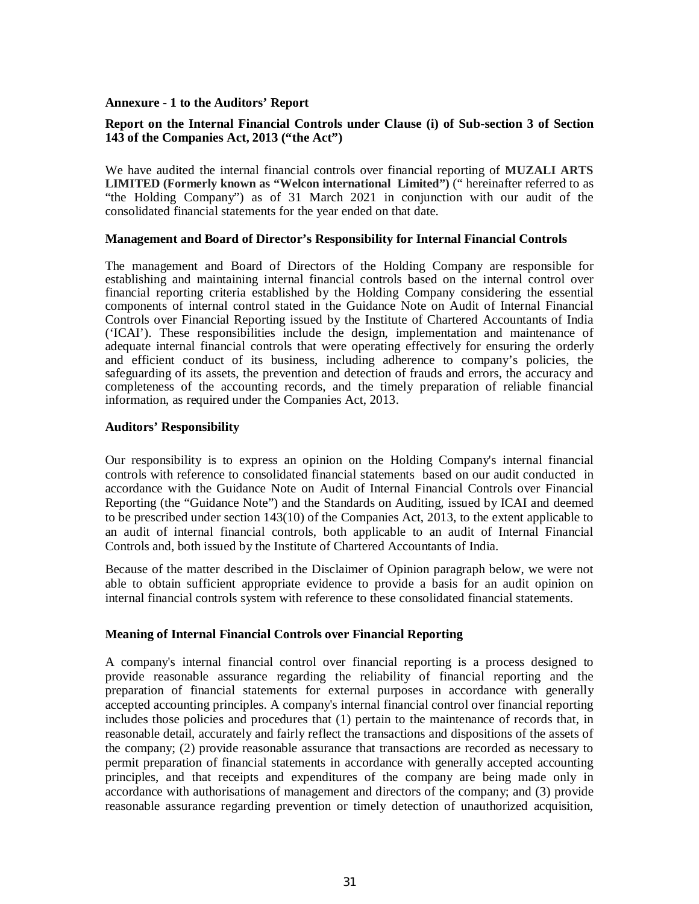**Annexure - 1 to the Auditors' Report**

**Report on the Internal Financial Controls under Clause (i) of Sub-section 3 of Section 143 of the Companies Act, 2013 ("the Act")**

We have audited the internal financial controls over financial reporting of **MUZALI ARTS LIMITED (Formerly known as "Welcon international Limited")** (" hereinafter referred to as "the Holding Company") as of 31 March 2021 in conjunction with our audit of the consolidated financial statements for the year ended on that date.

**Management and Board of Director's Responsibility for Internal Financial Controls**

The management and Board of Directors of the Holding Company are responsible for establishing and maintaining internal financial controls based on the internal control over financial reporting criteria established by the Holding Company considering the essential components of internal control stated in the Guidance Note on Audit of Internal Financial Controls over Financial Reporting issued by the Institute of Chartered Accountants of India ('ICAI'). These responsibilities include the design, implementation and maintenance of adequate internal financial controls that were operating effectively for ensuring the orderly and efficient conduct of its business, including adherence to company's policies, the safeguarding of its assets, the prevention and detection of frauds and errors, the accuracy and completeness of the accounting records, and the timely preparation of reliable financial information, as required under the Companies Act, 2013.

**Auditors' Responsibility**

Our responsibility is to express an opinion on the Holding Company's internal financial controls with reference to consolidated financial statements based on our audit conducted in accordance with the Guidance Note on Audit of Internal Financial Controls over Financial Reporting (the "Guidance Note") and the Standards on Auditing, issued by ICAI and deemed to be prescribed under section 143(10) of the Companies Act, 2013, to the extent applicable to an audit of internal financial controls, both applicable to an audit of Internal Financial Controls and, both issued by the Institute of Chartered Accountants of India.

Because of the matter described in the Disclaimer of Opinion paragraph below, we were not able to obtain sufficient appropriate evidence to provide a basis for an audit opinion on internal financial controls system with reference to these consolidated financial statements.

**Meaning of Internal Financial Controls over Financial Reporting**

A company's internal financial control over financial reporting is a process designed to provide reasonable assurance regarding the reliability of financial reporting and the preparation of financial statements for external purposes in accordance with generally accepted accounting principles. A company's internal financial control over financial reporting includes those policies and procedures that (1) pertain to the maintenance of records that, in reasonable detail, accurately and fairly reflect the transactions and dispositions of the assets of the company; (2) provide reasonable assurance that transactions are recorded as necessary to permit preparation of financial statements in accordance with generally accepted accounting principles, and that receipts and expenditures of the company are being made only in accordance with authorisations of management and directors of the company; and (3) provide reasonable assurance regarding prevention or timely detection of unauthorized acquisition,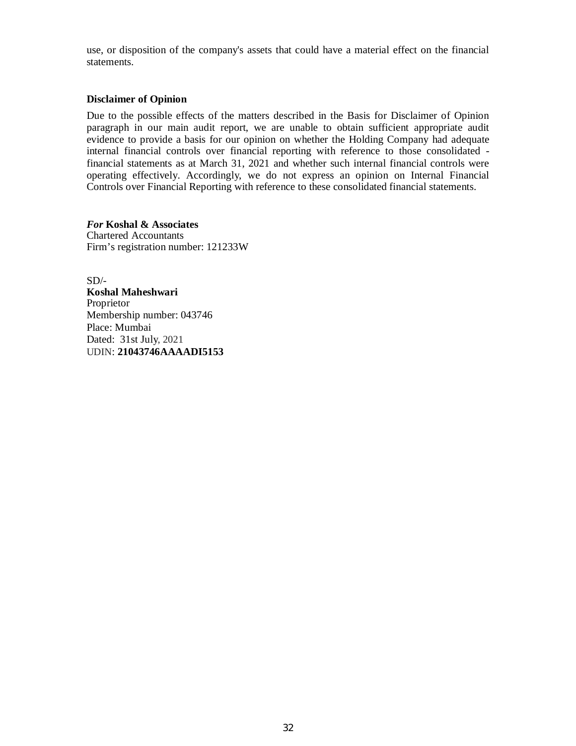use, or disposition of the company's assets that could have a material effect on the financial statements.

### Disclaimer of Opinion

Due to the possible effects of the matters described in the Basis for Disclaimer of Opinion paragraph in our main audit report, we are unable to obtain sufficient appropriate audit evidence to provide a basis for our opinion on whether the Holding Company had adequate internal financial controls over financial reporting with reference to those consolidated - financial statements as at March 31, 2021 and whether such internal financial controls were operating effectively. Accordingly, we do not express an opinion on Internal Financial Controls over Financial Reporting with reference to these consolidated financial statements.

***For* Koshal & Associates**
Chartered Accountants
Firm's registration number: 121233W

SD/-
**Koshal Maheshwari**
Proprietor
Membership number: 043746
Place: Mumbai
Dated: 31st July, 2021
UDIN: **21043746AAAADI5153**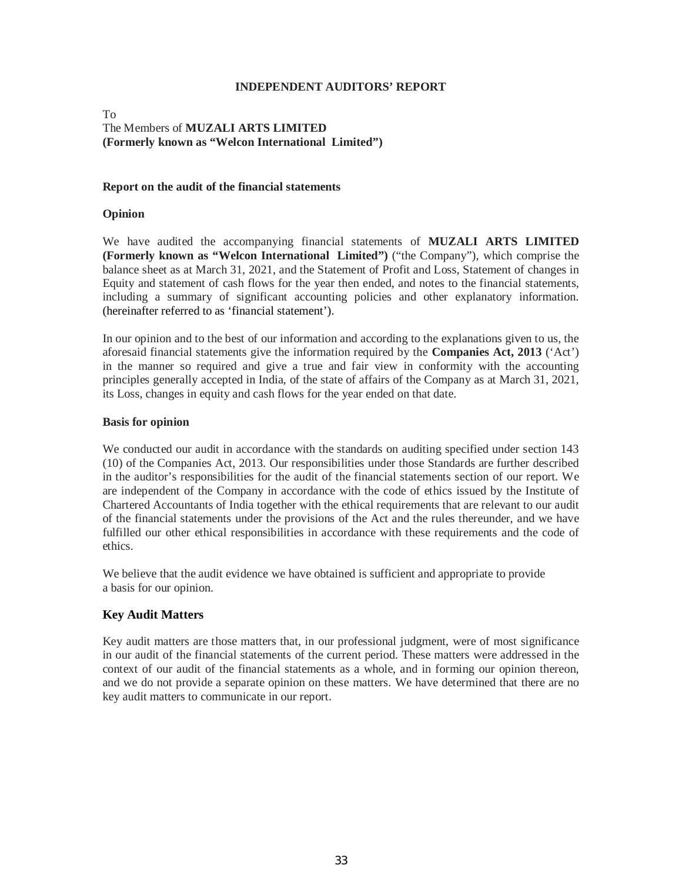## INDEPENDENT AUDITORS' REPORT

To
The Members of **MUZALI ARTS LIMITED**
**(Formerly known as "Welcon International Limited")**

### Report on the audit of the financial statements

### Opinion

We have audited the accompanying financial statements of **MUZALI ARTS LIMITED (Formerly known as "Welcon International Limited")** ("the Company"), which comprise the balance sheet as at March 31, 2021, and the Statement of Profit and Loss, Statement of changes in Equity and statement of cash flows for the year then ended, and notes to the financial statements, including a summary of significant accounting policies and other explanatory information. (hereinafter referred to as 'financial statement').

In our opinion and to the best of our information and according to the explanations given to us, the aforesaid financial statements give the information required by the **Companies Act, 2013** ('Act') in the manner so required and give a true and fair view in conformity with the accounting principles generally accepted in India, of the state of affairs of the Company as at March 31, 2021, its Loss, changes in equity and cash flows for the year ended on that date.

### Basis for opinion

We conducted our audit in accordance with the standards on auditing specified under section 143 (10) of the Companies Act, 2013. Our responsibilities under those Standards are further described in the auditor's responsibilities for the audit of the financial statements section of our report. We are independent of the Company in accordance with the code of ethics issued by the Institute of Chartered Accountants of India together with the ethical requirements that are relevant to our audit of the financial statements under the provisions of the Act and the rules thereunder, and we have fulfilled our other ethical responsibilities in accordance with these requirements and the code of ethics.

We believe that the audit evidence we have obtained is sufficient and appropriate to provide a basis for our opinion.

### Key Audit Matters

Key audit matters are those matters that, in our professional judgment, were of most significance in our audit of the financial statements of the current period. These matters were addressed in the context of our audit of the financial statements as a whole, and in forming our opinion thereon, and we do not provide a separate opinion on these matters. We have determined that there are no key audit matters to communicate in our report.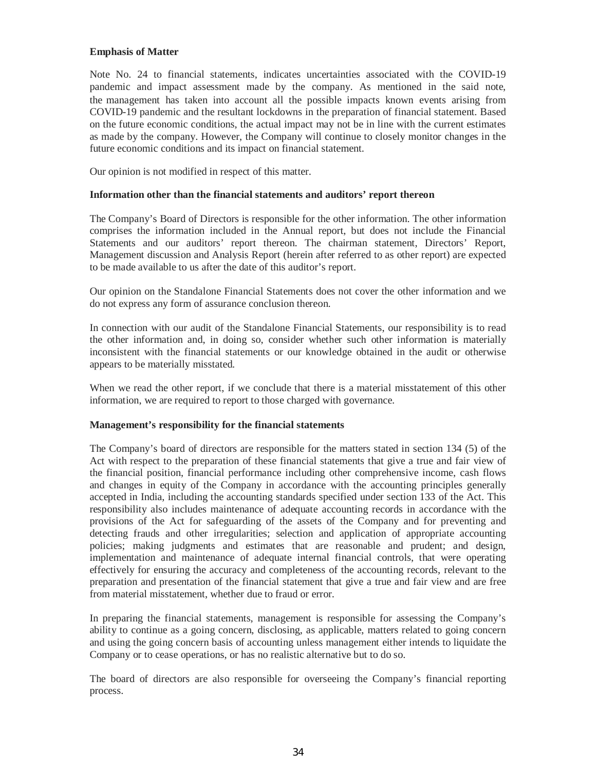**Emphasis of Matter**

Note No. 24 to financial statements, indicates uncertainties associated with the COVID-19 pandemic and impact assessment made by the company. As mentioned in the said note, the management has taken into account all the possible impacts known events arising from COVID-19 pandemic and the resultant lockdowns in the preparation of financial statement. Based on the future economic conditions, the actual impact may not be in line with the current estimates as made by the company. However, the Company will continue to closely monitor changes in the future economic conditions and its impact on financial statement.

Our opinion is not modified in respect of this matter.

**Information other than the financial statements and auditors' report thereon**

The Company's Board of Directors is responsible for the other information. The other information comprises the information included in the Annual report, but does not include the Financial Statements and our auditors' report thereon. The chairman statement, Directors' Report, Management discussion and Analysis Report (herein after referred to as other report) are expected to be made available to us after the date of this auditor's report.

Our opinion on the Standalone Financial Statements does not cover the other information and we do not express any form of assurance conclusion thereon.

In connection with our audit of the Standalone Financial Statements, our responsibility is to read the other information and, in doing so, consider whether such other information is materially inconsistent with the financial statements or our knowledge obtained in the audit or otherwise appears to be materially misstated.

When we read the other report, if we conclude that there is a material misstatement of this other information, we are required to report to those charged with governance.

**Management's responsibility for the financial statements**

The Company's board of directors are responsible for the matters stated in section 134 (5) of the Act with respect to the preparation of these financial statements that give a true and fair view of the financial position, financial performance including other comprehensive income, cash flows and changes in equity of the Company in accordance with the accounting principles generally accepted in India, including the accounting standards specified under section 133 of the Act. This responsibility also includes maintenance of adequate accounting records in accordance with the provisions of the Act for safeguarding of the assets of the Company and for preventing and detecting frauds and other irregularities; selection and application of appropriate accounting policies; making judgments and estimates that are reasonable and prudent; and design, implementation and maintenance of adequate internal financial controls, that were operating effectively for ensuring the accuracy and completeness of the accounting records, relevant to the preparation and presentation of the financial statement that give a true and fair view and are free from material misstatement, whether due to fraud or error.

In preparing the financial statements, management is responsible for assessing the Company's ability to continue as a going concern, disclosing, as applicable, matters related to going concern and using the going concern basis of accounting unless management either intends to liquidate the Company or to cease operations, or has no realistic alternative but to do so.

The board of directors are also responsible for overseeing the Company's financial reporting process.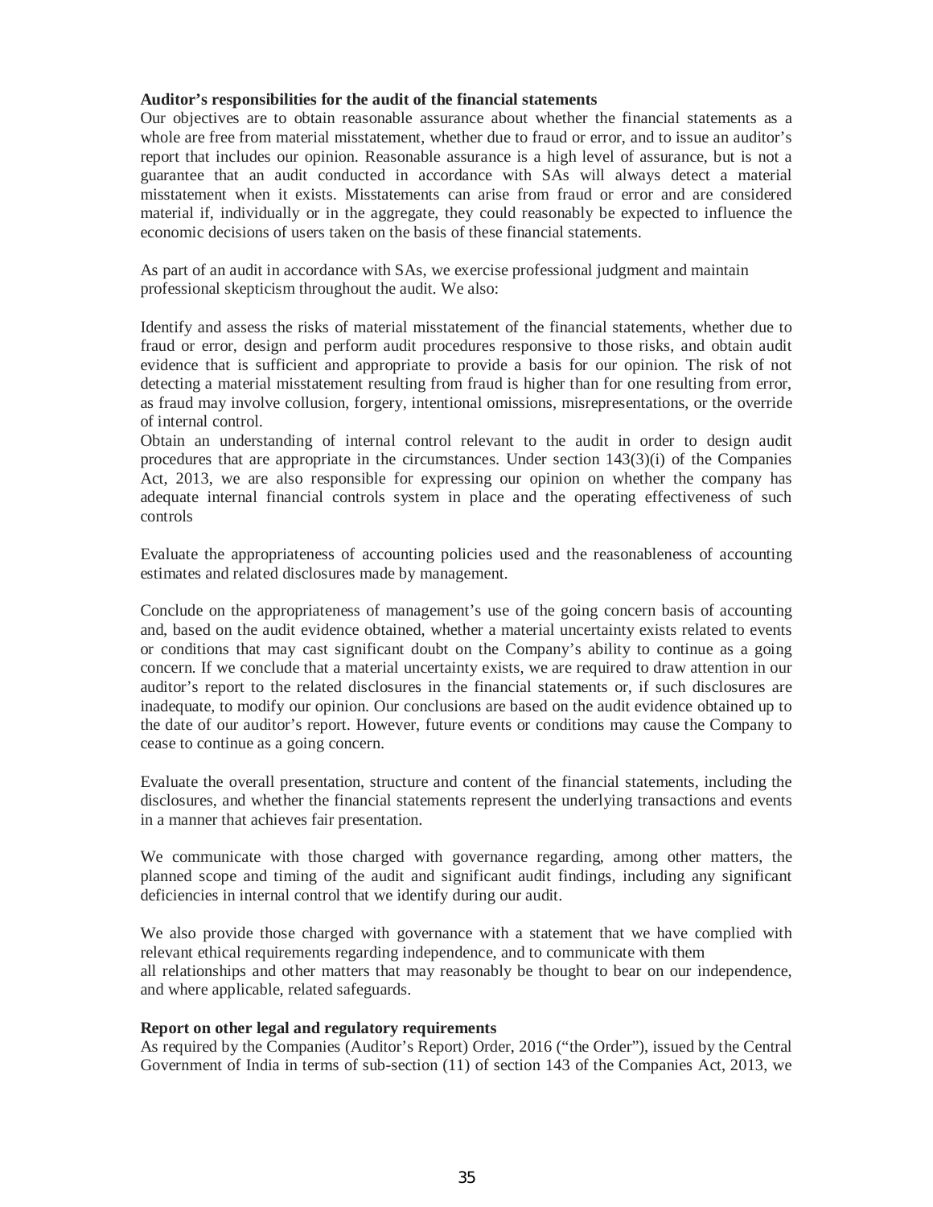**Auditor's responsibilities for the audit of the financial statements**

Our objectives are to obtain reasonable assurance about whether the financial statements as a whole are free from material misstatement, whether due to fraud or error, and to issue an auditor's report that includes our opinion. Reasonable assurance is a high level of assurance, but is not a guarantee that an audit conducted in accordance with SAs will always detect a material misstatement when it exists. Misstatements can arise from fraud or error and are considered material if, individually or in the aggregate, they could reasonably be expected to influence the economic decisions of users taken on the basis of these financial statements.

As part of an audit in accordance with SAs, we exercise professional judgment and maintain professional skepticism throughout the audit. We also:

Identify and assess the risks of material misstatement of the financial statements, whether due to fraud or error, design and perform audit procedures responsive to those risks, and obtain audit evidence that is sufficient and appropriate to provide a basis for our opinion. The risk of not detecting a material misstatement resulting from fraud is higher than for one resulting from error, as fraud may involve collusion, forgery, intentional omissions, misrepresentations, or the override of internal control.

Obtain an understanding of internal control relevant to the audit in order to design audit procedures that are appropriate in the circumstances. Under section 143(3)(i) of the Companies Act, 2013, we are also responsible for expressing our opinion on whether the company has adequate internal financial controls system in place and the operating effectiveness of such controls

Evaluate the appropriateness of accounting policies used and the reasonableness of accounting estimates and related disclosures made by management.

Conclude on the appropriateness of management's use of the going concern basis of accounting and, based on the audit evidence obtained, whether a material uncertainty exists related to events or conditions that may cast significant doubt on the Company's ability to continue as a going concern. If we conclude that a material uncertainty exists, we are required to draw attention in our auditor's report to the related disclosures in the financial statements or, if such disclosures are inadequate, to modify our opinion. Our conclusions are based on the audit evidence obtained up to the date of our auditor's report. However, future events or conditions may cause the Company to cease to continue as a going concern.

Evaluate the overall presentation, structure and content of the financial statements, including the disclosures, and whether the financial statements represent the underlying transactions and events in a manner that achieves fair presentation.

We communicate with those charged with governance regarding, among other matters, the planned scope and timing of the audit and significant audit findings, including any significant deficiencies in internal control that we identify during our audit.

We also provide those charged with governance with a statement that we have complied with relevant ethical requirements regarding independence, and to communicate with them all relationships and other matters that may reasonably be thought to bear on our independence, and where applicable, related safeguards.

**Report on other legal and regulatory requirements**

As required by the Companies (Auditor's Report) Order, 2016 ("the Order"), issued by the Central Government of India in terms of sub-section (11) of section 143 of the Companies Act, 2013, we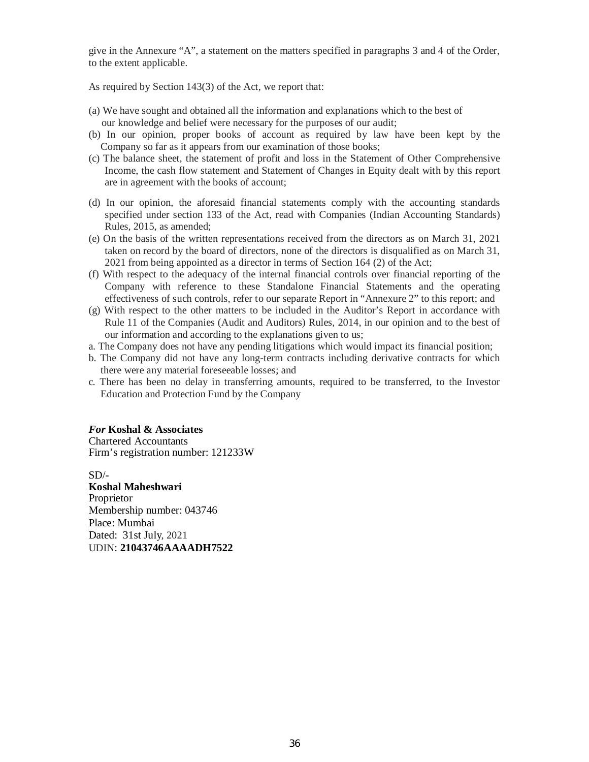give in the Annexure "A", a statement on the matters specified in paragraphs 3 and 4 of the Order, to the extent applicable.

As required by Section 143(3) of the Act, we report that:

(a) We have sought and obtained all the information and explanations which to the best of our knowledge and belief were necessary for the purposes of our audit;

(b) In our opinion, proper books of account as required by law have been kept by the Company so far as it appears from our examination of those books;

(c) The balance sheet, the statement of profit and loss in the Statement of Other Comprehensive Income, the cash flow statement and Statement of Changes in Equity dealt with by this report are in agreement with the books of account;

(d) In our opinion, the aforesaid financial statements comply with the accounting standards specified under section 133 of the Act, read with Companies (Indian Accounting Standards) Rules, 2015, as amended;

(e) On the basis of the written representations received from the directors as on March 31, 2021 taken on record by the board of directors, none of the directors is disqualified as on March 31, 2021 from being appointed as a director in terms of Section 164 (2) of the Act;

(f) With respect to the adequacy of the internal financial controls over financial reporting of the Company with reference to these Standalone Financial Statements and the operating effectiveness of such controls, refer to our separate Report in "Annexure 2" to this report; and

(g) With respect to the other matters to be included in the Auditor's Report in accordance with Rule 11 of the Companies (Audit and Auditors) Rules, 2014, in our opinion and to the best of our information and according to the explanations given to us;

a. The Company does not have any pending litigations which would impact its financial position;

b. The Company did not have any long-term contracts including derivative contracts for which there were any material foreseeable losses; and

c. There has been no delay in transferring amounts, required to be transferred, to the Investor Education and Protection Fund by the Company

***For* Koshal & Associates**
Chartered Accountants
Firm's registration number: 121233W

SD/-
**Koshal Maheshwari**
Proprietor
Membership number: 043746
Place: Mumbai
Dated: 31st July, 2021
UDIN: **21043746AAAADH7522**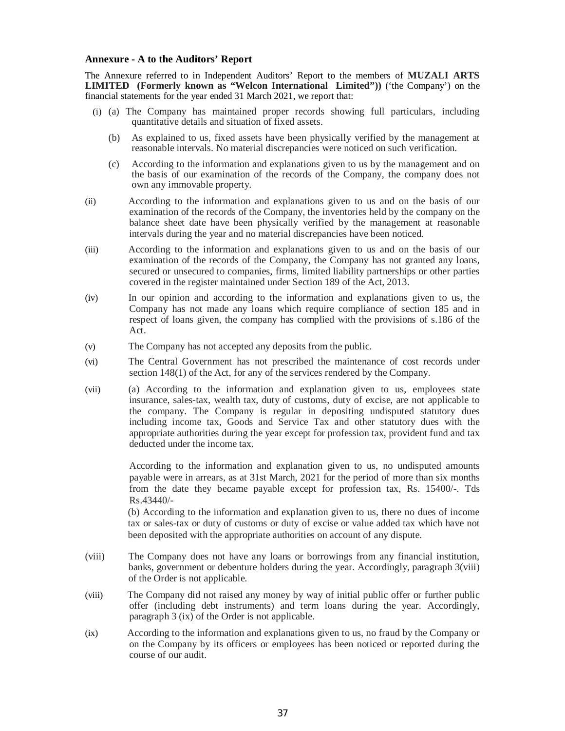**Annexure - A to the Auditors' Report**

The Annexure referred to in Independent Auditors' Report to the members of **MUZALI ARTS LIMITED (Formerly known as "Welcon International Limited"))** ('the Company') on the financial statements for the year ended 31 March 2021, we report that:

(i) (a) The Company has maintained proper records showing full particulars, including quantitative details and situation of fixed assets.

(b) As explained to us, fixed assets have been physically verified by the management at reasonable intervals. No material discrepancies were noticed on such verification.

(c) According to the information and explanations given to us by the management and on the basis of our examination of the records of the Company, the company does not own any immovable property.

(ii) According to the information and explanations given to us and on the basis of our examination of the records of the Company, the inventories held by the company on the balance sheet date have been physically verified by the management at reasonable intervals during the year and no material discrepancies have been noticed.

(iii) According to the information and explanations given to us and on the basis of our examination of the records of the Company, the Company has not granted any loans, secured or unsecured to companies, firms, limited liability partnerships or other parties covered in the register maintained under Section 189 of the Act, 2013.

(iv) In our opinion and according to the information and explanations given to us, the Company has not made any loans which require compliance of section 185 and in respect of loans given, the company has complied with the provisions of s.186 of the Act.

(v) The Company has not accepted any deposits from the public.

(vi) The Central Government has not prescribed the maintenance of cost records under section 148(1) of the Act, for any of the services rendered by the Company.

(vii) (a) According to the information and explanation given to us, employees state insurance, sales-tax, wealth tax, duty of customs, duty of excise, are not applicable to the company. The Company is regular in depositing undisputed statutory dues including income tax, Goods and Service Tax and other statutory dues with the appropriate authorities during the year except for profession tax, provident fund and tax deducted under the income tax.

According to the information and explanation given to us, no undisputed amounts payable were in arrears, as at 31st March, 2021 for the period of more than six months from the date they became payable except for profession tax, Rs. 15400/-. Tds Rs.43440/-

(b) According to the information and explanation given to us, there no dues of income tax or sales-tax or duty of customs or duty of excise or value added tax which have not been deposited with the appropriate authorities on account of any dispute.

(viii) The Company does not have any loans or borrowings from any financial institution, banks, government or debenture holders during the year. Accordingly, paragraph 3(viii) of the Order is not applicable.

(viii) The Company did not raised any money by way of initial public offer or further public offer (including debt instruments) and term loans during the year. Accordingly, paragraph 3 (ix) of the Order is not applicable.

(ix) According to the information and explanations given to us, no fraud by the Company or on the Company by its officers or employees has been noticed or reported during the course of our audit.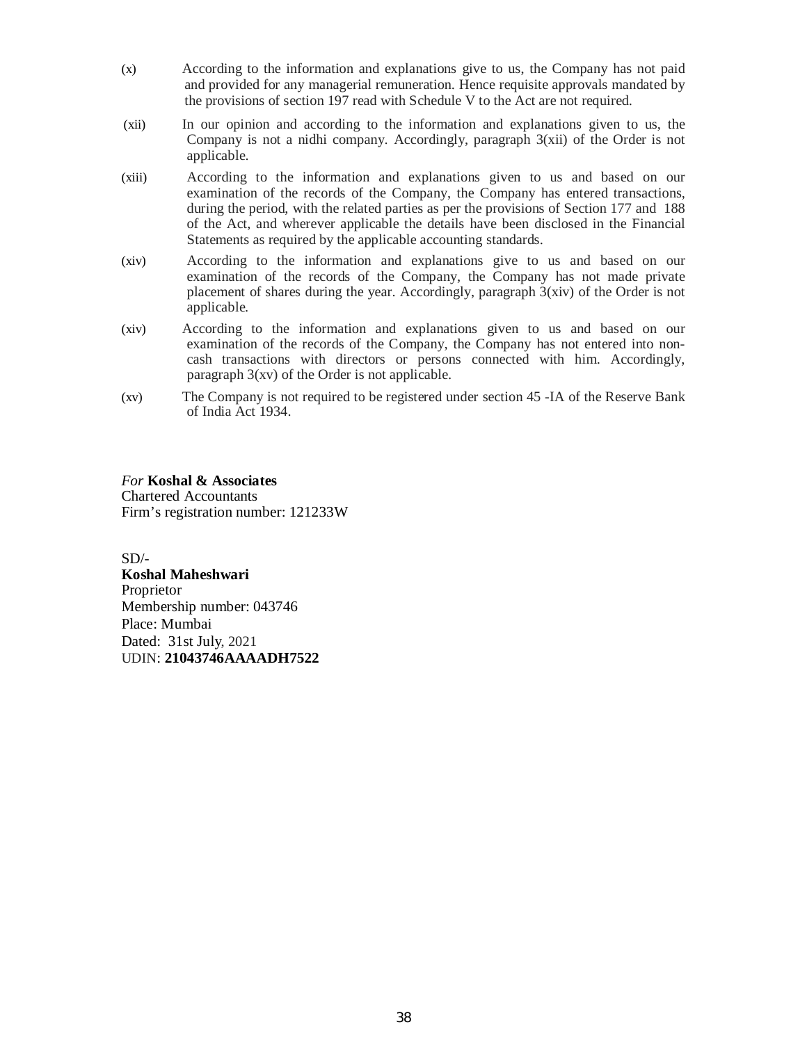(x) According to the information and explanations give to us, the Company has not paid and provided for any managerial remuneration. Hence requisite approvals mandated by the provisions of section 197 read with Schedule V to the Act are not required.

(xii) In our opinion and according to the information and explanations given to us, the Company is not a nidhi company. Accordingly, paragraph 3(xii) of the Order is not applicable.

(xiii) According to the information and explanations given to us and based on our examination of the records of the Company, the Company has entered transactions, during the period, with the related parties as per the provisions of Section 177 and 188 of the Act, and wherever applicable the details have been disclosed in the Financial Statements as required by the applicable accounting standards.

(xiv) According to the information and explanations give to us and based on our examination of the records of the Company, the Company has not made private placement of shares during the year. Accordingly, paragraph 3(xiv) of the Order is not applicable.

(xiv) According to the information and explanations given to us and based on our examination of the records of the Company, the Company has not entered into non-cash transactions with directors or persons connected with him. Accordingly, paragraph 3(xv) of the Order is not applicable.

(xv) The Company is not required to be registered under section 45 -IA of the Reserve Bank of India Act 1934.

*For* **Koshal & Associates**
Chartered Accountants
Firm's registration number: 121233W

SD/-
**Koshal Maheshwari**
Proprietor
Membership number: 043746
Place: Mumbai
Dated: 31st July, 2021
UDIN: **21043746AAAADH7522**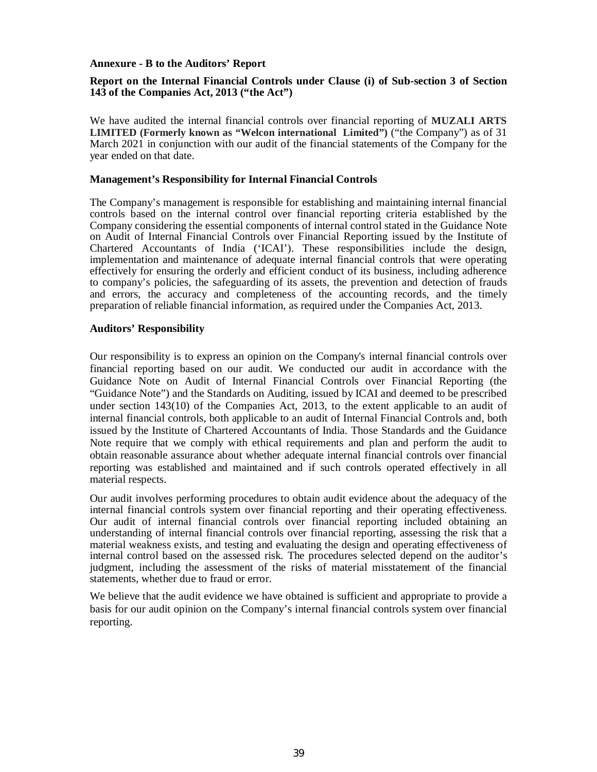**Annexure - B to the Auditors' Report**

**Report on the Internal Financial Controls under Clause (i) of Sub-section 3 of Section 143 of the Companies Act, 2013 ("the Act")**

We have audited the internal financial controls over financial reporting of **MUZALI ARTS LIMITED (Formerly known as "Welcon international Limited")** ("the Company") as of 31 March 2021 in conjunction with our audit of the financial statements of the Company for the year ended on that date.

**Management's Responsibility for Internal Financial Controls**

The Company's management is responsible for establishing and maintaining internal financial controls based on the internal control over financial reporting criteria established by the Company considering the essential components of internal control stated in the Guidance Note on Audit of Internal Financial Controls over Financial Reporting issued by the Institute of Chartered Accountants of India ('ICAI'). These responsibilities include the design, implementation and maintenance of adequate internal financial controls that were operating effectively for ensuring the orderly and efficient conduct of its business, including adherence to company's policies, the safeguarding of its assets, the prevention and detection of frauds and errors, the accuracy and completeness of the accounting records, and the timely preparation of reliable financial information, as required under the Companies Act, 2013.

**Auditors' Responsibility**

Our responsibility is to express an opinion on the Company's internal financial controls over financial reporting based on our audit. We conducted our audit in accordance with the Guidance Note on Audit of Internal Financial Controls over Financial Reporting (the "Guidance Note") and the Standards on Auditing, issued by ICAI and deemed to be prescribed under section 143(10) of the Companies Act, 2013, to the extent applicable to an audit of internal financial controls, both applicable to an audit of Internal Financial Controls and, both issued by the Institute of Chartered Accountants of India. Those Standards and the Guidance Note require that we comply with ethical requirements and plan and perform the audit to obtain reasonable assurance about whether adequate internal financial controls over financial reporting was established and maintained and if such controls operated effectively in all material respects.

Our audit involves performing procedures to obtain audit evidence about the adequacy of the internal financial controls system over financial reporting and their operating effectiveness. Our audit of internal financial controls over financial reporting included obtaining an understanding of internal financial controls over financial reporting, assessing the risk that a material weakness exists, and testing and evaluating the design and operating effectiveness of internal control based on the assessed risk. The procedures selected depend on the auditor's judgment, including the assessment of the risks of material misstatement of the financial statements, whether due to fraud or error.

We believe that the audit evidence we have obtained is sufficient and appropriate to provide a basis for our audit opinion on the Company's internal financial controls system over financial reporting.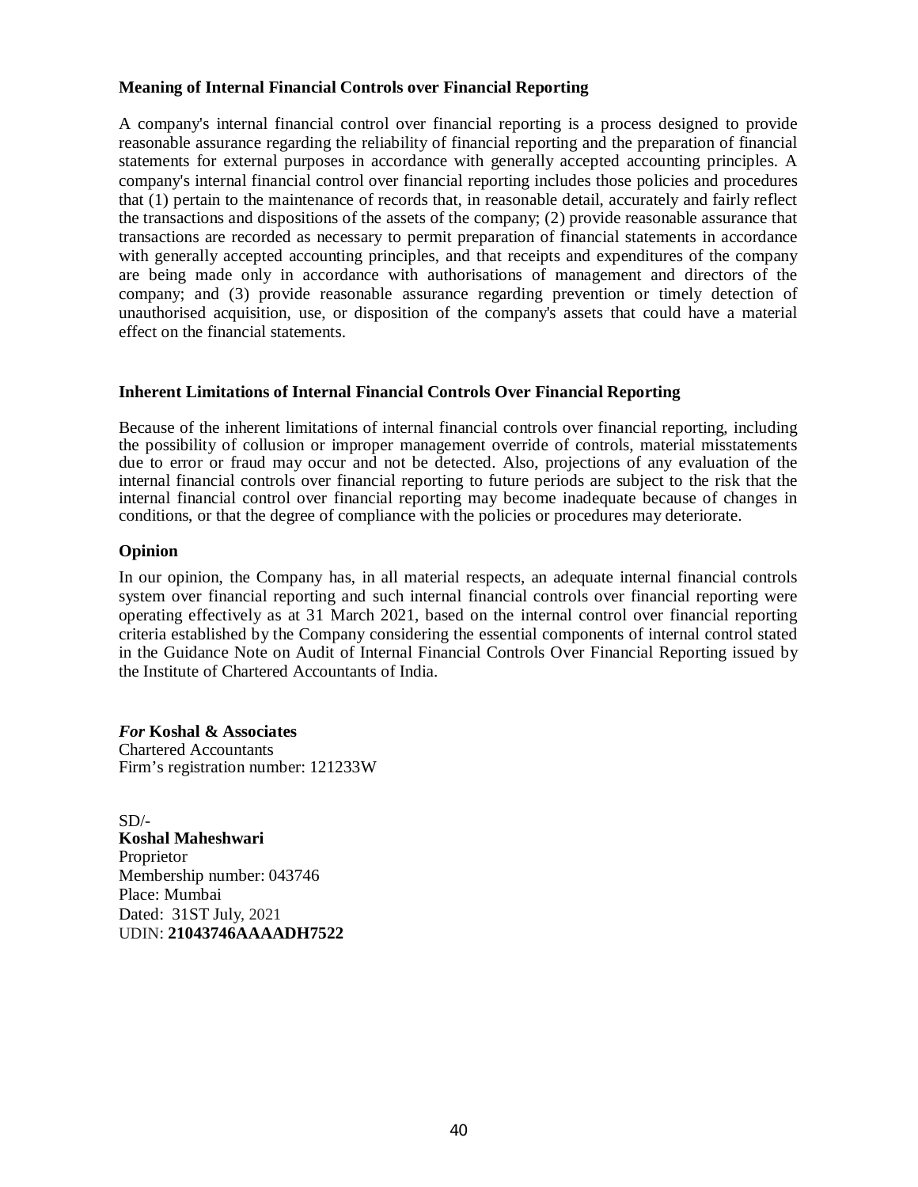### Meaning of Internal Financial Controls over Financial Reporting

A company's internal financial control over financial reporting is a process designed to provide reasonable assurance regarding the reliability of financial reporting and the preparation of financial statements for external purposes in accordance with generally accepted accounting principles. A company's internal financial control over financial reporting includes those policies and procedures that (1) pertain to the maintenance of records that, in reasonable detail, accurately and fairly reflect the transactions and dispositions of the assets of the company; (2) provide reasonable assurance that transactions are recorded as necessary to permit preparation of financial statements in accordance with generally accepted accounting principles, and that receipts and expenditures of the company are being made only in accordance with authorisations of management and directors of the company; and (3) provide reasonable assurance regarding prevention or timely detection of unauthorised acquisition, use, or disposition of the company's assets that could have a material effect on the financial statements.

### Inherent Limitations of Internal Financial Controls Over Financial Reporting

Because of the inherent limitations of internal financial controls over financial reporting, including the possibility of collusion or improper management override of controls, material misstatements due to error or fraud may occur and not be detected. Also, projections of any evaluation of the internal financial controls over financial reporting to future periods are subject to the risk that the internal financial control over financial reporting may become inadequate because of changes in conditions, or that the degree of compliance with the policies or procedures may deteriorate.

### Opinion

In our opinion, the Company has, in all material respects, an adequate internal financial controls system over financial reporting and such internal financial controls over financial reporting were operating effectively as at 31 March 2021, based on the internal control over financial reporting criteria established by the Company considering the essential components of internal control stated in the Guidance Note on Audit of Internal Financial Controls Over Financial Reporting issued by the Institute of Chartered Accountants of India.

***For* Koshal & Associates**
Chartered Accountants
Firm's registration number: 121233W

SD/-
**Koshal Maheshwari**
Proprietor
Membership number: 043746
Place: Mumbai
Dated: 31ST July, 2021
UDIN: **21043746AAAADH7522**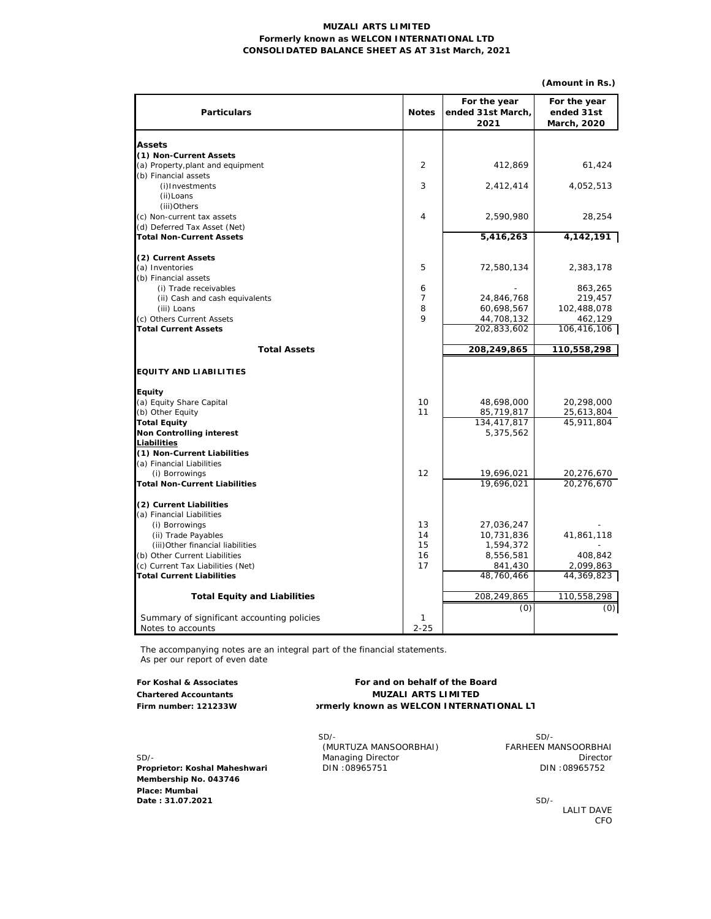# MUZALI ARTS LIMITED

## Formerly known as WELCON INTERNATIONAL LTD

## CONSOLIDATED BALANCE SHEET AS AT 31st March, 2021

**(Amount in Rs.)**

| Particulars | Notes | For the year ended 31st March, 2021 | For the year ended 31st March, 2020 |
|---|---|---|---|
| **Assets** | | | |
| **(1) Non-Current Assets** | | | |
| (a) Property,plant and equipment | 2 | 412,869 | 61,424 |
| (b) Financial assets | | | |
| (i)Investments | 3 | 2,412,414 | 4,052,513 |
| (ii)Loans | | | |
| (iii)Others | | | |
| (c) Non-current tax assets | 4 | 2,590,980 | 28,254 |
| (d) Deferred Tax Asset (Net) | | | |
| **Total Non-Current Assets** | | **5,416,263** | **4,142,191** |
| **(2) Current Assets** | | | |
| (a) Inventories | 5 | 72,580,134 | 2,383,178 |
| (b) Financial assets | | | |
| (i) Trade receivables | 6 | - | 863,265 |
| (ii) Cash and cash equivalents | 7 | 24,846,768 | 219,457 |
| (iii) Loans | 8 | 60,698,567 | 102,488,078 |
| (c) Others Current Assets | 9 | 44,708,132 | 462,129 |
| **Total Current Assets** | | 202,833,602 | 106,416,106 |
| **Total Assets** | | **208,249,865** | **110,558,298** |
| **EQUITY AND LIABILITIES** | | | |
| **Equity** | | | |
| (a) Equity Share Capital | 10 | 48,698,000 | 20,298,000 |
| (b) Other Equity | 11 | 85,719,817 | 25,613,804 |
| **Total Equity** | | 134,417,817 | 45,911,804 |
| **Non Controlling interest** | | 5,375,562 | |
| **Liabilities** | | | |
| **(1) Non-Current Liabilities** | | | |
| (a) Financial Liabilities | | | |
| (i) Borrowings | 12 | 19,696,021 | 20,276,670 |
| **Total Non-Current Liabilities** | | 19,696,021 | 20,276,670 |
| **(2) Current Liabilities** | | | |
| (a) Financial Liabilities | | | |
| (i) Borrowings | 13 | 27,036,247 | - |
| (ii) Trade Payables | 14 | 10,731,836 | 41,861,118 |
| (iii)Other financial liabilities | 15 | 1,594,372 | - |
| (b) Other Current Liabilities | 16 | 8,556,581 | 408,842 |
| (c) Current Tax Liabilities (Net) | 17 | 841,430 | 2,099,863 |
| **Total Current Liabilities** | | 48,760,466 | 44,369,823 |
| **Total Equity and Liabilities** | | 208,249,865 | 110,558,298 |
| | | (0) | (0) |
| Summary of significant accounting policies | 1 | | |
| Notes to accounts | 2-25 | | |

The accompanying notes are an integral part of the financial statements.
As per our report of even date

**For Koshal & Associates**
**Chartered Accountants**
**Firm number: 121233W**

SD/-
**Proprietor: Koshal Maheshwari**
**Membership No. 043746**
**Place: Mumbai**
**Date : 31.07.2021**

**For and on behalf of the Board**
**MUZALI ARTS LIMITED**
**ormerly known as WELCON INTERNATIONAL LT**

SD/-
(MURTUZA MANSOORBHAI)
Managing Director
DIN :08965751

SD/-
FARHEEN MANSOORBHAI
Director
DIN :08965752

SD/-
LALIT DAVE
CFO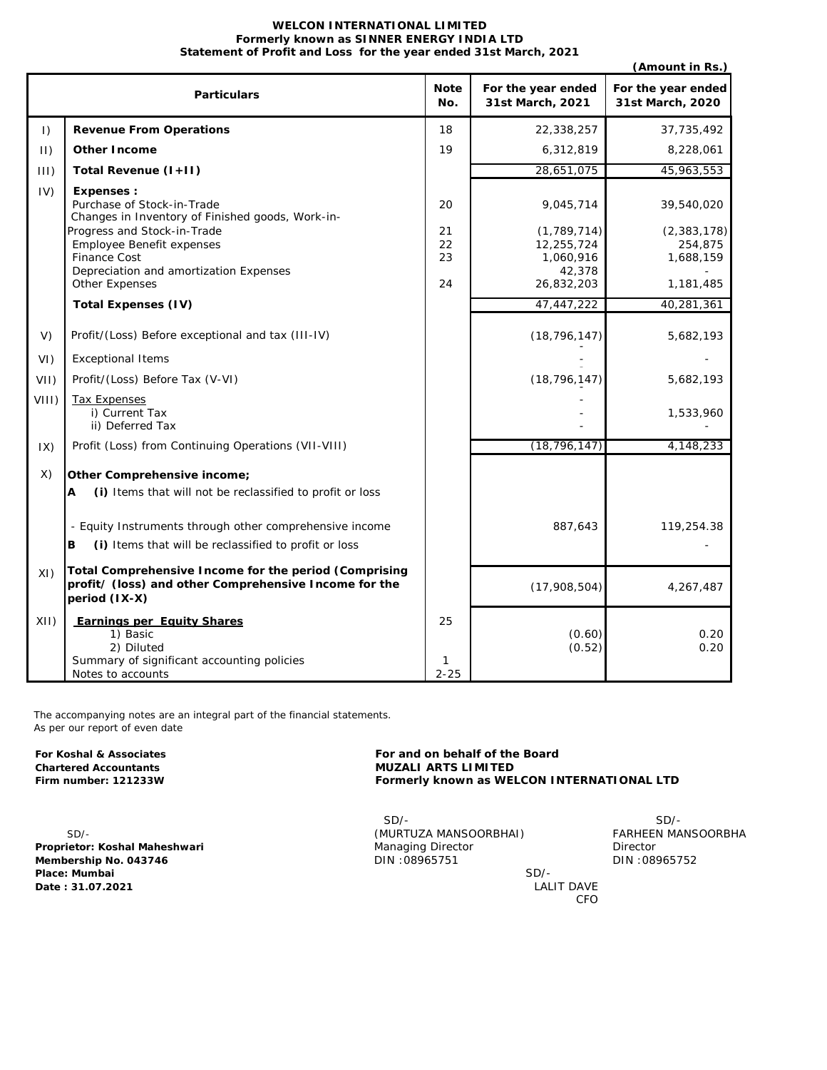**WELCON INTERNATIONAL LIMITED**
**Formerly known as SINNER ENERGY INDIA LTD**
**Statement of Profit and Loss for the year ended 31st March, 2021**

**(Amount in Rs.)**

| | Particulars | Note No. | For the year ended 31st March, 2021 | For the year ended 31st March, 2020 |
|---|---|---|---|---|
| I) | **Revenue From Operations** | 18 | 22,338,257 | 37,735,492 |
| II) | **Other Income** | 19 | 6,312,819 | 8,228,061 |
| III) | **Total Revenue (I+II)** | | 28,651,075 | 45,963,553 |
| IV) | **Expenses :** | | | |
| | Purchase of Stock-in-Trade | 20 | 9,045,714 | 39,540,020 |
| | Changes in Inventory of Finished goods, Work-in-Progress and Stock-in-Trade | 21 | (1,789,714) | (2,383,178) |
| | Employee Benefit expenses | 22 | 12,255,724 | 254,875 |
| | Finance Cost | 23 | 1,060,916 | 1,688,159 |
| | Depreciation and amortization Expenses | | 42,378 | - |
| | Other Expenses | 24 | 26,832,203 | 1,181,485 |
| | **Total Expenses (IV)** | | 47,447,222 | 40,281,361 |
| V) | Profit/(Loss) Before exceptional and tax (III-IV) | | (18,796,147) | 5,682,193 |
| VI) | Exceptional Items | | - | - |
| VII) | Profit/(Loss) Before Tax (V-VI) | | (18,796,147) | 5,682,193 |
| VIII) | Tax Expenses | | | |
| | i) Current Tax | | - | 1,533,960 |
| | ii) Deferred Tax | | - | - |
| IX) | Profit (Loss) from Continuing Operations (VII-VIII) | | (18,796,147) | 4,148,233 |
| X) | **Other Comprehensive income;** | | | |
| | **A** *(i)* Items that will not be reclassified to profit or loss | | | |
| | - Equity Instruments through other comprehensive income | | 887,643 | 119,254.38 |
| | **B** *(i)* Items that will be reclassified to profit or loss | | | - |
| XI) | **Total Comprehensive Income for the period (Comprising profit/ (loss) and other Comprehensive Income for the period (IX-X)** | | (17,908,504) | 4,267,487 |
| XII) | **Earnings per Equity Shares** | 25 | | |
| | 1) Basic | | (0.60) | 0.20 |
| | 2) Diluted | | (0.52) | 0.20 |
| | Summary of significant accounting policies | 1 | | |
| | Notes to accounts | 2-25 | | |

The accompanying notes are an integral part of the financial statements.
As per our report of even date

**For Koshal & Associates**
**Chartered Accountants**
**Firm number: 121233W**

SD/-
**Proprietor: Koshal Maheshwari**
**Membership No. 043746**
**Place: Mumbai**
**Date : 31.07.2021**

**For and on behalf of the Board**
**MUZALI ARTS LIMITED**
**Formerly known as WELCON INTERNATIONAL LTD**

SD/-
(MURTUZA MANSOORBHAI)
Managing Director
DIN :08965751

SD/-
FARHEEN MANSOORBHA
Director
DIN :08965752

SD/-
LALIT DAVE
CFO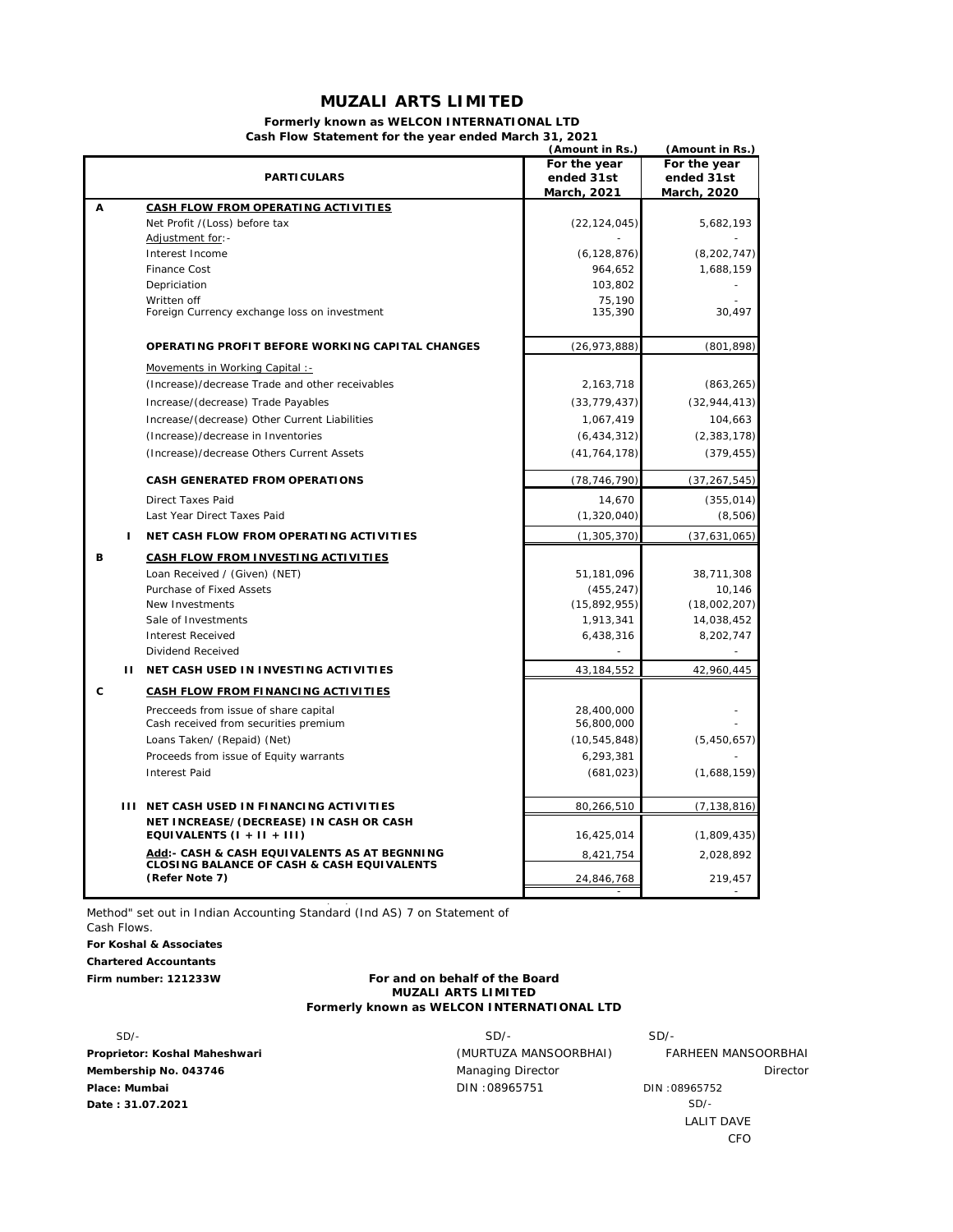# MUZALI ARTS LIMITED

**Formerly known as WELCON INTERNATIONAL LTD**

**Cash Flow Statement for the year ended March 31, 2021**

| | | PARTICULARS | (Amount in Rs.) For the year ended 31st March, 2021 | (Amount in Rs.) For the year ended 31st March, 2020 |
|---|---|---|---|---|
| **A** | | **CASH FLOW FROM OPERATING ACTIVITIES** | | |
| | | Net Profit /(Loss) before tax | (22,124,045) | 5,682,193 |
| | | Adjustment for:- | - | - |
| | | Interest Income | (6,128,876) | (8,202,747) |
| | | Finance Cost | 964,652 | 1,688,159 |
| | | Depriciation | 103,802 | - |
| | | Written off | 75,190 | - |
| | | Foreign Currency exchange loss on investment | 135,390 | 30,497 |
| | | **OPERATING PROFIT BEFORE WORKING CAPITAL CHANGES** | (26,973,888) | (801,898) |
| | | Movements in Working Capital :- | | |
| | | (Increase)/decrease Trade and other receivables | 2,163,718 | (863,265) |
| | | Increase/(decrease) Trade Payables | (33,779,437) | (32,944,413) |
| | | Increase/(decrease) Other Current Liabilities | 1,067,419 | 104,663 |
| | | (Increase)/decrease in Inventories | (6,434,312) | (2,383,178) |
| | | (Increase)/decrease Others Current Assets | (41,764,178) | (379,455) |
| | | **CASH GENERATED FROM OPERATIONS** | (78,746,790) | (37,267,545) |
| | | Direct Taxes Paid | 14,670 | (355,014) |
| | | Last Year Direct Taxes Paid | (1,320,040) | (8,506) |
| | **I** | **NET CASH FLOW FROM OPERATING ACTIVITIES** | (1,305,370) | (37,631,065) |
| **B** | | **CASH FLOW FROM INVESTING ACTIVITIES** | | |
| | | Loan Received / (Given) (NET) | 51,181,096 | 38,711,308 |
| | | Purchase of Fixed Assets | (455,247) | 10,146 |
| | | New Investments | (15,892,955) | (18,002,207) |
| | | Sale of Investments | 1,913,341 | 14,038,452 |
| | | Interest Received | 6,438,316 | 8,202,747 |
| | | Dividend Received | - | - |
| | **II** | **NET CASH USED IN INVESTING ACTIVITIES** | 43,184,552 | 42,960,445 |
| **C** | | **CASH FLOW FROM FINANCING ACTIVITIES** | | |
| | | Precceeds from issue of share capital | 28,400,000 | - |
| | | Cash received from securities premium | 56,800,000 | - |
| | | Loans Taken/ (Repaid) (Net) | (10,545,848) | (5,450,657) |
| | | Proceeds from issue of Equity warrants | 6,293,381 | - |
| | | Interest Paid | (681,023) | (1,688,159) |
| | **III** | **NET CASH USED IN FINANCING ACTIVITIES** | 80,266,510 | (7,138,816) |
| | | **NET INCREASE/(DECREASE) IN CASH OR CASH EQUIVALENTS (I + II + III)** | 16,425,014 | (1,809,435) |
| | | **Add:- CASH & CASH EQUIVALENTS AS AT BEGNNING** | 8,421,754 | 2,028,892 |
| | | **CLOSING BALANCE OF CASH & CASH EQUIVALENTS (Refer Note 7)** | 24,846,768 | 219,457 |
| | | | - | - |

Method" set out in Indian Accounting Standard (Ind AS) 7 on Statement of Cash Flows.

**For Koshal & Associates**

**Chartered Accountants**

**Firm number: 121233W**

**For and on behalf of the Board**
**MUZALI ARTS LIMITED**
**Formerly known as WELCON INTERNATIONAL LTD**

SD/-
**Proprietor: Koshal Maheshwari**
**Membership No. 043746**
**Place: Mumbai**
**Date : 31.07.2021**

SD/-
(MURTUZA MANSOORBHAI)
Managing Director
DIN :08965751

SD/-
FARHEEN MANSOORBHAI
Director
DIN :08965752

SD/-
LALIT DAVE
CFO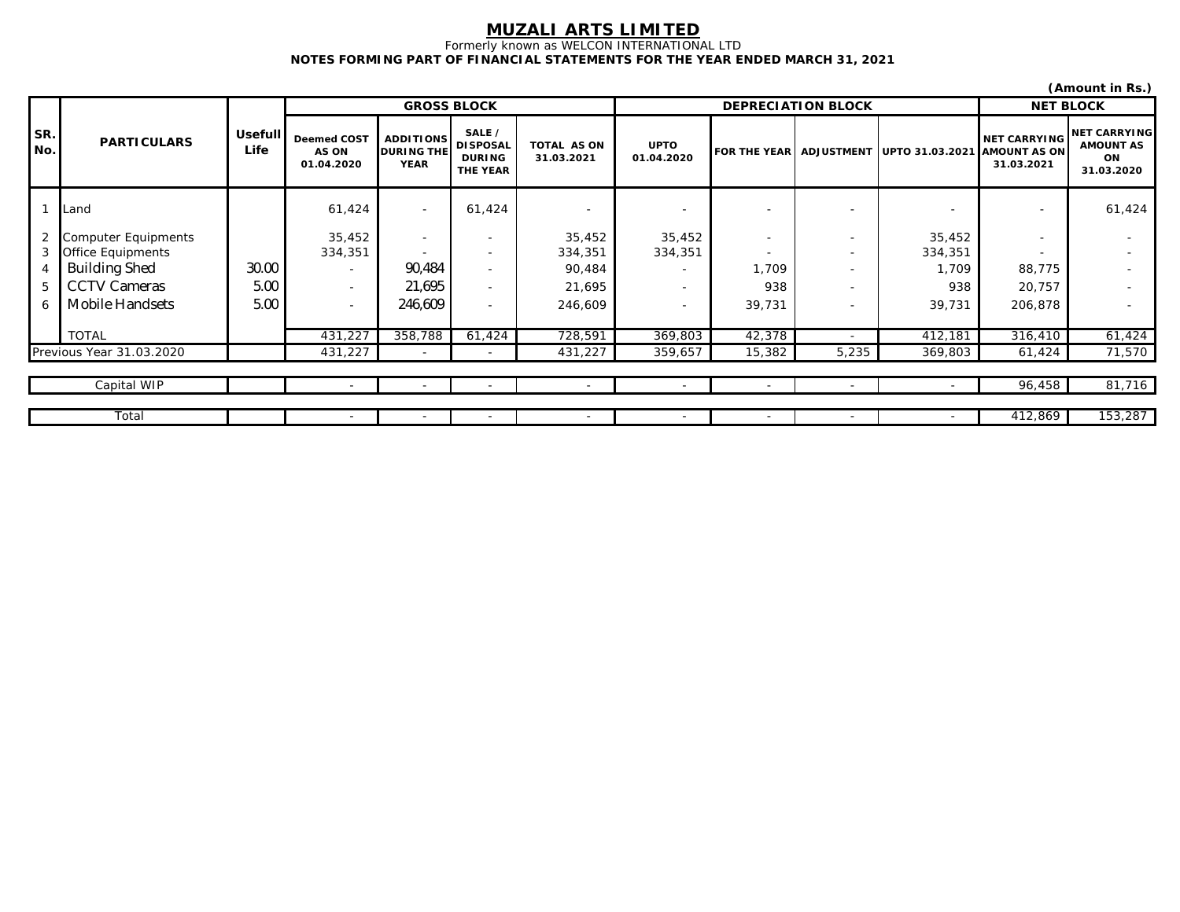# MUZALI ARTS LIMITED

Formerly known as WELCON INTERNATIONAL LTD

**NOTES FORMING PART OF FINANCIAL STATEMENTS FOR THE YEAR ENDED MARCH 31, 2021**

**(Amount in Rs.)**

| SR. No. | PARTICULARS | Usefull Life | GROSS BLOCK | | | | DEPRECIATION BLOCK | | | | NET BLOCK | |
|---|---|---|---|---|---|---|---|---|---|---|---|---|
| | | | Deemed COST AS ON 01.04.2020 | ADDITIONS DURING THE YEAR | SALE / DISPOSAL DURING THE YEAR | TOTAL AS ON 31.03.2021 | UPTO 01.04.2020 | FOR THE YEAR | ADJUSTMENT | UPTO 31.03.2021 | NET CARRYING AMOUNT AS ON 31.03.2021 | NET CARRYING AMOUNT AS ON 31.03.2020 |
| 1 | Land | | 61,424 | - | 61,424 | - | - | - | - | - | - | 61,424 |
| 2 | Computer Equipments | | 35,452 | - | - | 35,452 | 35,452 | - | - | 35,452 | - | - |
| 3 | Office Equipments | | 334,351 | - | - | 334,351 | 334,351 | - | - | 334,351 | - | - |
| 4 | Building Shed | 30.00 | - | 90,484 | - | 90,484 | - | 1,709 | - | 1,709 | 88,775 | - |
| 5 | CCTV Cameras | 5.00 | - | 21,695 | - | 21,695 | - | 938 | - | 938 | 20,757 | - |
| 6 | Mobile Handsets | 5.00 | - | 246,609 | - | 246,609 | - | 39,731 | - | 39,731 | 206,878 | - |
| | TOTAL | | 431,227 | 358,788 | 61,424 | 728,591 | 369,803 | 42,378 | - | 412,181 | 316,410 | 61,424 |
| Previous Year 31.03.2020 | | | 431,227 | - | - | 431,227 | 359,657 | 15,382 | 5,235 | 369,803 | 61,424 | 71,570 |
| Capital WIP | | | - | - | - | - | - | - | - | - | 96,458 | 81,716 |
| Total | | | - | - | - | - | - | - | - | - | 412,869 | 153,287 |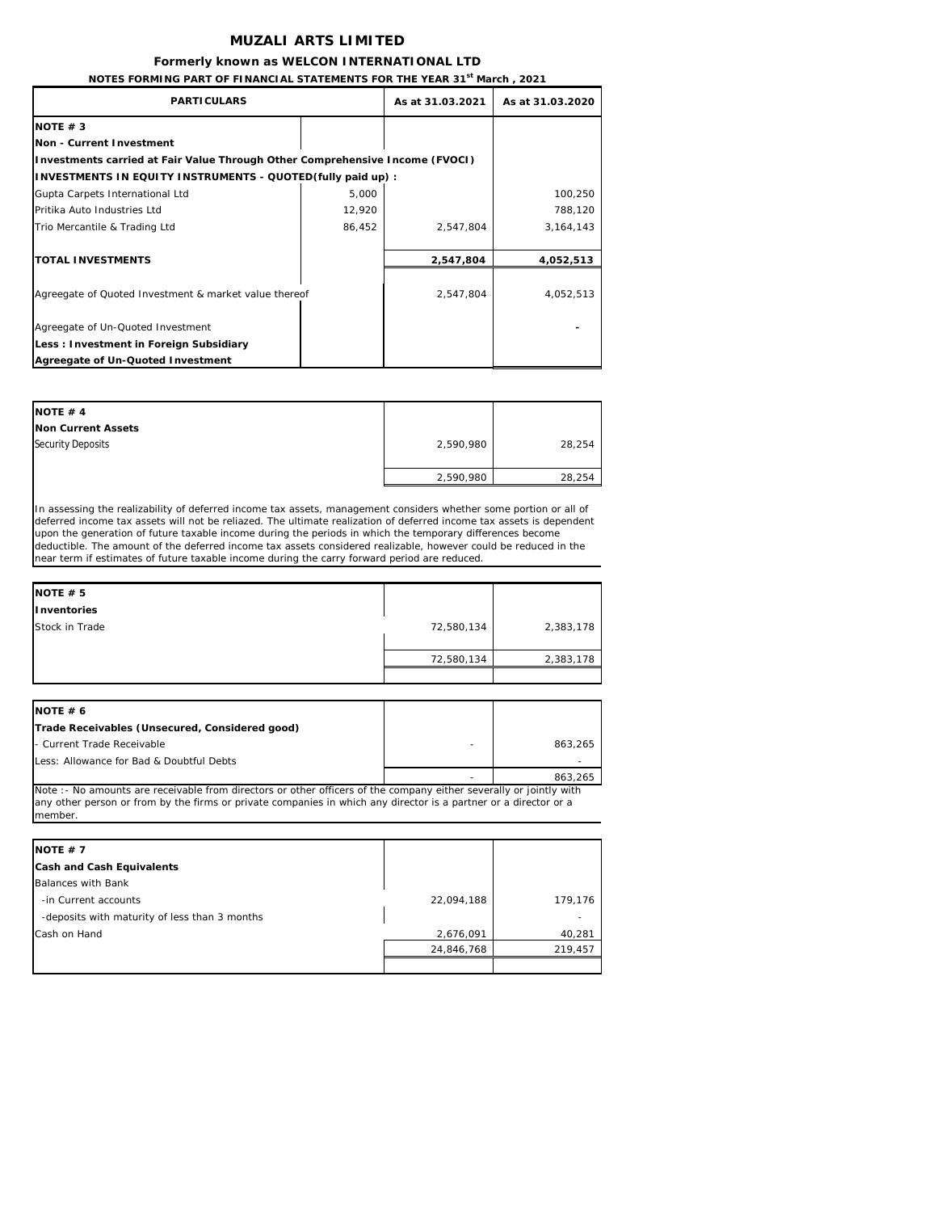# MUZALI ARTS LIMITED

### Formerly known as WELCON INTERNATIONAL LTD

**NOTES FORMING PART OF FINANCIAL STATEMENTS FOR THE YEAR 31st March , 2021**

| PARTICULARS | | As at 31.03.2021 | As at 31.03.2020 |
|---|---|---|---|
| **NOTE # 3** | | | |
| **Non - Current Investment** | | | |
| **Investments carried at Fair Value Through Other Comprehensive Income (FVOCI)** | | | |
| **INVESTMENTS IN EQUITY INSTRUMENTS - QUOTED(fully paid up) :** | | | |
| Gupta Carpets International Ltd | 5,000 | | 100,250 |
| Pritika Auto Industries Ltd | 12,920 | | 788,120 |
| Trio Mercantile & Trading Ltd | 86,452 | 2,547,804 | 3,164,143 |
| **TOTAL INVESTMENTS** | | **2,547,804** | **4,052,513** |
| Agreegate of Quoted Investment & market value thereof | | 2,547,804 | 4,052,513 |
| Agreegate of Un-Quoted Investment | | | - |
| **Less : Investment in Foreign Subsidiary** | | | |
| **Agreegate of Un-Quoted Investment** | | | |

| | | |
|---|---|---|
| **NOTE # 4** | | |
| **Non Current Assets** | | |
| Security Deposits | 2,590,980 | 28,254 |
| | 2,590,980 | 28,254 |

In assessing the realizability of deferred income tax assets, management considers whether some portion or all of deferred income tax assets will not be reliazed. The ultimate realization of deferred income tax assets is dependent upon the generation of future taxable income during the periods in which the temporary differences become deductible. The amount of the deferred income tax assets considered realizable, however could be reduced in the near term if estimates of future taxable income during the carry forward period are reduced.

| | | |
|---|---|---|
| **NOTE # 5** | | |
| **Inventories** | | |
| Stock in Trade | 72,580,134 | 2,383,178 |
| | 72,580,134 | 2,383,178 |

| | | |
|---|---|---|
| **NOTE # 6** | | |
| **Trade Receivables (Unsecured, Considered good)** | | |
| - Current Trade Receivable | - | 863,265 |
| Less: Allowance for Bad & Doubtful Debts | | - |
| | - | 863,265 |

Note :- No amounts are receivable from directors or other officers of the company either severally or jointly with any other person or from by the firms or private companies in which any director is a partner or a director or a member.

| | | |
|---|---|---|
| **NOTE # 7** | | |
| **Cash and Cash Equivalents** | | |
| Balances with Bank | | |
| -in Current accounts | 22,094,188 | 179,176 |
| -deposits with maturity of less than 3 months | | - |
| Cash on Hand | 2,676,091 | 40,281 |
| | 24,846,768 | 219,457 |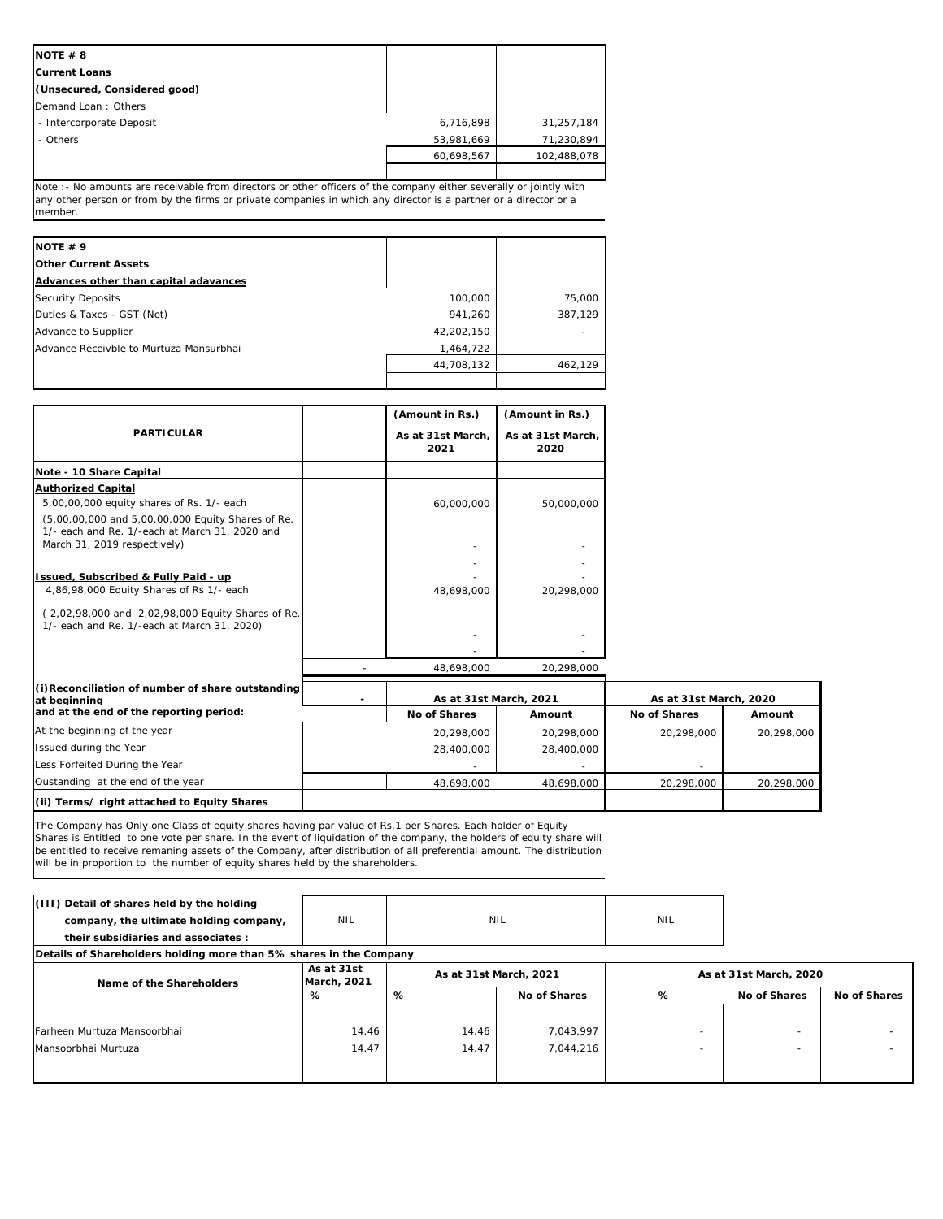| NOTE # 8 | | |
|---|---|---|
| **Current Loans** | | |
| **(Unsecured, Considered good)** | | |
| Demand Loan : Others | | |
| - Intercorporate Deposit | 6,716,898 | 31,257,184 |
| - Others | 53,981,669 | 71,230,894 |
| | 60,698,567 | 102,488,078 |

Note :- No amounts are receivable from directors or other officers of the company either severally or jointly with any other person or from by the firms or private companies in which any director is a partner or a director or a member.

| NOTE # 9 | | |
|---|---|---|
| **Other Current Assets** | | |
| **Advances other than capital adavances** | | |
| Security Deposits | 100,000 | 75,000 |
| Duties & Taxes - GST (Net) | 941,260 | 387,129 |
| Advance to Supplier | 42,202,150 | - |
| Advance Receivble to Murtuza Mansurbhai | 1,464,722 | |
| | 44,708,132 | 462,129 |

| PARTICULAR | | (Amount in Rs.) As at 31st March, 2021 | (Amount in Rs.) As at 31st March, 2020 |
|---|---|---|---|
| **Note - 10 Share Capital** | | | |
| **Authorized Capital** | | | |
| 5,00,00,000 equity shares of Rs. 1/- each | | 60,000,000 | 50,000,000 |
| (5,00,00,000 and 5,00,00,000 Equity Shares of Re. 1/- each and Re. 1/-each at March 31, 2020 and March 31, 2019 respectively) | | - | - |
| | | - | - |
| **Issued, Subscribed & Fully Paid - up** | | - | - |
| 4,86,98,000 Equity Shares of Rs 1/- each | | 48,698,000 | 20,298,000 |
| ( 2,02,98,000 and 2,02,98,000 Equity Shares of Re. 1/- each and Re. 1/-each at March 31, 2020) | | - | - |
| | | - | - |
| | - | 48,698,000 | 20,298,000 |

| (i)Reconciliation of number of share outstanding at beginning and at the end of the reporting period: | - | As at 31st March, 2021 | | As at 31st March, 2020 | |
|---|---|---|---|---|---|
| | | No of Shares | Amount | No of Shares | Amount |
| At the beginning of the year | | 20,298,000 | 20,298,000 | 20,298,000 | 20,298,000 |
| Issued during the Year | | 28,400,000 | 28,400,000 | | |
| Less Forfeited During the Year | | - | - | - | |
| Oustanding at the end of the year | | 48,698,000 | 48,698,000 | 20,298,000 | 20,298,000 |
| **(ii) Terms/ right attached to Equity Shares** | | | | | |

The Company has Only one Class of equity shares having par value of Rs.1 per Shares. Each holder of Equity Shares is Entitled to one vote per share. In the event of liquidation of the company, the holders of equity share will be entitled to receive remaning assets of the Company, after distribution of all preferential amount. The distribution will be in proportion to the number of equity shares held by the shareholders.

| (III) Detail of shares held by the holding company, the ultimate holding company, their subsidiaries and associates : | NIL | NIL | | NIL | | |
|---|---|---|---|---|---|---|
| **Details of Shareholders holding more than 5% shares in the Company** | | | | | | |
| Name of the Shareholders | As at 31st March, 2021 | As at 31st March, 2021 | | As at 31st March, 2020 | | |
| | % | % | No of Shares | % | No of Shares | No of Shares |
| Farheen Murtuza Mansoorbhai | 14.46 | 14.46 | 7,043,997 | - | - | - |
| Mansoorbhai Murtuza | 14.47 | 14.47 | 7,044,216 | - | - | - |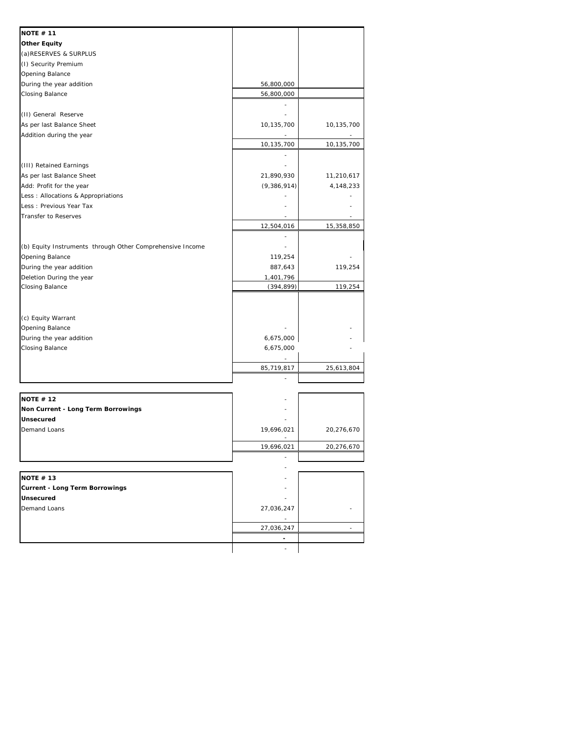| **NOTE # 11** | | |
|---|---|---|
| **Other Equity** | | |
| (a)RESERVES & SURPLUS | | |
| (I) Security Premium | | |
| Opening Balance | | |
| During the year addition | 56,800,000 | |
| Closing Balance | 56,800,000 | |
| | - | |
| (II) General Reserve | - | |
| As per last Balance Sheet | 10,135,700 | 10,135,700 |
| Addition during the year | - | - |
| | 10,135,700 | 10,135,700 |
| | - | |
| (III) Retained Earnings | - | |
| As per last Balance Sheet | 21,890,930 | 11,210,617 |
| Add: Profit for the year | (9,386,914) | 4,148,233 |
| Less : Allocations & Appropriations | - | - |
| Less : Previous Year Tax | - | - |
| Transfer to Reserves | - | - |
| | 12,504,016 | 15,358,850 |
| | - | |
| (b) Equity Instruments through Other Comprehensive Income | - | |
| Opening Balance | 119,254 | - |
| During the year addition | 887,643 | 119,254 |
| Deletion During the year | 1,401,796 | |
| Closing Balance | (394,899) | 119,254 |
| | | |
| (c) Equity Warrant | | |
| Opening Balance | - | - |
| During the year addition | 6,675,000 | - |
| Closing Balance | 6,675,000 | - |
| | - | |
| | 85,719,817 | 25,613,804 |
| | - | |

| **NOTE # 12** | - | |
|---|---|---|
| **Non Current - Long Term Borrowings** | - | |
| **Unsecured** | - | |
| Demand Loans | 19,696,021 | 20,276,670 |
| | - | |
| | 19,696,021 | 20,276,670 |
| | - | |

| **NOTE # 13** | - | |
|---|---|---|
| **Current - Long Term Borrowings** | - | |
| **Unsecured** | - | |
| Demand Loans | 27,036,247 | - |
| | - | |
| | 27,036,247 | - |
| | - | |
| | - | |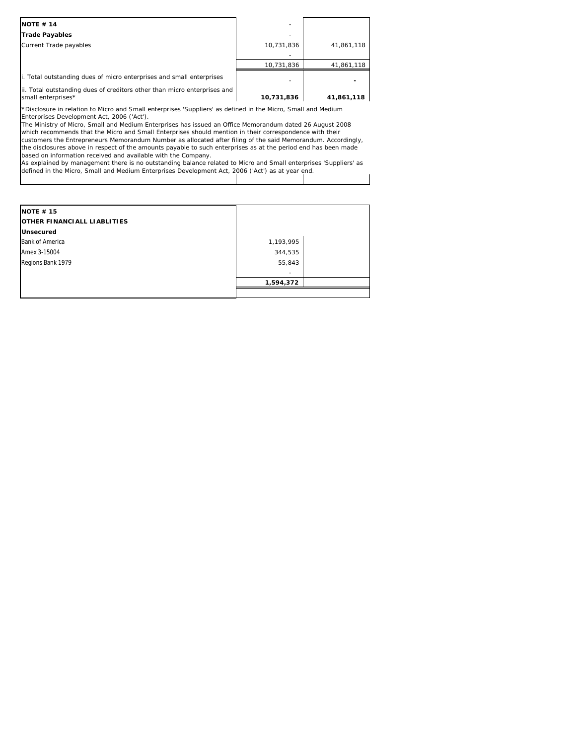| NOTE # 14 | - | |
|---|---|---|
| **Trade Payables** | - | |
| Current Trade payables | 10,731,836 | 41,861,118 |
| | - | |
| | 10,731,836 | 41,861,118 |
| i. Total outstanding dues of micro enterprises and small enterprises | - | **-** |
| ii. Total outstanding dues of creditors other than micro enterprises and small enterprises* | **10,731,836** | **41,861,118** |

*Disclosure in relation to Micro and Small enterprises 'Suppliers' as defined in the Micro, Small and Medium Enterprises Development Act, 2006 ('Act').
The Ministry of Micro, Small and Medium Enterprises has issued an Office Memorandum dated 26 August 2008 which recommends that the Micro and Small Enterprises should mention in their correspondence with their customers the Entrepreneurs Memorandum Number as allocated after filing of the said Memorandum. Accordingly, the disclosures above in respect of the amounts payable to such enterprises as at the period end has been made based on information received and available with the Company.
As explained by management there is no outstanding balance related to Micro and Small enterprises 'Suppliers' as defined in the Micro, Small and Medium Enterprises Development Act, 2006 ('Act') as at year end.

| NOTE # 15 | | |
|---|---|---|
| **OTHER FINANCIALL LIABLITIES** | | |
| **Unsecured** | | |
| Bank of America | 1,193,995 | |
| Amex 3-15004 | 344,535 | |
| Regions Bank 1979 | 55,843 | |
| | - | |
| | **1,594,372** | |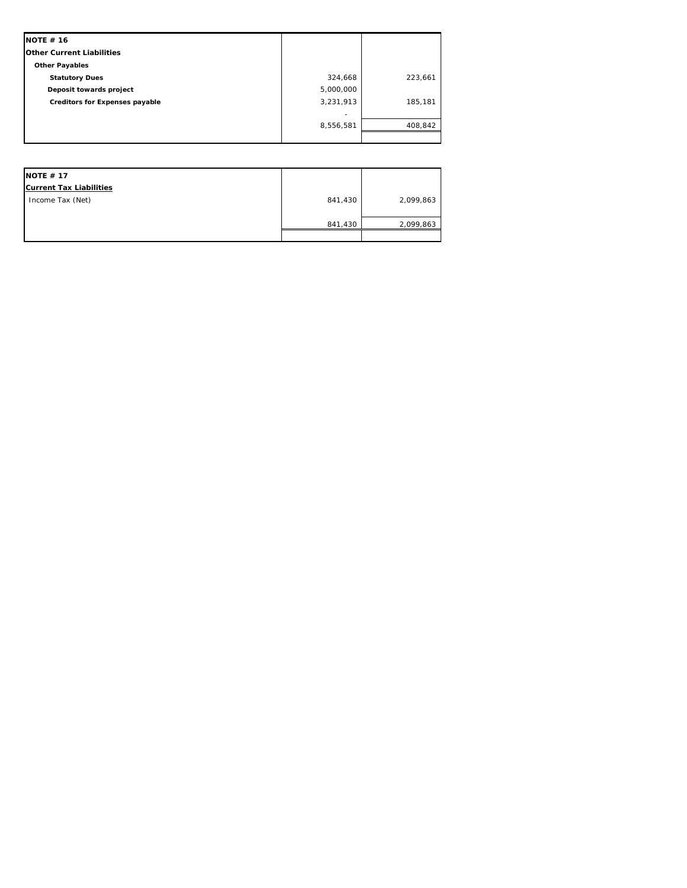| NOTE # 16 | | |
|---|---|---|
| **Other Current Liabilities** | | |
| **Other Payables** | | |
| **Statutory Dues** | 324,668 | 223,661 |
| **Deposit towards project** | 5,000,000 | |
| **Creditors for Expenses payable** | 3,231,913 | 185,181 |
| | - | |
| | 8,556,581 | 408,842 |

| NOTE # 17 | | |
|---|---|---|
| **Current Tax Liabilities** | | |
| Income Tax (Net) | 841,430 | 2,099,863 |
| | 841,430 | 2,099,863 |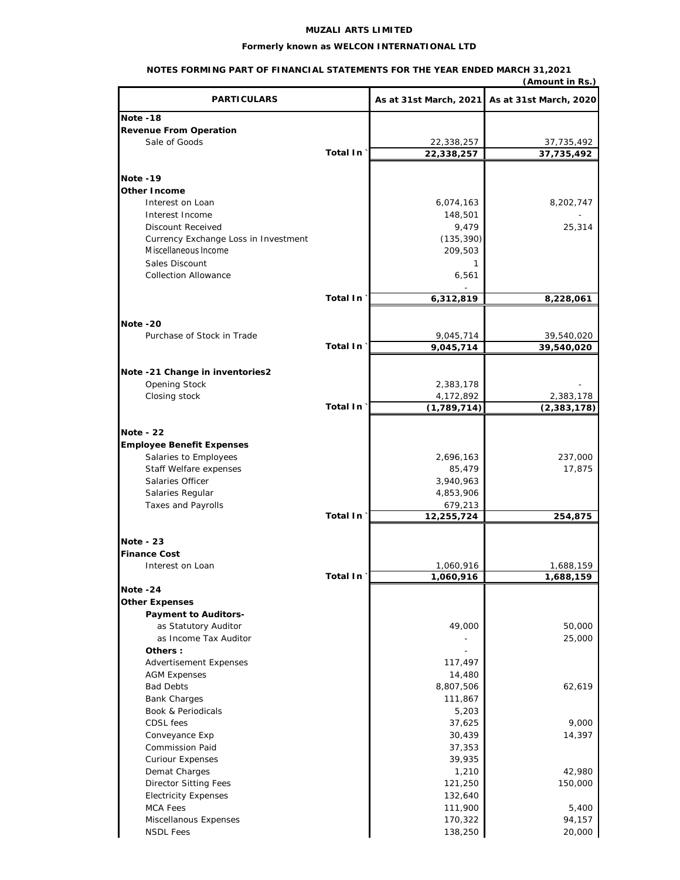**MUZALI ARTS LIMITED**

**Formerly known as WELCON INTERNATIONAL LTD**

**NOTES FORMING PART OF FINANCIAL STATEMENTS FOR THE YEAR ENDED MARCH 31,2021**

**(Amount in Rs.)**

| PARTICULARS | | As at 31st March, 2021 | As at 31st March, 2020 |
|---|---|---|---|
| **Note -18** | | | |
| **Revenue From Operation** | | | |
| Sale of Goods | | 22,338,257 | 37,735,492 |
| | Total In ` | **22,338,257** | **37,735,492** |
| **Note -19** | | | |
| **Other Income** | | | |
| Interest on Loan | | 6,074,163 | 8,202,747 |
| Interest Income | | 148,501 | - |
| Discount Received | | 9,479 | 25,314 |
| Currency Exchange Loss in Investment | | (135,390) | |
| Miscellaneous Income | | 209,503 | |
| Sales Discount | | 1 | |
| Collection Allowance | | 6,561 | |
| | | - | |
| | Total In ` | **6,312,819** | **8,228,061** |
| **Note -20** | | | |
| Purchase of Stock in Trade | | 9,045,714 | 39,540,020 |
| | Total In ` | **9,045,714** | **39,540,020** |
| **Note -21 Change in inventories2** | | | |
| Opening Stock | | 2,383,178 | - |
| Closing stock | | 4,172,892 | 2,383,178 |
| | Total In ` | **(1,789,714)** | **(2,383,178)** |
| **Note - 22** | | | |
| **Employee Benefit Expenses** | | | |
| Salaries to Employees | | 2,696,163 | 237,000 |
| Staff Welfare expenses | | 85,479 | 17,875 |
| Salaries Officer | | 3,940,963 | |
| Salaries Regular | | 4,853,906 | |
| Taxes and Payrolls | | 679,213 | |
| | Total In ` | **12,255,724** | **254,875** |
| **Note - 23** | | | |
| **Finance Cost** | | | |
| Interest on Loan | | 1,060,916 | 1,688,159 |
| | Total In ` | **1,060,916** | **1,688,159** |
| **Note -24** | | | |
| **Other Expenses** | | | |
| **Payment to Auditors-** | | | |
| as Statutory Auditor | | 49,000 | 50,000 |
| as Income Tax Auditor | | - | 25,000 |
| **Others :** | | - | |
| Advertisement Expenses | | 117,497 | |
| AGM Expenses | | 14,480 | |
| Bad Debts | | 8,807,506 | 62,619 |
| Bank Charges | | 111,867 | |
| Book & Periodicals | | 5,203 | |
| CDSL fees | | 37,625 | 9,000 |
| Conveyance Exp | | 30,439 | 14,397 |
| Commission Paid | | 37,353 | |
| Curiour Expenses | | 39,935 | |
| Demat Charges | | 1,210 | 42,980 |
| Director Sitting Fees | | 121,250 | 150,000 |
| Electricity Expenses | | 132,640 | |
| MCA Fees | | 111,900 | 5,400 |
| Miscellanous Expenses | | 170,322 | 94,157 |
| NSDL Fees | | 138,250 | 20,000 |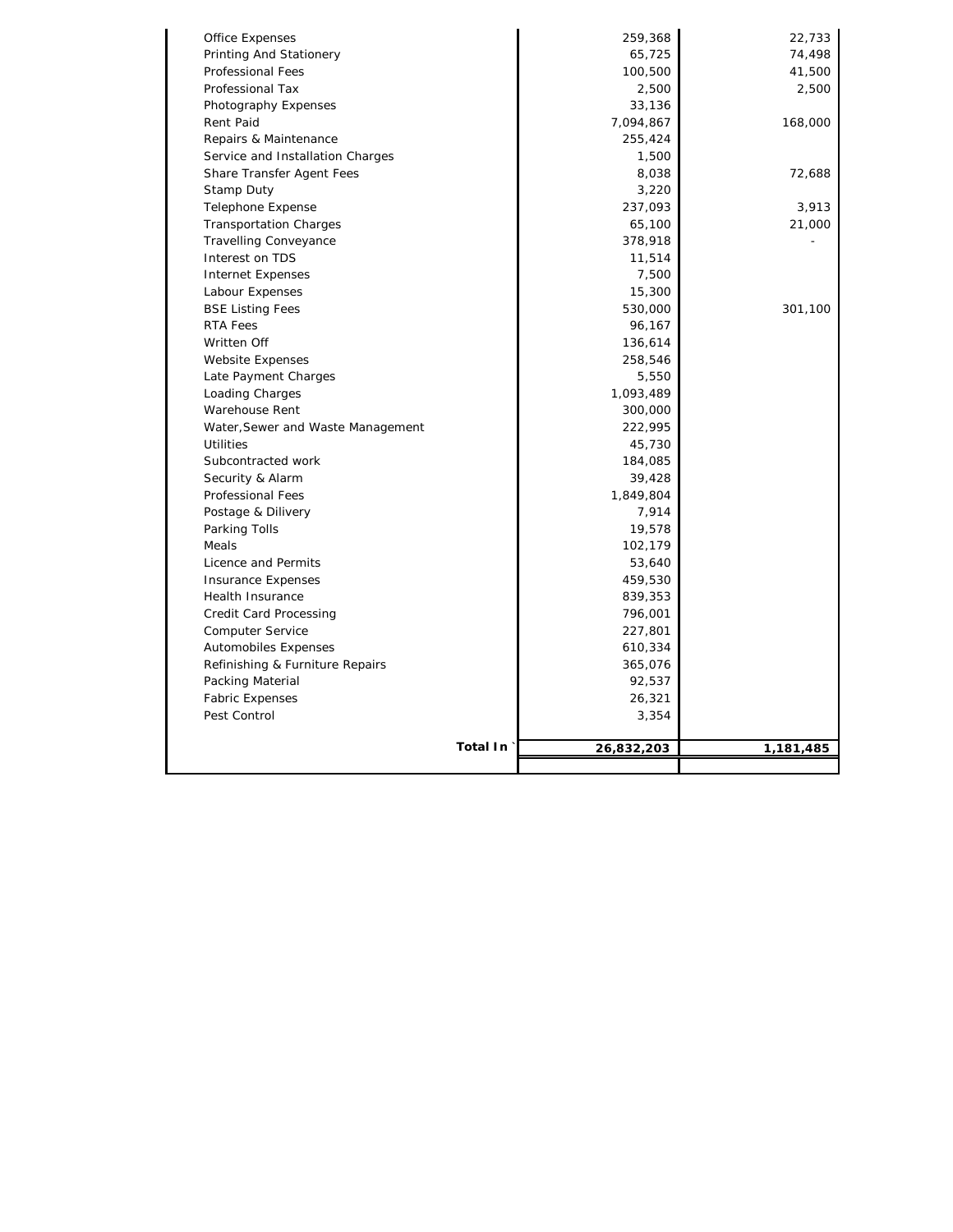| | | |
|---|---|---|
| Office Expenses | 259,368 | 22,733 |
| Printing And Stationery | 65,725 | 74,498 |
| Professional Fees | 100,500 | 41,500 |
| Professional Tax | 2,500 | 2,500 |
| Photography Expenses | 33,136 | |
| Rent Paid | 7,094,867 | 168,000 |
| Repairs & Maintenance | 255,424 | |
| Service and Installation Charges | 1,500 | |
| Share Transfer Agent Fees | 8,038 | 72,688 |
| Stamp Duty | 3,220 | |
| Telephone Expense | 237,093 | 3,913 |
| Transportation Charges | 65,100 | 21,000 |
| Travelling Conveyance | 378,918 | - |
| Interest on TDS | 11,514 | |
| Internet Expenses | 7,500 | |
| Labour Expenses | 15,300 | |
| BSE Listing Fees | 530,000 | 301,100 |
| RTA Fees | 96,167 | |
| Written Off | 136,614 | |
| Website Expenses | 258,546 | |
| Late Payment Charges | 5,550 | |
| Loading Charges | 1,093,489 | |
| Warehouse Rent | 300,000 | |
| Water,Sewer and Waste Management | 222,995 | |
| Utilities | 45,730 | |
| Subcontracted work | 184,085 | |
| Security & Alarm | 39,428 | |
| Professional Fees | 1,849,804 | |
| Postage & Dilivery | 7,914 | |
| Parking Tolls | 19,578 | |
| Meals | 102,179 | |
| Licence and Permits | 53,640 | |
| Insurance Expenses | 459,530 | |
| Health Insurance | 839,353 | |
| Credit Card Processing | 796,001 | |
| Computer Service | 227,801 | |
| Automobiles Expenses | 610,334 | |
| Refinishing & Furniture Repairs | 365,076 | |
| Packing Material | 92,537 | |
| Fabric Expenses | 26,321 | |
| Pest Control | 3,354 | |
| **Total In `** | **26,832,203** | **1,181,485** |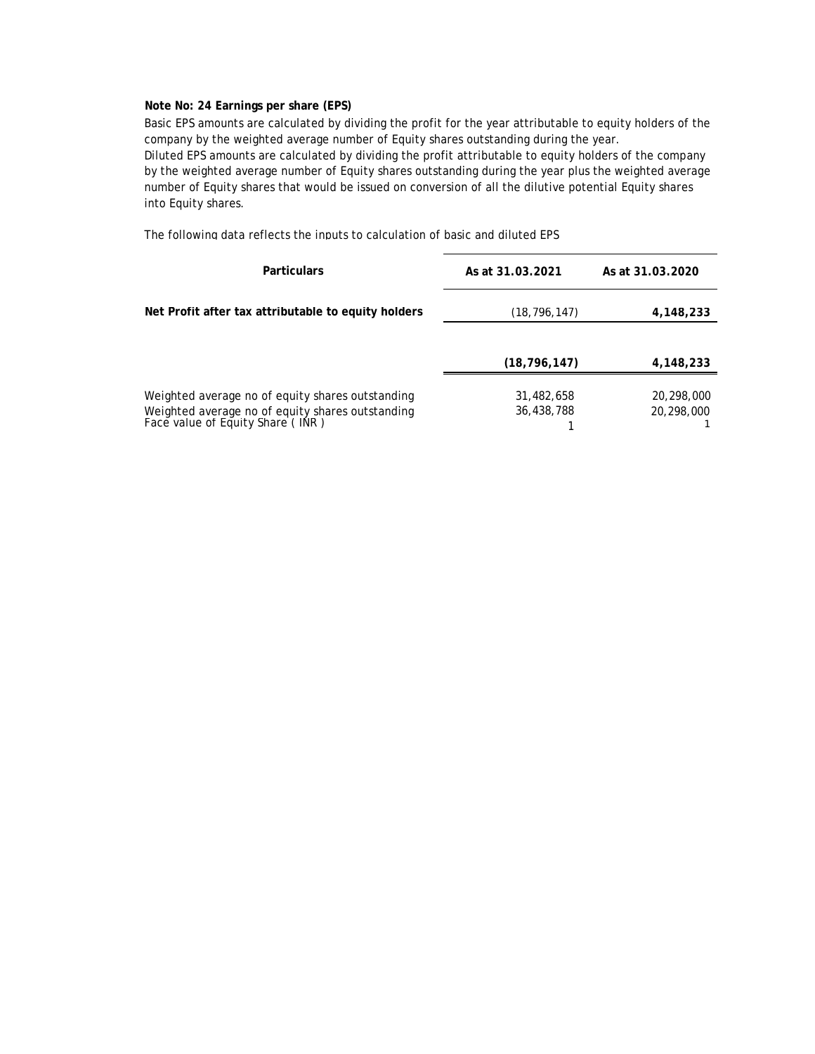**Note No: 24 Earnings per share (EPS)**

Basic EPS amounts are calculated by dividing the profit for the year attributable to equity holders of the company by the weighted average number of Equity shares outstanding during the year.
Diluted EPS amounts are calculated by dividing the profit attributable to equity holders of the company by the weighted average number of Equity shares outstanding during the year plus the weighted average number of Equity shares that would be issued on conversion of all the dilutive potential Equity shares into Equity shares.

The following data reflects the inputs to calculation of basic and diluted EPS

| Particulars | As at 31.03.2021 | As at 31.03.2020 |
|---|---|---|
| **Net Profit after tax attributable to equity holders** | (18,796,147) | **4,148,233** |
| | **(18,796,147)** | **4,148,233** |
| Weighted average no of equity shares outstanding | 31,482,658 | 20,298,000 |
| Weighted average no of equity shares outstanding | 36,438,788 | 20,298,000 |
| Face value of Equity Share ( INR ) | 1 | 1 |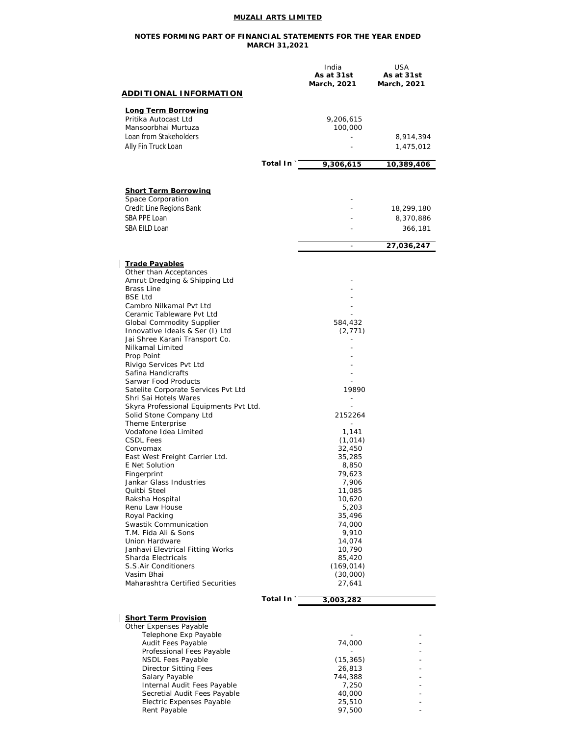**MUZALI ARTS LIMITED**

**NOTES FORMING PART OF FINANCIAL STATEMENTS FOR THE YEAR ENDED MARCH 31,2021**

| ADDITIONAL INFORMATION | India<br>**As at 31st March, 2021** | USA<br>**As at 31st March, 2021** |
|---|---|---|
| **Long Term Borrowing** | | |
| Pritika Autocast Ltd | 9,206,615 | |
| Mansoorbhai Murtuza | 100,000 | |
| Loan from Stakeholders | - | 8,914,394 |
| Ally Fin Truck Loan | - | 1,475,012 |
| **Total In `** | **9,306,615** | **10,389,406** |
| **Short Term Borrowing** | | |
| Space Corporation | - | |
| Credit Line Regions Bank | - | 18,299,180 |
| SBA PPE Loan | - | 8,370,886 |
| SBA EILD Loan | - | 366,181 |
| | - | **27,036,247** |
| **Trade Payables** | | |
| Other than Acceptances | | |
| Amrut Dredging & Shipping Ltd | - | |
| Brass Line | - | |
| BSE Ltd | - | |
| Cambro Nilkamal Pvt Ltd | - | |
| Ceramic Tableware Pvt Ltd | - | |
| Global Commodity Supplier | 584,432 | |
| Innovative Ideals & Ser (I) Ltd | (2,771) | |
| Jai Shree Karani Transport Co. | - | |
| Nilkamal Limited | - | |
| Prop Point | - | |
| Rivigo Services Pvt Ltd | - | |
| Safina Handicrafts | - | |
| Sarwar Food Products | - | |
| Satelite Corporate Services Pvt Ltd | 19890 | |
| Shri Sai Hotels Wares | - | |
| Skyra Professional Equipments Pvt Ltd. | - | |
| Solid Stone Company Ltd | 2152264 | |
| Theme Enterprise | - | |
| Vodafone Idea Limited | 1,141 | |
| CSDL Fees | (1,014) | |
| Convomax | 32,450 | |
| East West Freight Carrier Ltd. | 35,285 | |
| E Net Solution | 8,850 | |
| Fingerprint | 79,623 | |
| Jankar Glass Industries | 7,906 | |
| Quitbi Steel | 11,085 | |
| Raksha Hospital | 10,620 | |
| Renu Law House | 5,203 | |
| Royal Packing | 35,496 | |
| Swastik Communication | 74,000 | |
| T.M. Fida Ali & Sons | 9,910 | |
| Union Hardware | 14,074 | |
| Janhavi Elevtrical Fitting Works | 10,790 | |
| Sharda Electricals | 85,420 | |
| S.S.Air Conditioners | (169,014) | |
| Vasim Bhai | (30,000) | |
| Maharashtra Certified Securities | 27,641 | |
| **Total In `** | **3,003,282** | |
| **Short Term Provision** | | |
| Other Expenses Payable | | |
| Telephone Exp Payable | - | - |
| Audit Fees Payable | 74,000 | - |
| Professional Fees Payable | - | - |
| NSDL Fees Payable | (15,365) | - |
| Director Sitting Fees | 26,813 | - |
| Salary Payable | 744,388 | - |
| Internal Audit Fees Payable | 7,250 | - |
| Secretial Audit Fees Payable | 40,000 | - |
| Electric Expenses Payable | 25,510 | - |
| Rent Payable | 97,500 | - |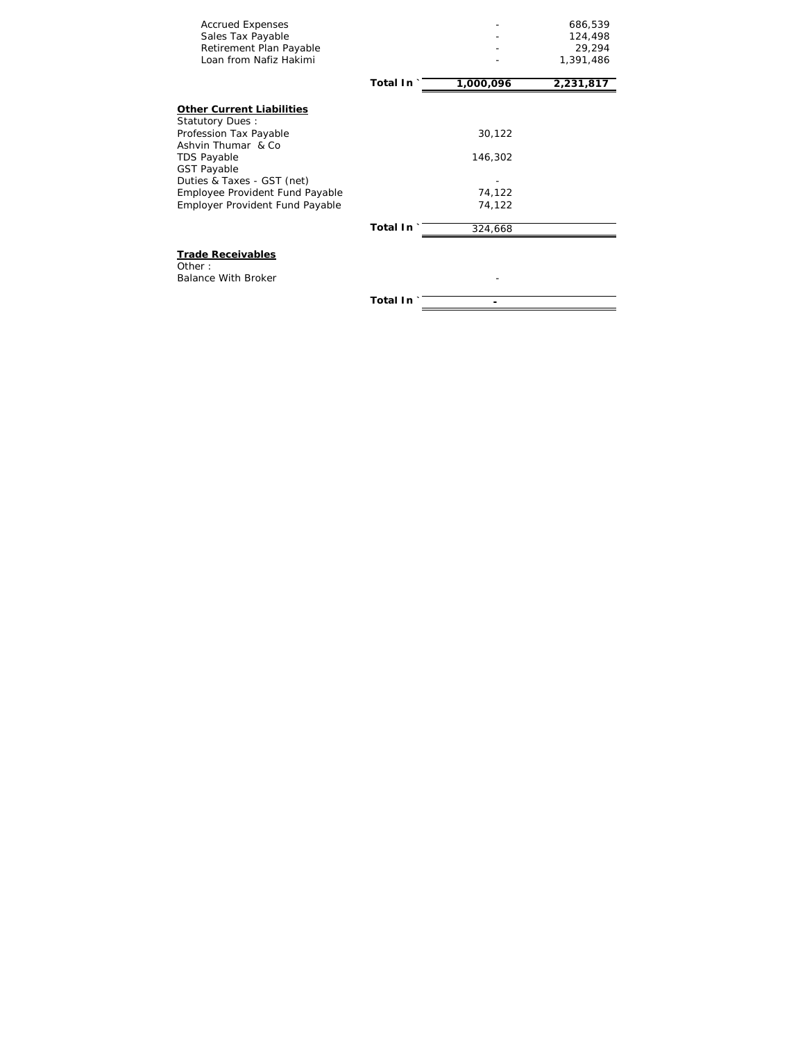| | | | |
|---|---|---|---|
| Accrued Expenses | | - | 686,539 |
| Sales Tax Payable | | - | 124,498 |
| Retirement Plan Payable | | - | 29,294 |
| Loan from Nafiz Hakimi | | - | 1,391,486 |
| | **Total In `** | **1,000,096** | **2,231,817** |

**Other Current Liabilities**

| | | | |
|---|---|---|---|
| Statutory Dues : | | | |
| Profession Tax Payable | | 30,122 | |
| Ashvin Thumar & Co | | | |
| TDS Payable | | 146,302 | |
| GST Payable | | | |
| Duties & Taxes - GST (net) | | - | |
| Employee Provident Fund Payable | | 74,122 | |
| Employer Provident Fund Payable | | 74,122 | |
| | **Total In `** | 324,668 | |

**Trade Receivables**

| | | | |
|---|---|---|---|
| Other : | | | |
| Balance With Broker | | - | |
| | **Total In `** | **-** | |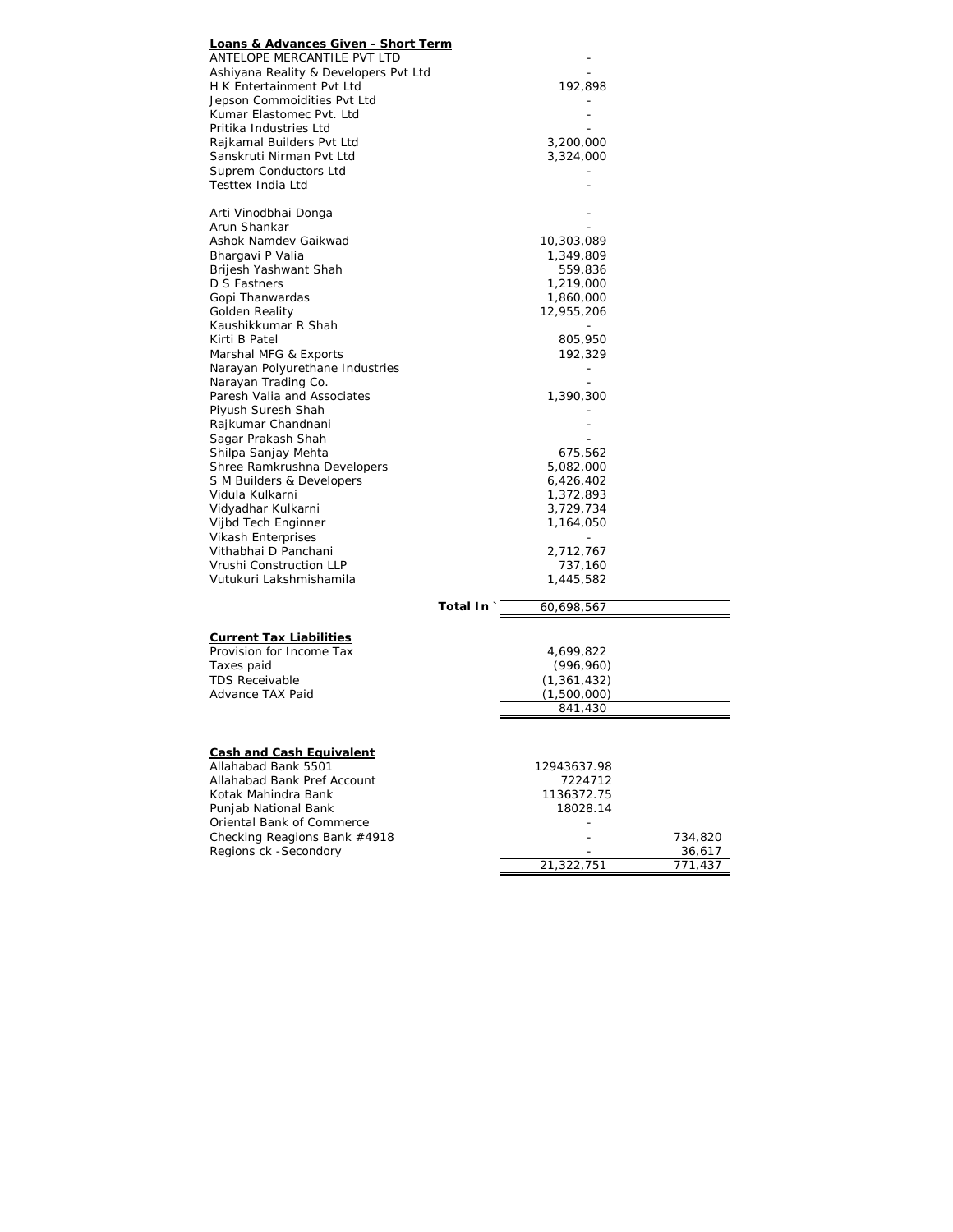**Loans & Advances Given - Short Term**

| | | |
|---|---|---|
| ANTELOPE MERCANTILE PVT LTD | - | |
| Ashiyana Reality & Developers Pvt Ltd | - | |
| H K Entertainment Pvt Ltd | 192,898 | |
| Jepson Commoidities Pvt Ltd | - | |
| Kumar Elastomec Pvt. Ltd | - | |
| Pritika Industries Ltd | - | |
| Rajkamal Builders Pvt Ltd | 3,200,000 | |
| Sanskruti Nirman Pvt Ltd | 3,324,000 | |
| Suprem Conductors Ltd | - | |
| Testtex India Ltd | - | |
| | | |
| Arti Vinodbhai Donga | - | |
| Arun Shankar | - | |
| Ashok Namdev Gaikwad | 10,303,089 | |
| Bhargavi P Valia | 1,349,809 | |
| Brijesh Yashwant Shah | 559,836 | |
| D S Fastners | 1,219,000 | |
| Gopi Thanwardas | 1,860,000 | |
| Golden Reality | 12,955,206 | |
| Kaushikkumar R Shah | - | |
| Kirti B Patel | 805,950 | |
| Marshal MFG & Exports | 192,329 | |
| Narayan Polyurethane Industries | - | |
| Narayan Trading Co. | - | |
| Paresh Valia and Associates | 1,390,300 | |
| Piyush Suresh Shah | - | |
| Rajkumar Chandnani | - | |
| Sagar Prakash Shah | - | |
| Shilpa Sanjay Mehta | 675,562 | |
| Shree Ramkrushna Developers | 5,082,000 | |
| S M Builders & Developers | 6,426,402 | |
| Vidula Kulkarni | 1,372,893 | |
| Vidyadhar Kulkarni | 3,729,734 | |
| Vijbd Tech Enginner | 1,164,050 | |
| Vikash Enterprises | - | |
| Vithabhai D Panchani | 2,712,767 | |
| Vrushi Construction LLP | 737,160 | |
| Vutukuri Lakshmishamila | 1,445,582 | |
| **Total In `** | 60,698,567 | |

**Current Tax Liabilities**

| | | |
|---|---|---|
| Provision for Income Tax | 4,699,822 | |
| Taxes paid | (996,960) | |
| TDS Receivable | (1,361,432) | |
| Advance TAX Paid | (1,500,000) | |
| | 841,430 | |

**Cash and Cash Equivalent**

| | | |
|---|---|---|
| Allahabad Bank 5501 | 12943637.98 | |
| Allahabad Bank Pref Account | 7224712 | |
| Kotak Mahindra Bank | 1136372.75 | |
| Punjab National Bank | 18028.14 | |
| Oriental Bank of Commerce | - | |
| Checking Reagions Bank #4918 | - | 734,820 |
| Regions ck -Secondory | - | 36,617 |
| | 21,322,751 | 771,437 |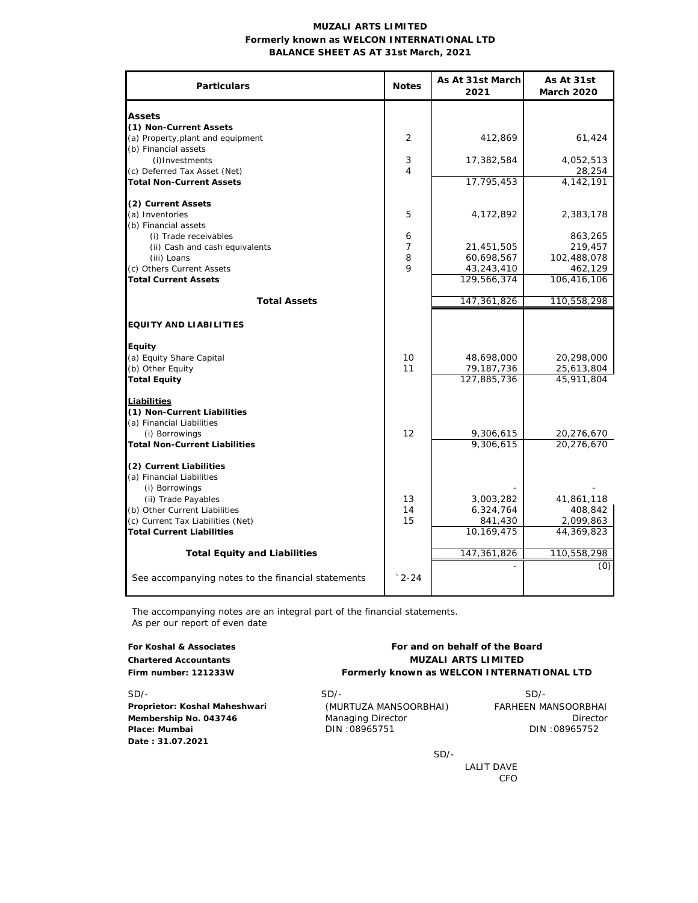**MUZALI ARTS LIMITED**
**Formerly known as WELCON INTERNATIONAL LTD**
**BALANCE SHEET AS AT 31st March, 2021**

| Particulars | Notes | As At 31st March 2021 | As At 31st March 2020 |
|---|---|---|---|
| **Assets** | | | |
| **(1) Non-Current Assets** | | | |
| (a) Property,plant and equipment | 2 | 412,869 | 61,424 |
| (b) Financial assets | | | |
| (i)Investments | 3 | 17,382,584 | 4,052,513 |
| (c) Deferred Tax Asset (Net) | 4 | | 28,254 |
| **Total Non-Current Assets** | | 17,795,453 | 4,142,191 |
| **(2) Current Assets** | | | |
| (a) Inventories | 5 | 4,172,892 | 2,383,178 |
| (b) Financial assets | | | |
| (i) Trade receivables | 6 | | 863,265 |
| (ii) Cash and cash equivalents | 7 | 21,451,505 | 219,457 |
| (iii) Loans | 8 | 60,698,567 | 102,488,078 |
| (c) Others Current Assets | 9 | 43,243,410 | 462,129 |
| **Total Current Assets** | | 129,566,374 | 106,416,106 |
| **Total Assets** | | 147,361,826 | 110,558,298 |
| **EQUITY AND LIABILITIES** | | | |
| **Equity** | | | |
| (a) Equity Share Capital | 10 | 48,698,000 | 20,298,000 |
| (b) Other Equity | 11 | 79,187,736 | 25,613,804 |
| **Total Equity** | | 127,885,736 | 45,911,804 |
| **Liabilities** | | | |
| **(1) Non-Current Liabilities** | | | |
| (a) Financial Liabilities | | | |
| (i) Borrowings | 12 | 9,306,615 | 20,276,670 |
| **Total Non-Current Liabilities** | | 9,306,615 | 20,276,670 |
| **(2) Current Liabilities** | | | |
| (a) Financial Liabilities | | | |
| (i) Borrowings | | - | - |
| (ii) Trade Payables | 13 | 3,003,282 | 41,861,118 |
| (b) Other Current Liabilities | 14 | 6,324,764 | 408,842 |
| (c) Current Tax Liabilities (Net) | 15 | 841,430 | 2,099,863 |
| **Total Current Liabilities** | | 10,169,475 | 44,369,823 |
| **Total Equity and Liabilities** | | 147,361,826 | 110,558,298 |
| | | - | (0) |
| See accompanying notes to the financial statements | `2-24 | | |

The accompanying notes are an integral part of the financial statements.
As per our report of even date

**For Koshal & Associates**
**Chartered Accountants**
**Firm number: 121233W**

SD/-
**Proprietor: Koshal Maheshwari**
**Membership No. 043746**
**Place: Mumbai**
**Date : 31.07.2021**

**For and on behalf of the Board**
**MUZALI ARTS LIMITED**
**Formerly known as WELCON INTERNATIONAL LTD**

SD/-
(MURTUZA MANSOORBHAI)
Managing Director
DIN :08965751

SD/-
FARHEEN MANSOORBHAI
Director
DIN :08965752

SD/-
LALIT DAVE
CFO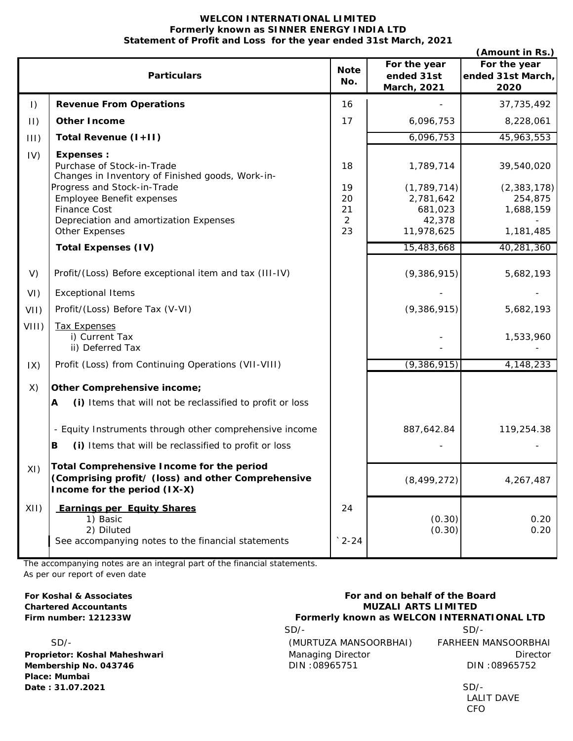**WELCON INTERNATIONAL LIMITED**
**Formerly known as SINNER ENERGY INDIA LTD**
**Statement of Profit and Loss for the year ended 31st March, 2021**

**(Amount in Rs.)**

| | Particulars | Note No. | For the year ended 31st March, 2021 | For the year ended 31st March, 2020 |
|---|---|---|---|---|
| I) | **Revenue From Operations** | 16 | - | 37,735,492 |
| II) | **Other Income** | 17 | 6,096,753 | 8,228,061 |
| III) | **Total Revenue (I+II)** | | 6,096,753 | 45,963,553 |
| IV) | **Expenses :** | | | |
| | Purchase of Stock-in-Trade | 18 | 1,789,714 | 39,540,020 |
| | Changes in Inventory of Finished goods, Work-in-Progress and Stock-in-Trade | 19 | (1,789,714) | (2,383,178) |
| | Employee Benefit expenses | 20 | 2,781,642 | 254,875 |
| | Finance Cost | 21 | 681,023 | 1,688,159 |
| | Depreciation and amortization Expenses | 2 | 42,378 | - |
| | Other Expenses | 23 | 11,978,625 | 1,181,485 |
| | **Total Expenses (IV)** | | 15,483,668 | 40,281,360 |
| V) | Profit/(Loss) Before exceptional item and tax (III-IV) | | (9,386,915) | 5,682,193 |
| VI) | Exceptional Items | | - | - |
| VII) | Profit/(Loss) Before Tax (V-VI) | | (9,386,915) | 5,682,193 |
| VIII) | Tax Expenses | | | |
| | i) Current Tax | | - | 1,533,960 |
| | ii) Deferred Tax | | - | - |
| IX) | Profit (Loss) from Continuing Operations (VII-VIII) | | (9,386,915) | 4,148,233 |
| X) | **Other Comprehensive income;** | | | |
| | **A (i)** Items that will not be reclassified to profit or loss | | | |
| | - Equity Instruments through other comprehensive income | | 887,642.84 | 119,254.38 |
| | **B (i)** Items that will be reclassified to profit or loss | | - | - |
| XI) | **Total Comprehensive Income for the period (Comprising profit/ (loss) and other Comprehensive Income for the period (IX-X)** | | (8,499,272) | 4,267,487 |
| XII) | **Earnings per Equity Shares** | 24 | | |
| | 1) Basic | | (0.30) | 0.20 |
| | 2) Diluted | | (0.30) | 0.20 |
| | See accompanying notes to the financial statements | `2-24 | | |

The accompanying notes are an integral part of the financial statements.
As per our report of even date

**For Koshal & Associates**
**Chartered Accountants**
**Firm number: 121233W**

SD/-
**Proprietor: Koshal Maheshwari**
**Membership No. 043746**
**Place: Mumbai**
**Date : 31.07.2021**

**For and on behalf of the Board**
**MUZALI ARTS LIMITED**
**Formerly known as WELCON INTERNATIONAL LTD**

SD/-
(MURTUZA MANSOORBHAI)
Managing Director
DIN :08965751

SD/-
FARHEEN MANSOORBHAI
Director
DIN :08965752

SD/-
LALIT DAVE
CFO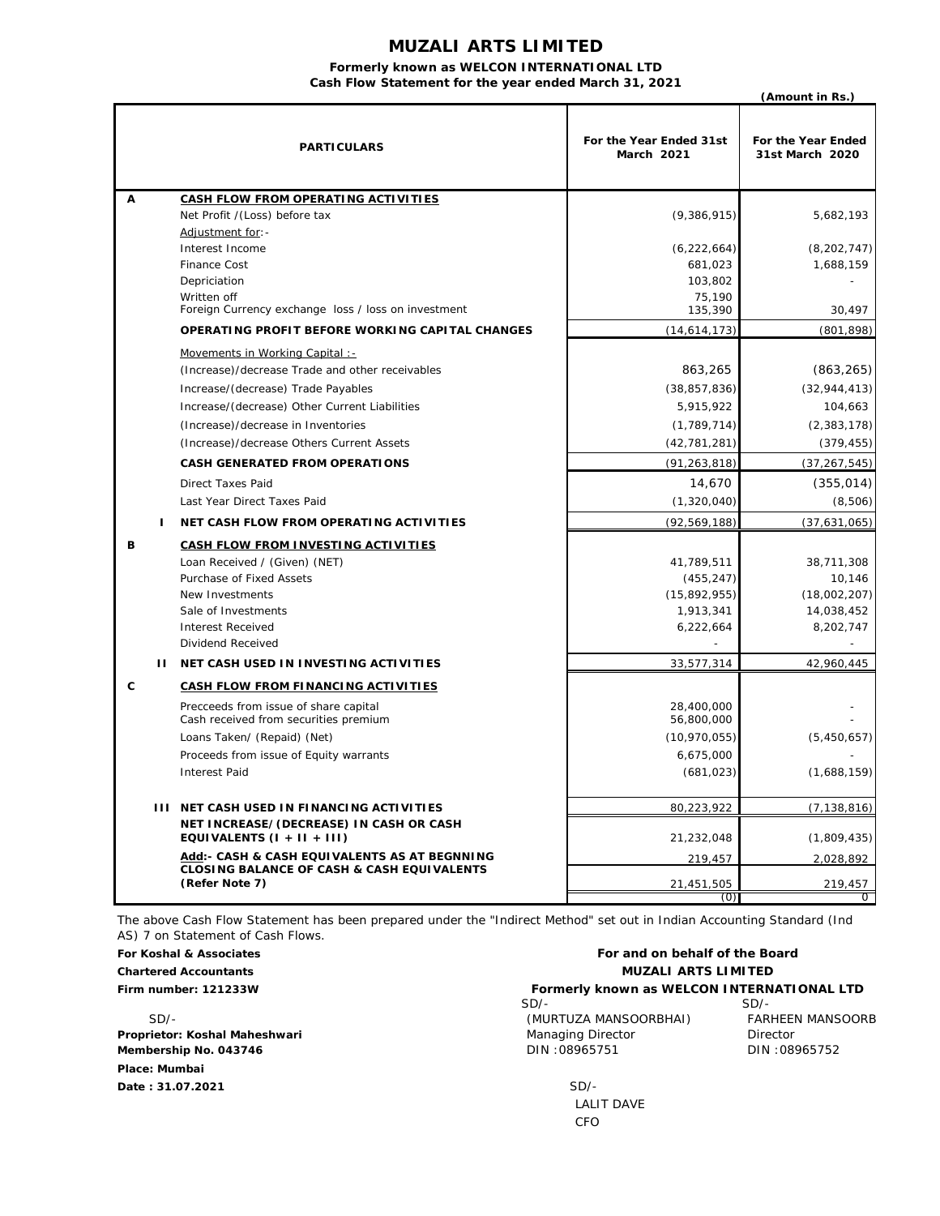# MUZALI ARTS LIMITED

**Formerly known as WELCON INTERNATIONAL LTD**

**Cash Flow Statement for the year ended March 31, 2021**

**(Amount in Rs.)**

| | | PARTICULARS | For the Year Ended 31st March 2021 | For the Year Ended 31st March 2020 |
|---|---|---|---|---|
| **A** | | **CASH FLOW FROM OPERATING ACTIVITIES** | | |
| | | Net Profit /(Loss) before tax | (9,386,915) | 5,682,193 |
| | | Adjustment for:- | | |
| | | Interest Income | (6,222,664) | (8,202,747) |
| | | Finance Cost | 681,023 | 1,688,159 |
| | | Depriciation | 103,802 | - |
| | | Written off | 75,190 | |
| | | Foreign Currency exchange loss / loss on investment | 135,390 | 30,497 |
| | | **OPERATING PROFIT BEFORE WORKING CAPITAL CHANGES** | (14,614,173) | (801,898) |
| | | Movements in Working Capital :- | | |
| | | (Increase)/decrease Trade and other receivables | 863,265 | (863,265) |
| | | Increase/(decrease) Trade Payables | (38,857,836) | (32,944,413) |
| | | Increase/(decrease) Other Current Liabilities | 5,915,922 | 104,663 |
| | | (Increase)/decrease in Inventories | (1,789,714) | (2,383,178) |
| | | (Increase)/decrease Others Current Assets | (42,781,281) | (379,455) |
| | | **CASH GENERATED FROM OPERATIONS** | (91,263,818) | (37,267,545) |
| | | Direct Taxes Paid | 14,670 | (355,014) |
| | | Last Year Direct Taxes Paid | (1,320,040) | (8,506) |
| | **I** | **NET CASH FLOW FROM OPERATING ACTIVITIES** | (92,569,188) | (37,631,065) |
| **B** | | **CASH FLOW FROM INVESTING ACTIVITIES** | | |
| | | Loan Received / (Given) (NET) | 41,789,511 | 38,711,308 |
| | | Purchase of Fixed Assets | (455,247) | 10,146 |
| | | New Investments | (15,892,955) | (18,002,207) |
| | | Sale of Investments | 1,913,341 | 14,038,452 |
| | | Interest Received | 6,222,664 | 8,202,747 |
| | | Dividend Received | - | - |
| | **II** | **NET CASH USED IN INVESTING ACTIVITIES** | 33,577,314 | 42,960,445 |
| **C** | | **CASH FLOW FROM FINANCING ACTIVITIES** | | |
| | | Precceeds from issue of share capital | 28,400,000 | - |
| | | Cash received from securities premium | 56,800,000 | - |
| | | Loans Taken/ (Repaid) (Net) | (10,970,055) | (5,450,657) |
| | | Proceeds from issue of Equity warrants | 6,675,000 | - |
| | | Interest Paid | (681,023) | (1,688,159) |
| | **III** | **NET CASH USED IN FINANCING ACTIVITIES** | 80,223,922 | (7,138,816) |
| | | **NET INCREASE/(DECREASE) IN CASH OR CASH EQUIVALENTS (I + II + III)** | 21,232,048 | (1,809,435) |
| | | **Add:- CASH & CASH EQUIVALENTS AS AT BEGNNING** | 219,457 | 2,028,892 |
| | | **CLOSING BALANCE OF CASH & CASH EQUIVALENTS (Refer Note 7)** | 21,451,505 | 219,457 |
| | | | (0) | 0 |

The above Cash Flow Statement has been prepared under the "Indirect Method" set out in Indian Accounting Standard (Ind AS) 7 on Statement of Cash Flows.

**For Koshal & Associates**
**Chartered Accountants**
**Firm number: 121233W**

SD/-
**Proprietor: Koshal Maheshwari**
**Membership No. 043746**
**Place: Mumbai**
**Date : 31.07.2021**

**For and on behalf of the Board**
**MUZALI ARTS LIMITED**
**Formerly known as WELCON INTERNATIONAL LTD**

SD/-
(MURTUZA MANSOORBHAI)
Managing Director
DIN :08965751

SD/-
FARHEEN MANSOORB
Director
DIN :08965752

SD/-
LALIT DAVE
CFO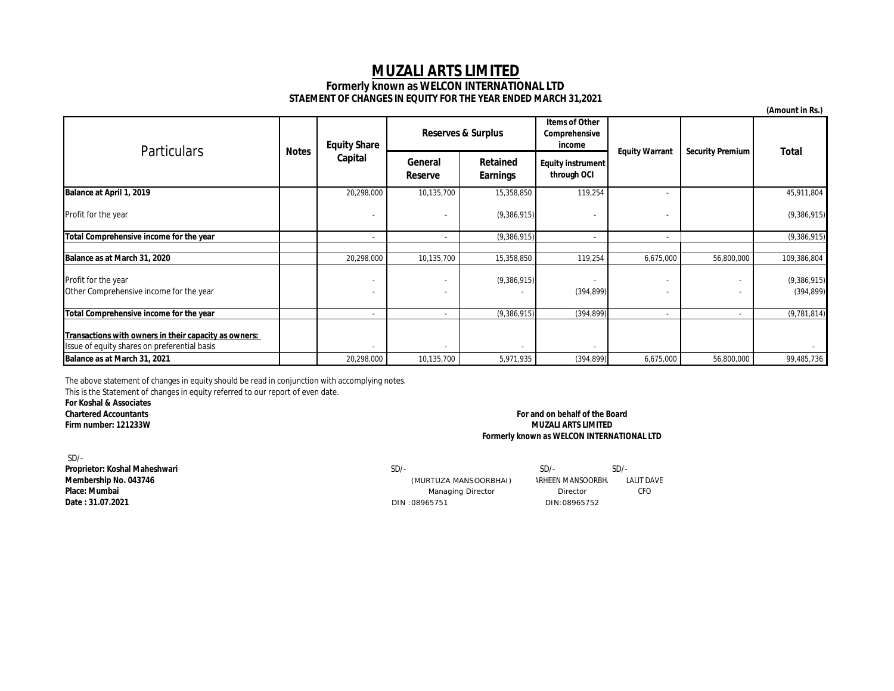# MUZALI ARTS LIMITED

**Formerly known as WELCON INTERNATIONAL LTD**

**STATEMENT OF CHANGES IN EQUITY FOR THE YEAR ENDED MARCH 31,2021**

**(Amount in Rs.)**

| Particulars | Notes | Equity Share Capital | Reserves & Surplus | | Items of Other Comprehensive income | Equity Warrant | Security Premium | Total |
|---|---|---|---|---|---|---|---|---|
| | | | General Reserve | Retained Earnings | Equity instrument through OCI | | | |
| **Balance at April 1, 2019** | | 20,298,000 | 10,135,700 | 15,358,850 | 119,254 | - | | 45,911,804 |
| Profit for the year | | - | - | (9,386,915) | - | - | | (9,386,915) |
| **Total Comprehensive income for the year** | | - | - | (9,386,915) | - | - | | (9,386,915) |
| **Balance as at March 31, 2020** | | 20,298,000 | 10,135,700 | 15,358,850 | 119,254 | 6,675,000 | 56,800,000 | 109,386,804 |
| Profit for the year | | - | - | (9,386,915) | - | - | - | (9,386,915) |
| Other Comprehensive income for the year | | - | - | - | (394,899) | - | - | (394,899) |
| **Total Comprehensive income for the year** | | - | - | (9,386,915) | (394,899) | - | - | (9,781,814) |
| **Transactions with owners in their capacity as owners:** | | | | | | | | |
| Issue of equity shares on preferential basis | | - | - | - | - | | | - |
| **Balance as at March 31, 2021** | | 20,298,000 | 10,135,700 | 5,971,935 | (394,899) | 6,675,000 | 56,800,000 | 99,485,736 |

The above statement of changes in equity should be read in conjunction with accomplying notes.
This is the Statement of changes in equity referred to our report of even date.

**For Koshal & Associates**
**Chartered Accountants**
**Firm number: 121233W**

**For and on behalf of the Board**
**MUZALI ARTS LIMITED**
**Formerly known as WELCON INTERNATIONAL LTD**

SD/-
**Proprietor: Koshal Maheshwari**
**Membership No. 043746**
**Place: Mumbai**
**Date : 31.07.2021**

SD/-
(MURTUZA MANSOORBHAI)
Managing Director
DIN :08965751

SD/-
ARHEEN MANSOORBH.
Director
DIN:08965752

SD/-
LALIT DAVE
CFO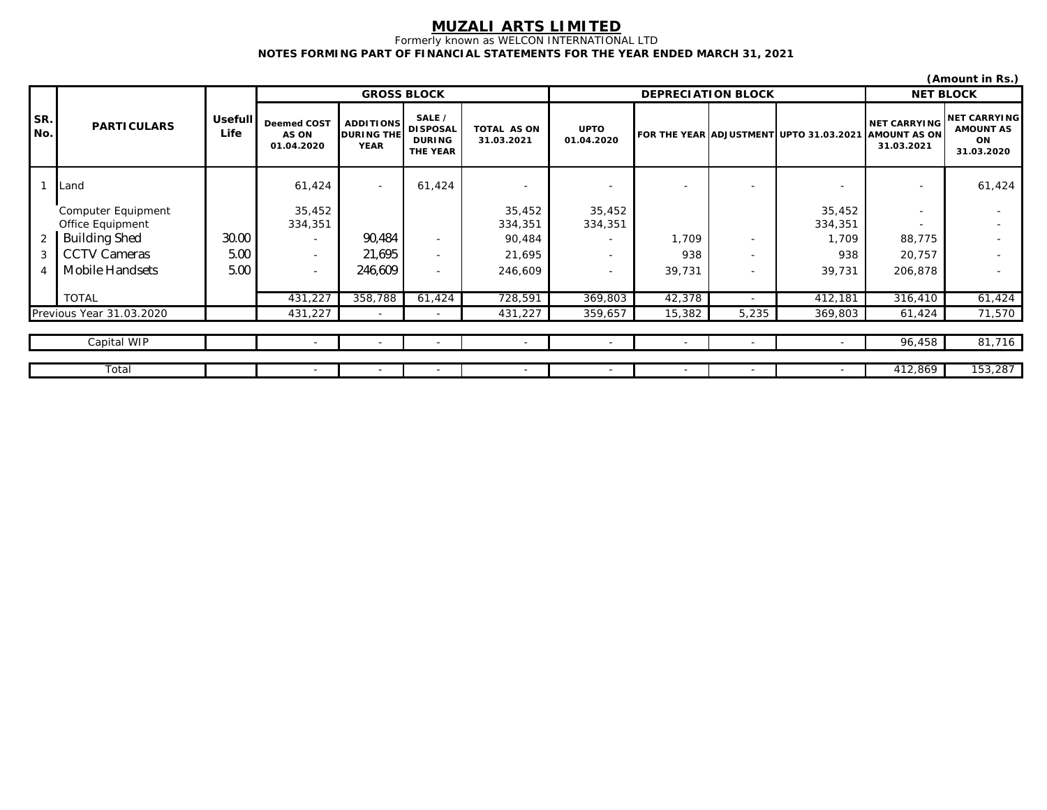# MUZALI ARTS LIMITED

Formerly known as WELCON INTERNATIONAL LTD

**NOTES FORMING PART OF FINANCIAL STATEMENTS FOR THE YEAR ENDED MARCH 31, 2021**

**(Amount in Rs.)**

| SR. No. | PARTICULARS | Usefull Life | GROSS BLOCK | | | | DEPRECIATION BLOCK | | | | NET BLOCK | |
|---|---|---|---|---|---|---|---|---|---|---|---|---|
| | | | Deemed COST AS ON 01.04.2020 | ADDITIONS DURING THE YEAR | SALE / DISPOSAL DURING THE YEAR | TOTAL AS ON 31.03.2021 | UPTO 01.04.2020 | FOR THE YEAR | ADJUSTMENT | UPTO 31.03.2021 | NET CARRYING AMOUNT AS ON 31.03.2021 | NET CARRYING AMOUNT AS ON 31.03.2020 |
| 1 | Land | | 61,424 | - | 61,424 | - | - | - | - | - | - | 61,424 |
| | Computer Equipment | | 35,452 | | | 35,452 | 35,452 | | | 35,452 | - | - |
| | Office Equipment | | 334,351 | | | 334,351 | 334,351 | | | 334,351 | - | - |
| 2 | Building Shed | 30.00 | - | 90,484 | - | 90,484 | - | 1,709 | - | 1,709 | 88,775 | - |
| 3 | CCTV Cameras | 5.00 | - | 21,695 | - | 21,695 | - | 938 | - | 938 | 20,757 | - |
| 4 | Mobile Handsets | 5.00 | - | 246,609 | - | 246,609 | - | 39,731 | - | 39,731 | 206,878 | - |
| | TOTAL | | 431,227 | 358,788 | 61,424 | 728,591 | 369,803 | 42,378 | - | 412,181 | 316,410 | 61,424 |
| Previous Year 31.03.2020 | | | 431,227 | - | - | 431,227 | 359,657 | 15,382 | 5,235 | 369,803 | 61,424 | 71,570 |
| Capital WIP | | | - | - | - | - | - | - | - | - | 96,458 | 81,716 |
| Total | | | - | - | - | - | - | - | - | - | 412,869 | 153,287 |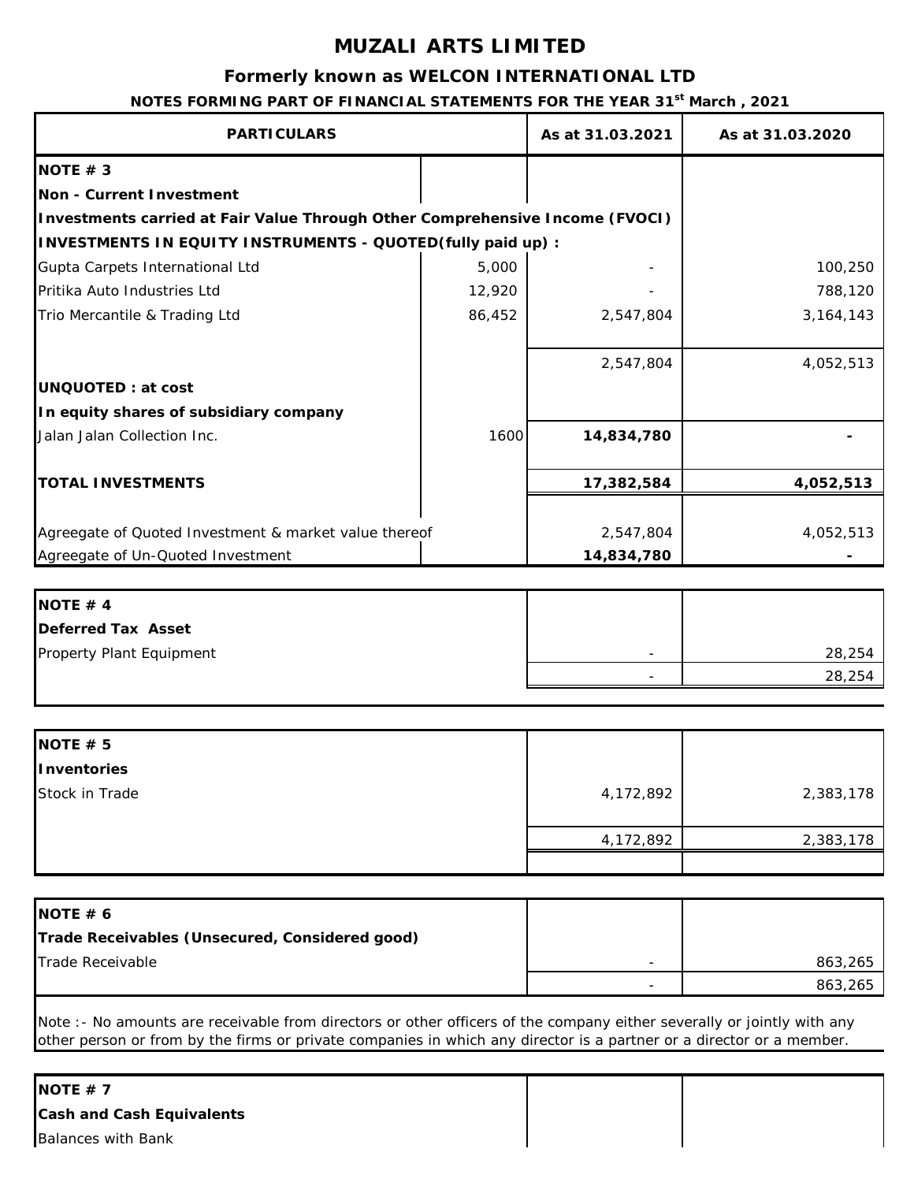# MUZALI ARTS LIMITED

## Formerly known as WELCON INTERNATIONAL LTD

### NOTES FORMING PART OF FINANCIAL STATEMENTS FOR THE YEAR 31st March , 2021

| PARTICULARS | | As at 31.03.2021 | As at 31.03.2020 |
|---|---|---|---|
| **NOTE # 3** | | | |
| **Non - Current Investment** | | | |
| **Investments carried at Fair Value Through Other Comprehensive Income (FVOCI)** | | | |
| **INVESTMENTS IN EQUITY INSTRUMENTS - QUOTED(fully paid up) :** | | | |
| Gupta Carpets International Ltd | 5,000 | - | 100,250 |
| Pritika Auto Industries Ltd | 12,920 | - | 788,120 |
| Trio Mercantile & Trading Ltd | 86,452 | 2,547,804 | 3,164,143 |
| | | 2,547,804 | 4,052,513 |
| **UNQUOTED : at cost** | | | |
| **In equity shares of subsidiary company** | | | |
| Jalan Jalan Collection Inc. | 1600 | **14,834,780** | **-** |
| **TOTAL INVESTMENTS** | | **17,382,584** | **4,052,513** |
| Agreegate of Quoted Investment & market value thereof | | 2,547,804 | 4,052,513 |
| Agreegate of Un-Quoted Investment | | **14,834,780** | **-** |

| PARTICULARS | As at 31.03.2021 | As at 31.03.2020 |
|---|---|---|
| **NOTE # 4** | | |
| **Deferred Tax Asset** | | |
| Property Plant Equipment | - | 28,254 |
| | - | 28,254 |

| PARTICULARS | As at 31.03.2021 | As at 31.03.2020 |
|---|---|---|
| **NOTE # 5** | | |
| **Inventories** | | |
| Stock in Trade | 4,172,892 | 2,383,178 |
| | 4,172,892 | 2,383,178 |

| PARTICULARS | As at 31.03.2021 | As at 31.03.2020 |
|---|---|---|
| **NOTE # 6** | | |
| **Trade Receivables (Unsecured, Considered good)** | | |
| Trade Receivable | - | 863,265 |
| | - | 863,265 |

Note :- No amounts are receivable from directors or other officers of the company either severally or jointly with any other person or from by the firms or private companies in which any director is a partner or a director or a member.

| PARTICULARS | As at 31.03.2021 | As at 31.03.2020 |
|---|---|---|
| **NOTE # 7** | | |
| **Cash and Cash Equivalents** | | |
| Balances with Bank | | |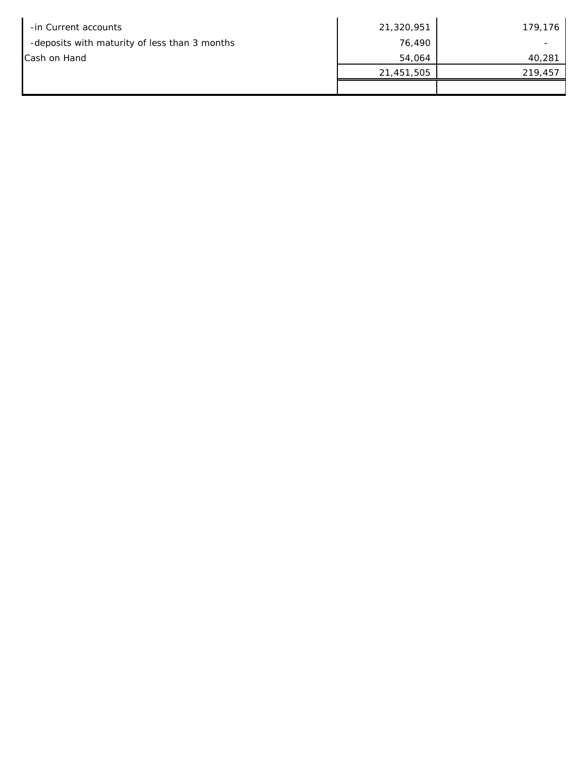|  |  |  |
|---|---|---|
| -in Current accounts | 21,320,951 | 179,176 |
| -deposits with maturity of less than 3 months | 76,490 | - |
| Cash on Hand | 54,064 | 40,281 |
|  | 21,451,505 | 219,457 |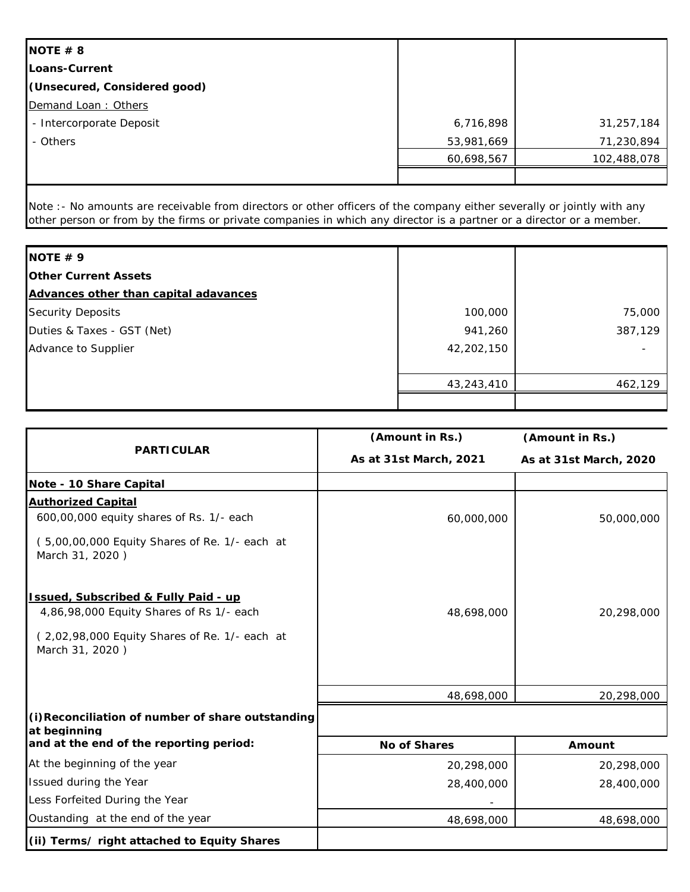| NOTE # 8 | | |
|---|---|---|
| **Loans-Current** | | |
| **(Unsecured, Considered good)** | | |
| Demand Loan : Others | | |
| - Intercorporate Deposit | 6,716,898 | 31,257,184 |
| - Others | 53,981,669 | 71,230,894 |
| | 60,698,567 | 102,488,078 |

Note :- No amounts are receivable from directors or other officers of the company either severally or jointly with any other person or from by the firms or private companies in which any director is a partner or a director or a member.

| NOTE # 9 | | |
|---|---|---|
| **Other Current Assets** | | |
| **Advances other than capital adavances** | | |
| Security Deposits | 100,000 | 75,000 |
| Duties & Taxes - GST (Net) | 941,260 | 387,129 |
| Advance to Supplier | 42,202,150 | - |
| | 43,243,410 | 462,129 |

| PARTICULAR | (Amount in Rs.) As at 31st March, 2021 | (Amount in Rs.) As at 31st March, 2020 |
|---|---|---|
| **Note - 10 Share Capital** | | |
| **Authorized Capital** | | |
| 600,00,000 equity shares of Rs. 1/- each | 60,000,000 | 50,000,000 |
| ( 5,00,00,000 Equity Shares of Re. 1/- each at March 31, 2020 ) | | |
| **Issued, Subscribed & Fully Paid - up** | | |
| 4,86,98,000 Equity Shares of Rs 1/- each | 48,698,000 | 20,298,000 |
| ( 2,02,98,000 Equity Shares of Re. 1/- each at March 31, 2020 ) | | |
| | 48,698,000 | 20,298,000 |
| **(i)Reconciliation of number of share outstanding at beginning and at the end of the reporting period:** | **No of Shares** | **Amount** |
| At the beginning of the year | 20,298,000 | 20,298,000 |
| Issued during the Year | 28,400,000 | 28,400,000 |
| Less Forfeited During the Year | - | |
| Oustanding at the end of the year | 48,698,000 | 48,698,000 |
| **(ii) Terms/ right attached to Equity Shares** | | |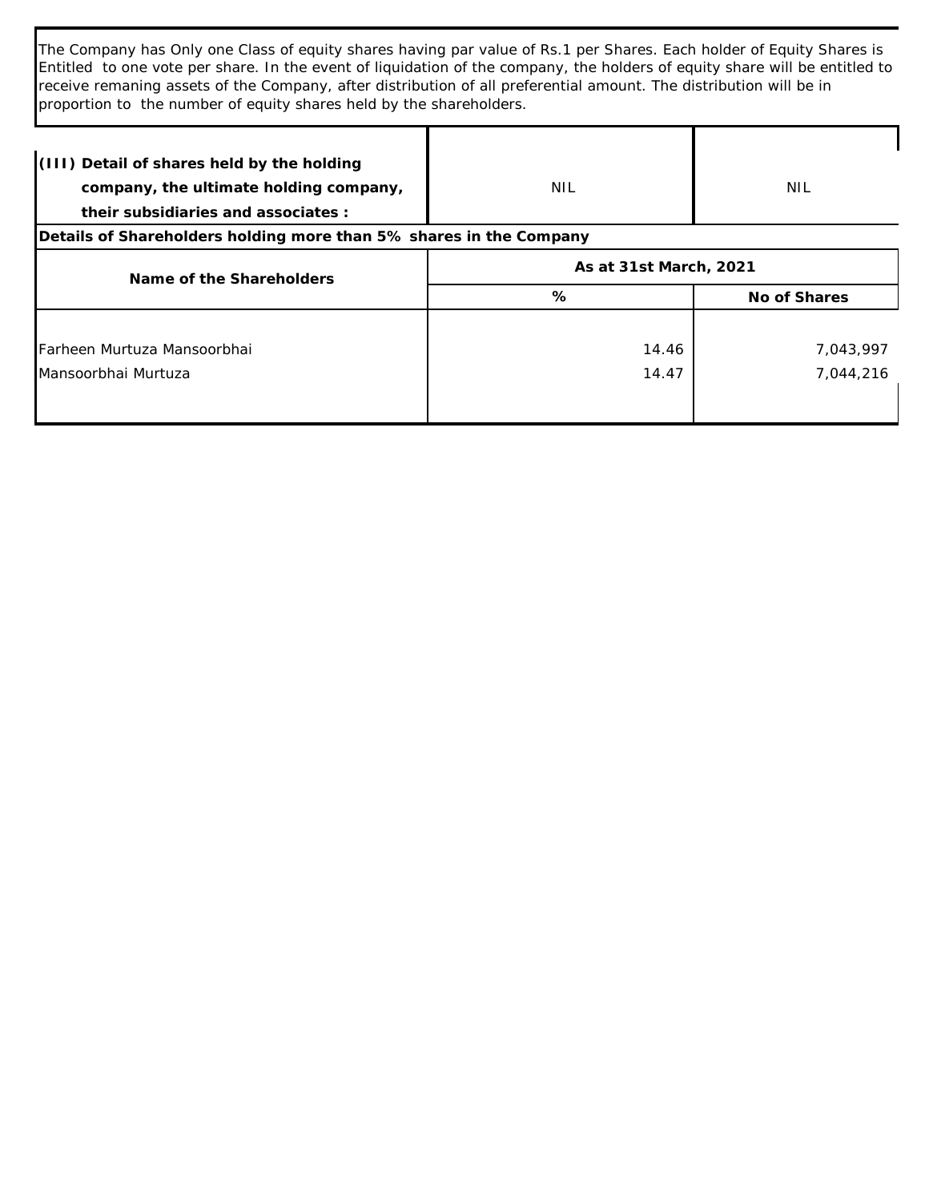The Company has Only one Class of equity shares having par value of Rs.1 per Shares. Each holder of Equity Shares is Entitled to one vote per share. In the event of liquidation of the company, the holders of equity share will be entitled to receive remaning assets of the Company, after distribution of all preferential amount. The distribution will be in proportion to the number of equity shares held by the shareholders.

| **(III) Detail of shares held by the holding company, the ultimate holding company, their subsidiaries and associates :** | NIL | NIL |
|---|---|---|

**Details of Shareholders holding more than 5% shares in the Company**

| Name of the Shareholders | As at 31st March, 2021 | |
|---|---|---|
| | % | No of Shares |
| Farheen Murtuza Mansoorbhai | 14.46 | 7,043,997 |
| Mansoorbhai Murtuza | 14.47 | 7,044,216 |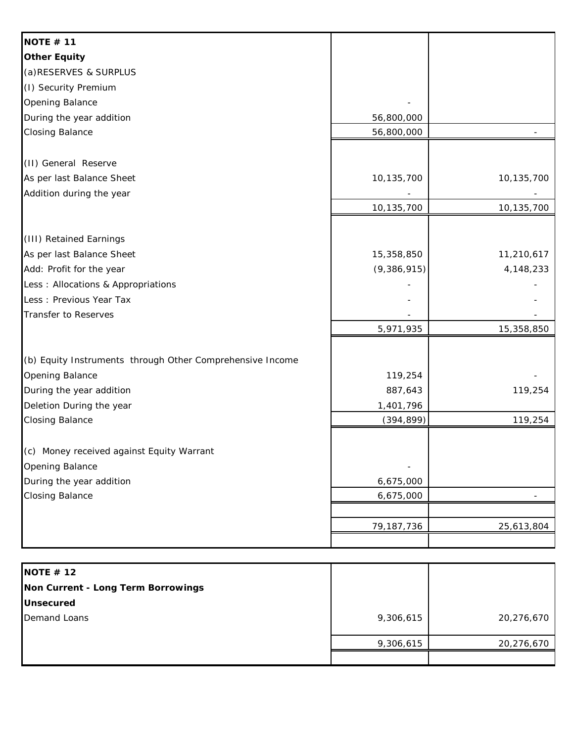| **NOTE # 11** | | |
| --- | --- | --- |
| **Other Equity** | | |
| (a)RESERVES & SURPLUS | | |
| (I) Security Premium | | |
| Opening Balance | - | |
| During the year addition | 56,800,000 | |
| Closing Balance | 56,800,000 | - |
| | | |
| (II) General Reserve | | |
| As per last Balance Sheet | 10,135,700 | 10,135,700 |
| Addition during the year | - | - |
| | 10,135,700 | 10,135,700 |
| | | |
| (III) Retained Earnings | | |
| As per last Balance Sheet | 15,358,850 | 11,210,617 |
| Add: Profit for the year | (9,386,915) | 4,148,233 |
| Less : Allocations & Appropriations | - | - |
| Less : Previous Year Tax | - | - |
| Transfer to Reserves | - | - |
| | 5,971,935 | 15,358,850 |
| | | |
| (b) Equity Instruments through Other Comprehensive Income | | |
| Opening Balance | 119,254 | - |
| During the year addition | 887,643 | 119,254 |
| Deletion During the year | 1,401,796 | |
| Closing Balance | (394,899) | 119,254 |
| | | |
| (c) Money received against Equity Warrant | | |
| Opening Balance | - | |
| During the year addition | 6,675,000 | |
| Closing Balance | 6,675,000 | - |
| | | |
| | 79,187,736 | 25,613,804 |

| **NOTE # 12** | | |
| --- | --- | --- |
| **Non Current - Long Term Borrowings** | | |
| **Unsecured** | | |
| Demand Loans | 9,306,615 | 20,276,670 |
| | 9,306,615 | 20,276,670 |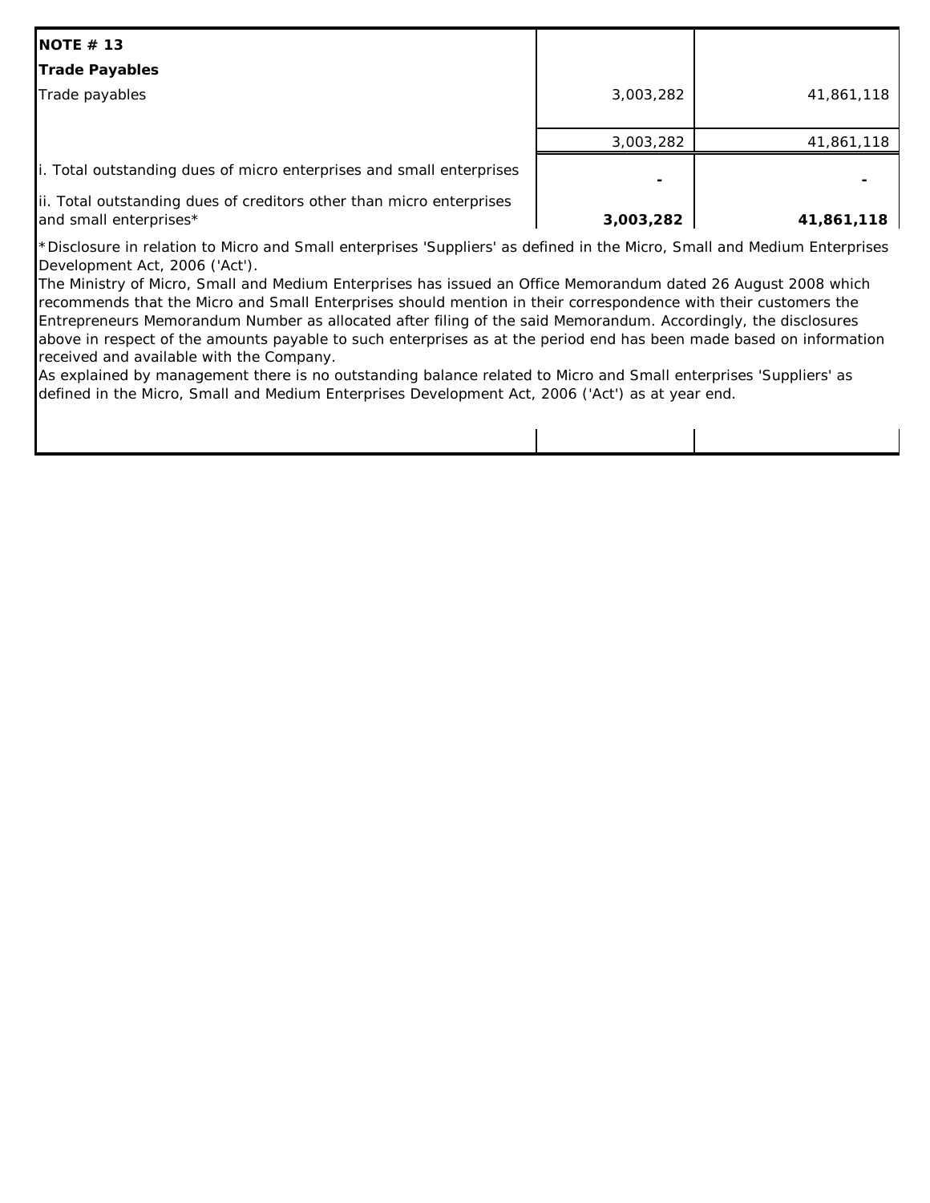**NOTE # 13**

**Trade Payables**

| | | |
|---|---|---|
| Trade payables | 3,003,282 | 41,861,118 |
| | 3,003,282 | 41,861,118 |
| i. Total outstanding dues of micro enterprises and small enterprises | - | - |
| ii. Total outstanding dues of creditors other than micro enterprises and small enterprises* | **3,003,282** | **41,861,118** |

*Disclosure in relation to Micro and Small enterprises 'Suppliers' as defined in the Micro, Small and Medium Enterprises Development Act, 2006 ('Act').

The Ministry of Micro, Small and Medium Enterprises has issued an Office Memorandum dated 26 August 2008 which recommends that the Micro and Small Enterprises should mention in their correspondence with their customers the Entrepreneurs Memorandum Number as allocated after filing of the said Memorandum. Accordingly, the disclosures above in respect of the amounts payable to such enterprises as at the period end has been made based on information received and available with the Company.

As explained by management there is no outstanding balance related to Micro and Small enterprises 'Suppliers' as defined in the Micro, Small and Medium Enterprises Development Act, 2006 ('Act') as at year end.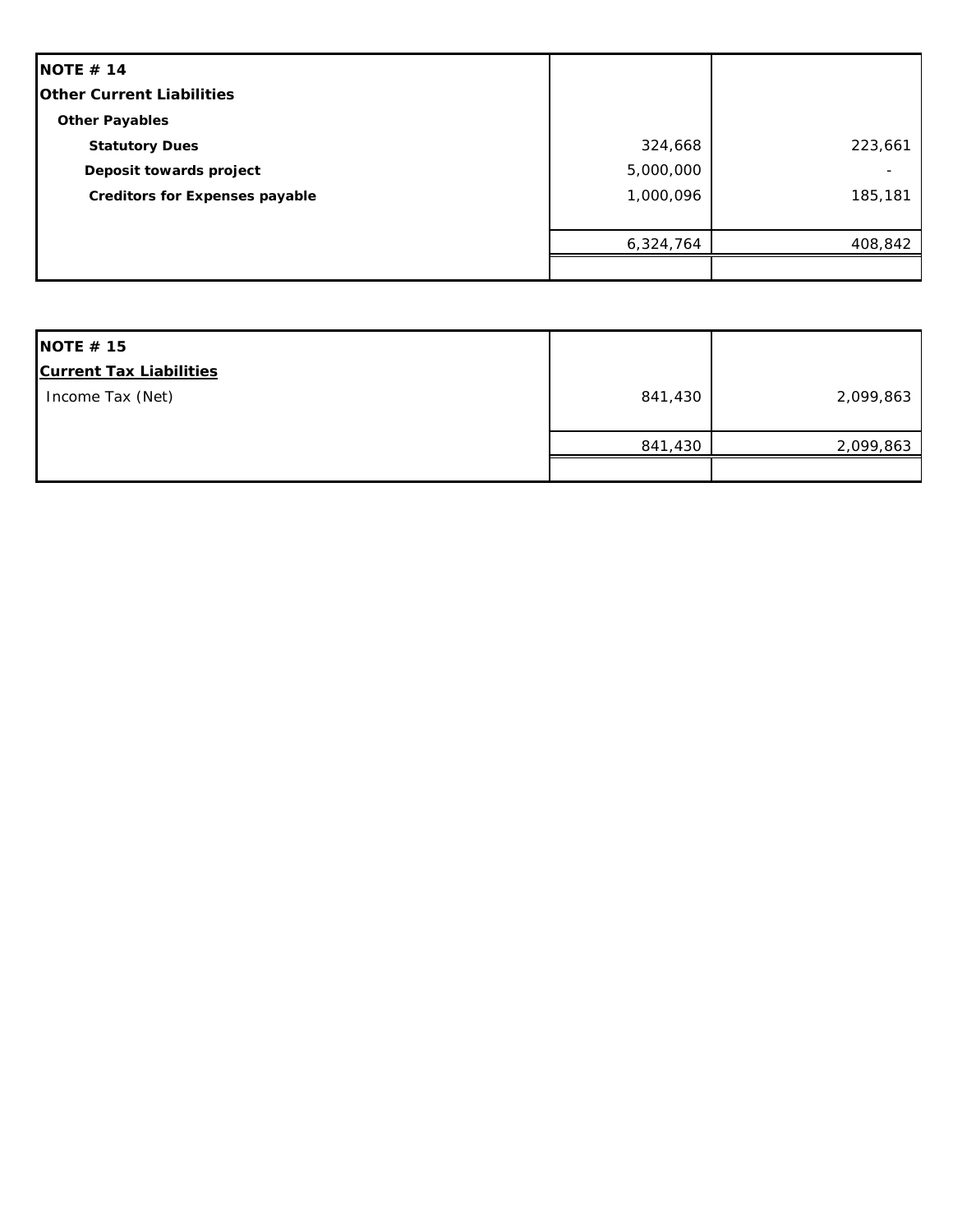| NOTE # 14 | | |
|---|---|---|
| **Other Current Liabilities** | | |
| **Other Payables** | | |
| **Statutory Dues** | 324,668 | 223,661 |
| **Deposit towards project** | 5,000,000 | - |
| **Creditors for Expenses payable** | 1,000,096 | 185,181 |
| | 6,324,764 | 408,842 |

| NOTE # 15 | | |
|---|---|---|
| **Current Tax Liabilities** | | |
| Income Tax (Net) | 841,430 | 2,099,863 |
| | 841,430 | 2,099,863 |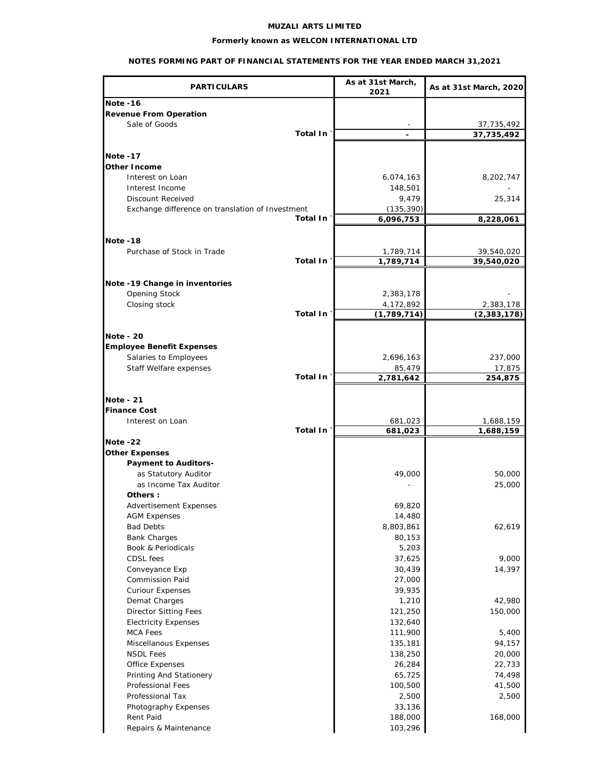**MUZALI ARTS LIMITED**

**Formerly known as WELCON INTERNATIONAL LTD**

**NOTES FORMING PART OF FINANCIAL STATEMENTS FOR THE YEAR ENDED MARCH 31,2021**

| PARTICULARS | As at 31st March, 2021 | As at 31st March, 2020 |
|---|---|---|
| **Note -16** | | |
| **Revenue From Operation** | | |
| Sale of Goods | - | 37,735,492 |
| **Total In `** | **-** | **37,735,492** |
| **Note -17** | | |
| **Other Income** | | |
| Interest on Loan | 6,074,163 | 8,202,747 |
| Interest Income | 148,501 | - |
| Discount Received | 9,479 | 25,314 |
| Exchange difference on translation of Investment | (135,390) | |
| **Total In `** | **6,096,753** | **8,228,061** |
| **Note -18** | | |
| Purchase of Stock in Trade | 1,789,714 | 39,540,020 |
| **Total In `** | **1,789,714** | **39,540,020** |
| **Note -19 Change in inventories** | | |
| Opening Stock | 2,383,178 | - |
| Closing stock | 4,172,892 | 2,383,178 |
| **Total In `** | **(1,789,714)** | **(2,383,178)** |
| **Note - 20** | | |
| **Employee Benefit Expenses** | | |
| Salaries to Employees | 2,696,163 | 237,000 |
| Staff Welfare expenses | 85,479 | 17,875 |
| **Total In `** | **2,781,642** | **254,875** |
| **Note - 21** | | |
| **Finance Cost** | | |
| Interest on Loan | 681,023 | 1,688,159 |
| **Total In `** | **681,023** | **1,688,159** |
| **Note -22** | | |
| **Other Expenses** | | |
| **Payment to Auditors-** | | |
| as Statutory Auditor | 49,000 | 50,000 |
| as Income Tax Auditor | - | 25,000 |
| **Others :** | | |
| Advertisement Expenses | 69,820 | |
| AGM Expenses | 14,480 | |
| Bad Debts | 8,803,861 | 62,619 |
| Bank Charges | 80,153 | |
| Book & Periodicals | 5,203 | |
| CDSL fees | 37,625 | 9,000 |
| Conveyance Exp | 30,439 | 14,397 |
| Commission Paid | 27,000 | |
| Curiour Expenses | 39,935 | |
| Demat Charges | 1,210 | 42,980 |
| Director Sitting Fees | 121,250 | 150,000 |
| Electricity Expenses | 132,640 | |
| MCA Fees | 111,900 | 5,400 |
| Miscellanous Expenses | 135,181 | 94,157 |
| NSDL Fees | 138,250 | 20,000 |
| Office Expenses | 26,284 | 22,733 |
| Printing And Stationery | 65,725 | 74,498 |
| Professional Fees | 100,500 | 41,500 |
| Professional Tax | 2,500 | 2,500 |
| Photography Expenses | 33,136 | |
| Rent Paid | 188,000 | 168,000 |
| Repairs & Maintenance | 103,296 | |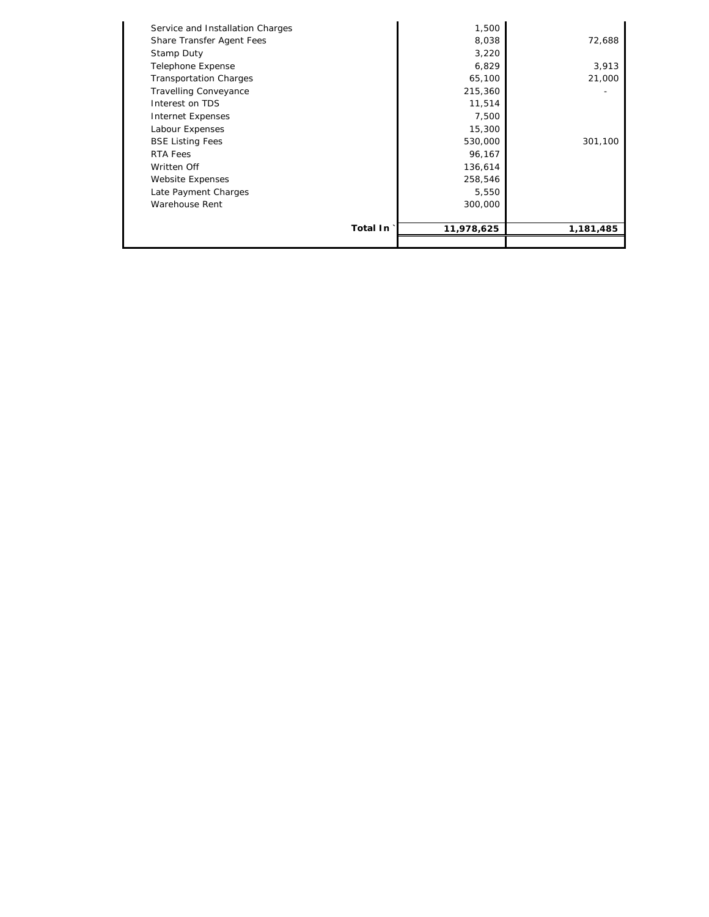| | | |
|---|---|---|
| Service and Installation Charges | 1,500 | |
| Share Transfer Agent Fees | 8,038 | 72,688 |
| Stamp Duty | 3,220 | |
| Telephone Expense | 6,829 | 3,913 |
| Transportation Charges | 65,100 | 21,000 |
| Travelling Conveyance | 215,360 | - |
| Interest on TDS | 11,514 | |
| Internet Expenses | 7,500 | |
| Labour Expenses | 15,300 | |
| BSE Listing Fees | 530,000 | 301,100 |
| RTA Fees | 96,167 | |
| Written Off | 136,614 | |
| Website Expenses | 258,546 | |
| Late Payment Charges | 5,550 | |
| Warehouse Rent | 300,000 | |
| **Total In `** | **11,978,625** | **1,181,485** |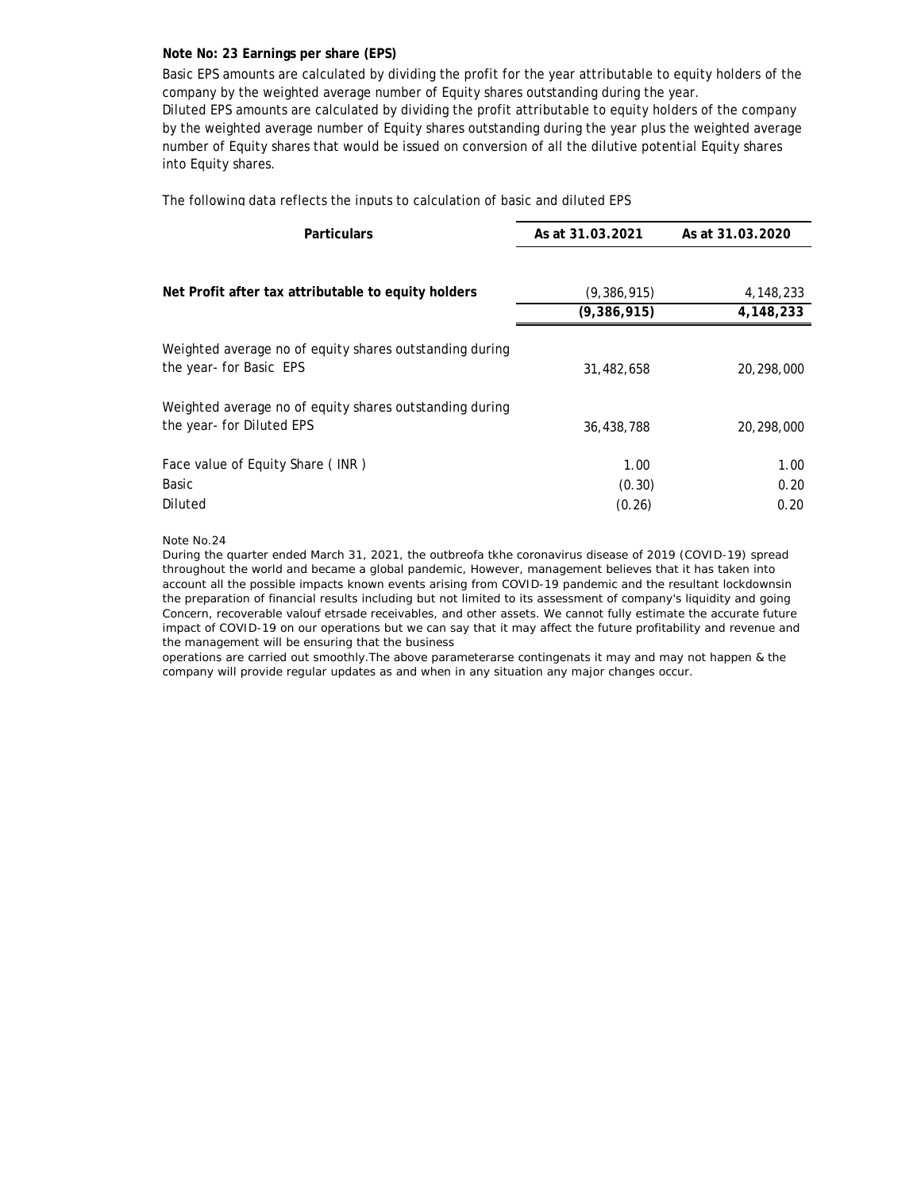**Note No: 23 Earnings per share (EPS)**

Basic EPS amounts are calculated by dividing the profit for the year attributable to equity holders of the company by the weighted average number of Equity shares outstanding during the year.
Diluted EPS amounts are calculated by dividing the profit attributable to equity holders of the company by the weighted average number of Equity shares outstanding during the year plus the weighted average number of Equity shares that would be issued on conversion of all the dilutive potential Equity shares into Equity shares.

The following data reflects the inputs to calculation of basic and diluted EPS

| Particulars | As at 31.03.2021 | As at 31.03.2020 |
|---|---|---|
| **Net Profit after tax attributable to equity holders** | (9,386,915) | 4,148,233 |
| | **(9,386,915)** | **4,148,233** |
| Weighted average no of equity shares outstanding during the year- for Basic EPS | 31,482,658 | 20,298,000 |
| Weighted average no of equity shares outstanding during the year- for Diluted EPS | 36,438,788 | 20,298,000 |
| Face value of Equity Share ( INR ) | 1.00 | 1.00 |
| Basic | (0.30) | 0.20 |
| Diluted | (0.26) | 0.20 |

Note No.24

During the quarter ended March 31, 2021, the outbreofa tkhe coronavirus disease of 2019 (COVID-19) spread throughout the world and became a global pandemic, However, management believes that it has taken into account all the possible impacts known events arising from COVID-19 pandemic and the resultant lockdownsin the preparation of financial results including but not limited to its assessment of company's liquidity and going Concern, recoverable valouf etrsade receivables, and other assets. We cannot fully estimate the accurate future impact of COVID-19 on our operations but we can say that it may affect the future profitability and revenue and the management will be ensuring that the business operations are carried out smoothly.The above parameterarse contingenats it may and may not happen & the company will provide regular updates as and when in any situation any major changes occur.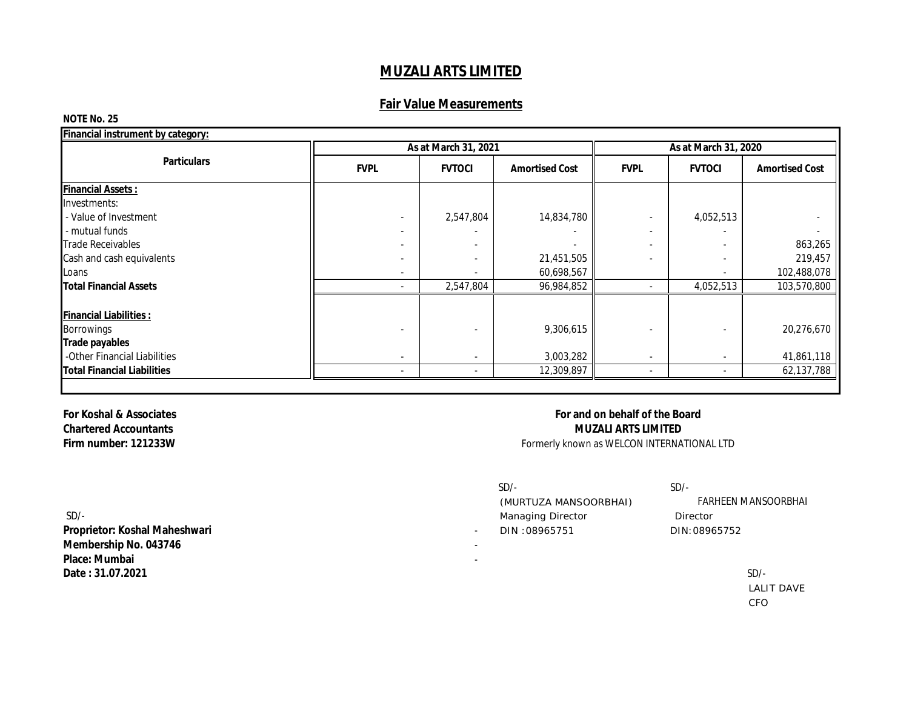# MUZALI ARTS LIMITED

## Fair Value Measurements

**NOTE No. 25**

| **Financial instrument by category:** | | | | | | |
|---|---|---|---|---|---|---|
| **Particulars** | **As at March 31, 2021** | | | **As at March 31, 2020** | | |
| | **FVPL** | **FVTOCI** | **Amortised Cost** | **FVPL** | **FVTOCI** | **Amortised Cost** |
| **Financial Assets :** | | | | | | |
| Investments: | | | | | | |
| - Value of Investment | - | 2,547,804 | 14,834,780 | - | 4,052,513 | - |
| - mutual funds | - | - | - | - | - | - |
| Trade Receivables | - | - | - | - | - | 863,265 |
| Cash and cash equivalents | - | - | 21,451,505 | - | - | 219,457 |
| Loans | - | - | 60,698,567 | - | - | 102,488,078 |
| **Total Financial Assets** | - | 2,547,804 | 96,984,852 | - | 4,052,513 | 103,570,800 |
| **Financial Liabilities :** | | | | | | |
| Borrowings | - | - | 9,306,615 | - | - | 20,276,670 |
| **Trade payables** | | | | | | |
| -Other Financial Liabilities | - | - | 3,003,282 | - | - | 41,861,118 |
| **Total Financial Liabilities** | - | - | 12,309,897 | - | - | 62,137,788 |

**For Koshal & Associates**
**Chartered Accountants**
**Firm number: 121233W**

SD/-
**Proprietor: Koshal Maheshwari**
**Membership No. 043746**
**Place: Mumbai**
**Date : 31.07.2021**

**For and on behalf of the Board**
**MUZALI ARTS LIMITED**
Formerly known as WELCON INTERNATIONAL LTD

SD/-
(MURTUZA MANSOORBHAI)
Managing Director
DIN :08965751

SD/-
FARHEEN MANSOORBHAI
Director
DIN:08965752

SD/-
LALIT DAVE
CFO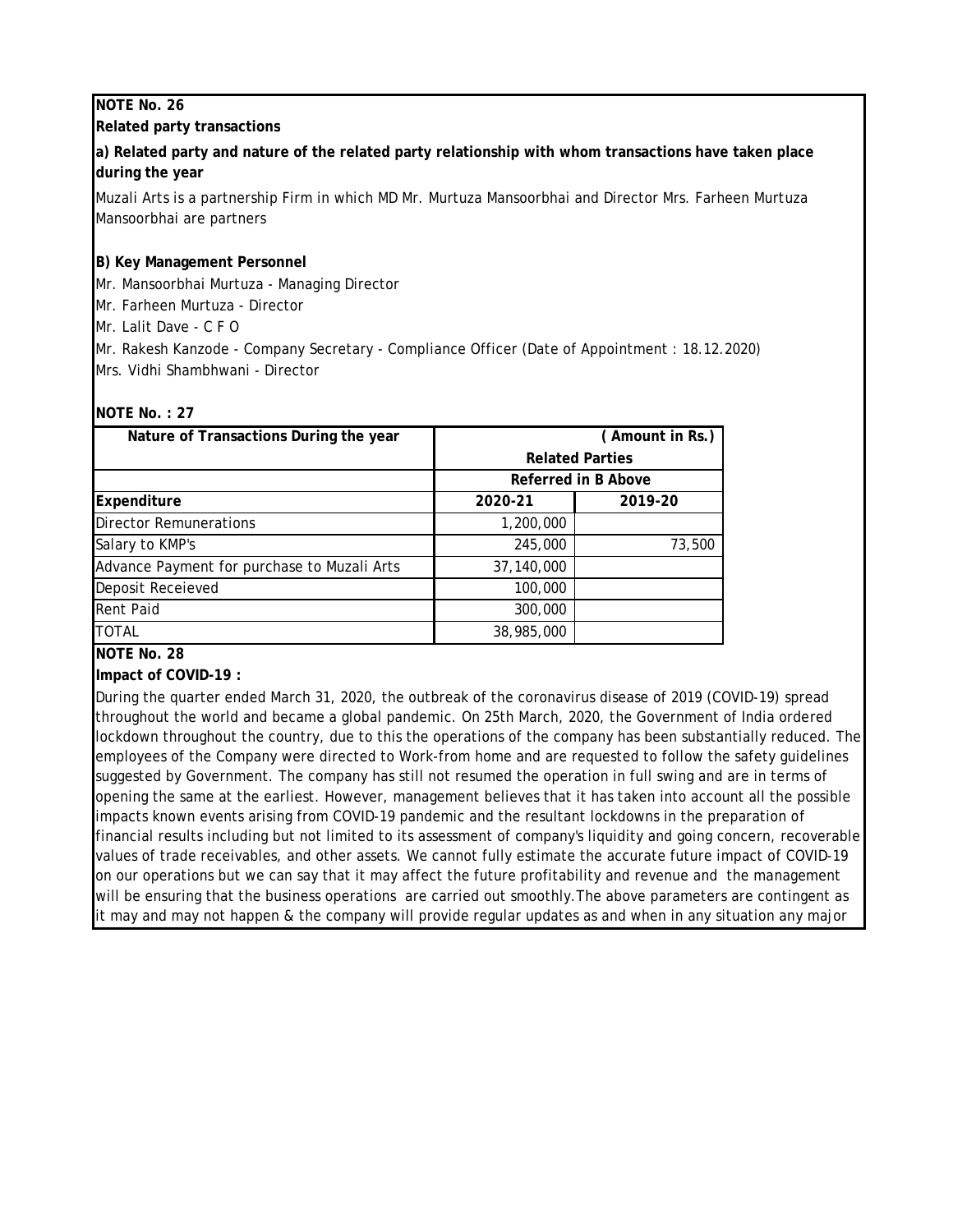**NOTE No. 26**

**Related party transactions**

**a) Related party and nature of the related party relationship with whom transactions have taken place during the year**

Muzali Arts is a partnership Firm in which MD Mr. Murtuza Mansoorbhai and Director Mrs. Farheen Murtuza Mansoorbhai are partners

**B) Key Management Personnel**

Mr. Mansoorbhai Murtuza - Managing Director

Mr. Farheen Murtuza - Director

Mr. Lalit Dave - C F O

Mr. Rakesh Kanzode - Company Secretary - Compliance Officer (Date of Appointment : 18.12.2020)

Mrs. Vidhi Shambhwani - Director

**NOTE No. : 27**

| Nature of Transactions During the year | ( Amount in Rs.) | |
|---|---|---|
| | Related Parties | |
| | Referred in B Above | |
| **Expenditure** | **2020-21** | **2019-20** |
| Director Remunerations | 1,200,000 | |
| Salary to KMP's | 245,000 | 73,500 |
| Advance Payment for purchase to Muzali Arts | 37,140,000 | |
| Deposit Receieved | 100,000 | |
| Rent Paid | 300,000 | |
| TOTAL | 38,985,000 | |

**NOTE No. 28**

**Impact of COVID-19 :**

During the quarter ended March 31, 2020, the outbreak of the coronavirus disease of 2019 (COVID-19) spread throughout the world and became a global pandemic. On 25th March, 2020, the Government of India ordered lockdown throughout the country, due to this the operations of the company has been substantially reduced. The employees of the Company were directed to Work-from home and are requested to follow the safety guidelines suggested by Government. The company has still not resumed the operation in full swing and are in terms of opening the same at the earliest. However, management believes that it has taken into account all the possible impacts known events arising from COVID-19 pandemic and the resultant lockdowns in the preparation of financial results including but not limited to its assessment of company's liquidity and going concern, recoverable values of trade receivables, and other assets. We cannot fully estimate the accurate future impact of COVID-19 on our operations but we can say that it may affect the future profitability and revenue and the management will be ensuring that the business operations are carried out smoothly.The above parameters are contingent as it may and may not happen & the company will provide regular updates as and when in any situation any major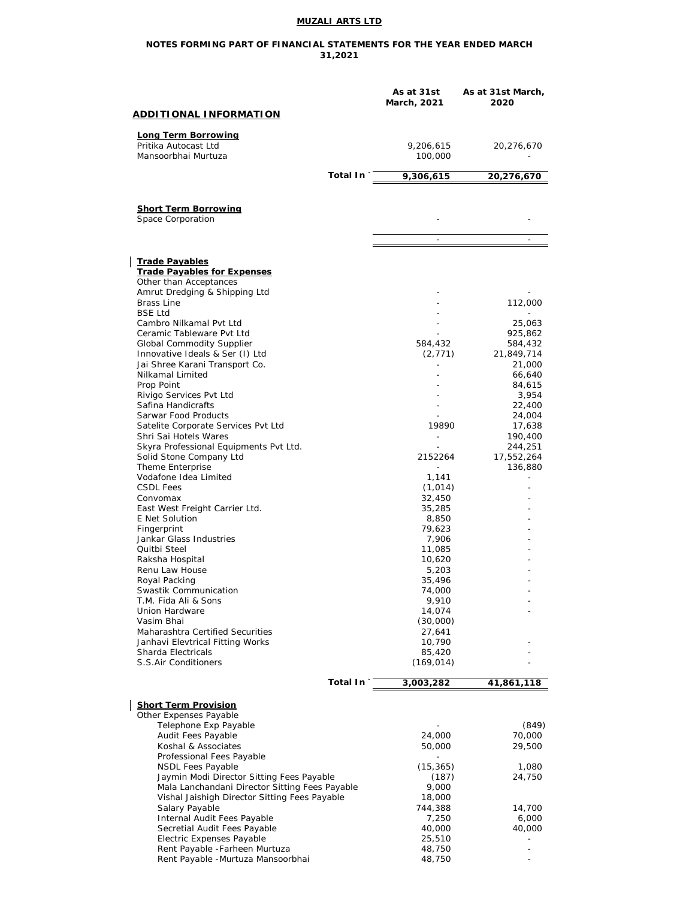**MUZALI ARTS LTD**

**NOTES FORMING PART OF FINANCIAL STATEMENTS FOR THE YEAR ENDED MARCH 31,2021**

| **ADDITIONAL INFORMATION** | **As at 31st March, 2021** | **As at 31st March, 2020** |
|---|---|---|
| **Long Term Borrowing** | | |
| Pritika Autocast Ltd | 9,206,615 | 20,276,670 |
| Mansoorbhai Murtuza | 100,000 | - |
| **Total In `** | **9,306,615** | **20,276,670** |
| | | |
| **Short Term Borrowing** | | |
| Space Corporation | - | - |
| | - | - |
| | | |
| **Trade Payables** | | |
| **Trade Payables for Expenses** | | |
| Other than Acceptances | | |
| Amrut Dredging & Shipping Ltd | - | - |
| Brass Line | - | 112,000 |
| BSE Ltd | - | - |
| Cambro Nilkamal Pvt Ltd | - | 25,063 |
| Ceramic Tableware Pvt Ltd | - | 925,862 |
| Global Commodity Supplier | 584,432 | 584,432 |
| Innovative Ideals & Ser (I) Ltd | (2,771) | 21,849,714 |
| Jai Shree Karani Transport Co. | - | 21,000 |
| Nilkamal Limited | - | 66,640 |
| Prop Point | - | 84,615 |
| Rivigo Services Pvt Ltd | - | 3,954 |
| Safina Handicrafts | - | 22,400 |
| Sarwar Food Products | - | 24,004 |
| Satelite Corporate Services Pvt Ltd | 19890 | 17,638 |
| Shri Sai Hotels Wares | - | 190,400 |
| Skyra Professional Equipments Pvt Ltd. | - | 244,251 |
| Solid Stone Company Ltd | 2152264 | 17,552,264 |
| Theme Enterprise | - | 136,880 |
| Vodafone Idea Limited | 1,141 | - |
| CSDL Fees | (1,014) | - |
| Convomax | 32,450 | - |
| East West Freight Carrier Ltd. | 35,285 | - |
| E Net Solution | 8,850 | - |
| Fingerprint | 79,623 | - |
| Jankar Glass Industries | 7,906 | - |
| Quitbi Steel | 11,085 | - |
| Raksha Hospital | 10,620 | - |
| Renu Law House | 5,203 | - |
| Royal Packing | 35,496 | - |
| Swastik Communication | 74,000 | - |
| T.M. Fida Ali & Sons | 9,910 | - |
| Union Hardware | 14,074 | - |
| Vasim Bhai | (30,000) | |
| Maharashtra Certified Securities | 27,641 | |
| Janhavi Elevtrical Fitting Works | 10,790 | - |
| Sharda Electricals | 85,420 | - |
| S.S.Air Conditioners | (169,014) | - |
| **Total In `** | **3,003,282** | **41,861,118** |
| | | |
| **Short Term Provision** | | |
| Other Expenses Payable | | |
| Telephone Exp Payable | - | (849) |
| Audit Fees Payable | 24,000 | 70,000 |
| Koshal & Associates | 50,000 | 29,500 |
| Professional Fees Payable | - | |
| NSDL Fees Payable | (15,365) | 1,080 |
| Jaymin Modi Director Sitting Fees Payable | (187) | 24,750 |
| Mala Lanchandani Director Sitting Fees Payable | 9,000 | |
| Vishal Jaishigh Director Sitting Fees Payable | 18,000 | |
| Salary Payable | 744,388 | 14,700 |
| Internal Audit Fees Payable | 7,250 | 6,000 |
| Secretial Audit Fees Payable | 40,000 | 40,000 |
| Electric Expenses Payable | 25,510 | - |
| Rent Payable -Farheen Murtuza | 48,750 | - |
| Rent Payable -Murtuza Mansoorbhai | 48,750 | - |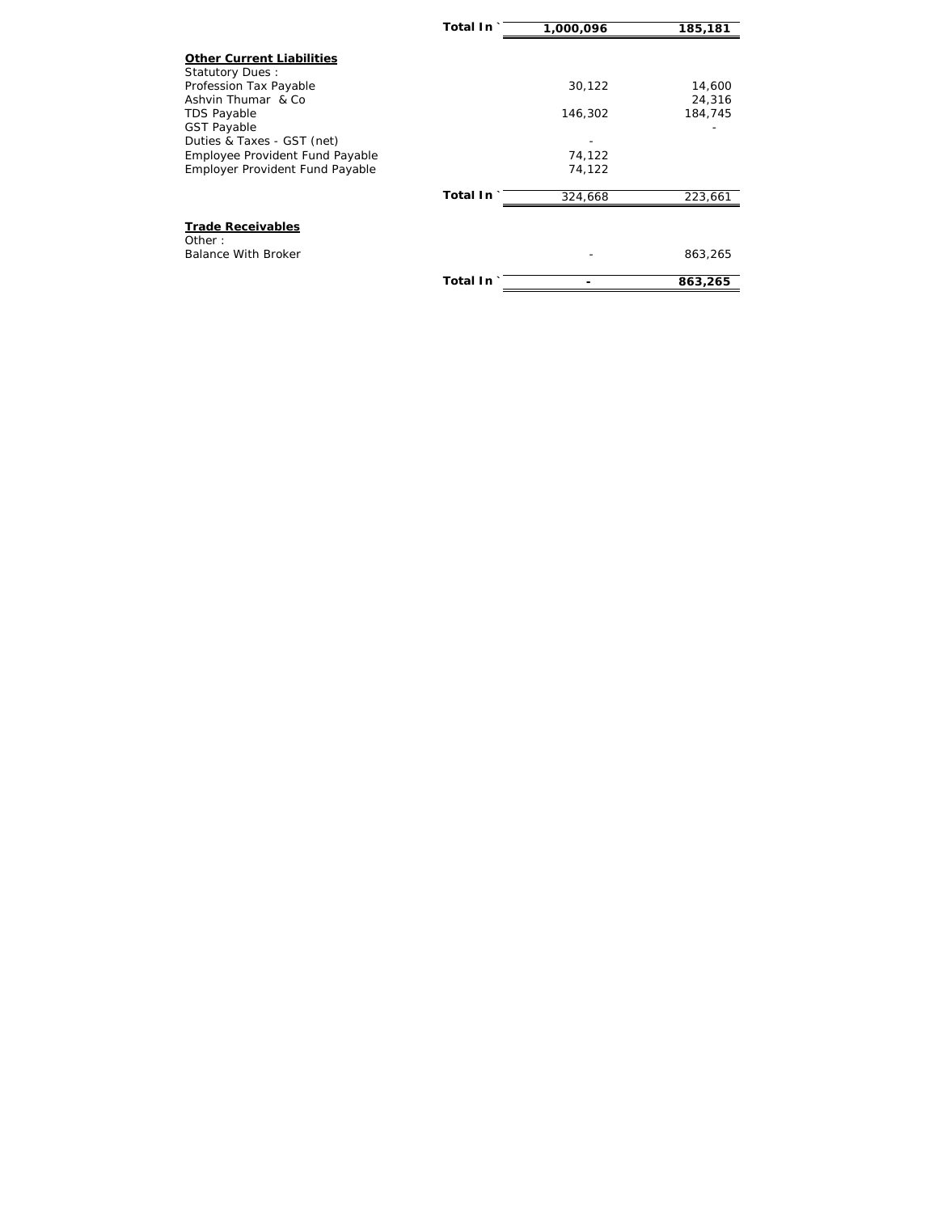| | | | |
|---|---|---|---|
| | **Total In `** | **1,000,096** | **185,181** |

**Other Current Liabilities**

| | | | |
|---|---|---|---|
| Statutory Dues : | | | |
| Profession Tax Payable | | 30,122 | 14,600 |
| Ashvin Thumar & Co | | | 24,316 |
| TDS Payable | | 146,302 | 184,745 |
| GST Payable | | | - |
| Duties & Taxes - GST (net) | | - | |
| Employee Provident Fund Payable | | 74,122 | |
| Employer Provident Fund Payable | | 74,122 | |
| | **Total In `** | 324,668 | 223,661 |

**Trade Receivables**

| | | | |
|---|---|---|---|
| Other : | | | |
| Balance With Broker | | - | 863,265 |
| | **Total In `** | **-** | **863,265** |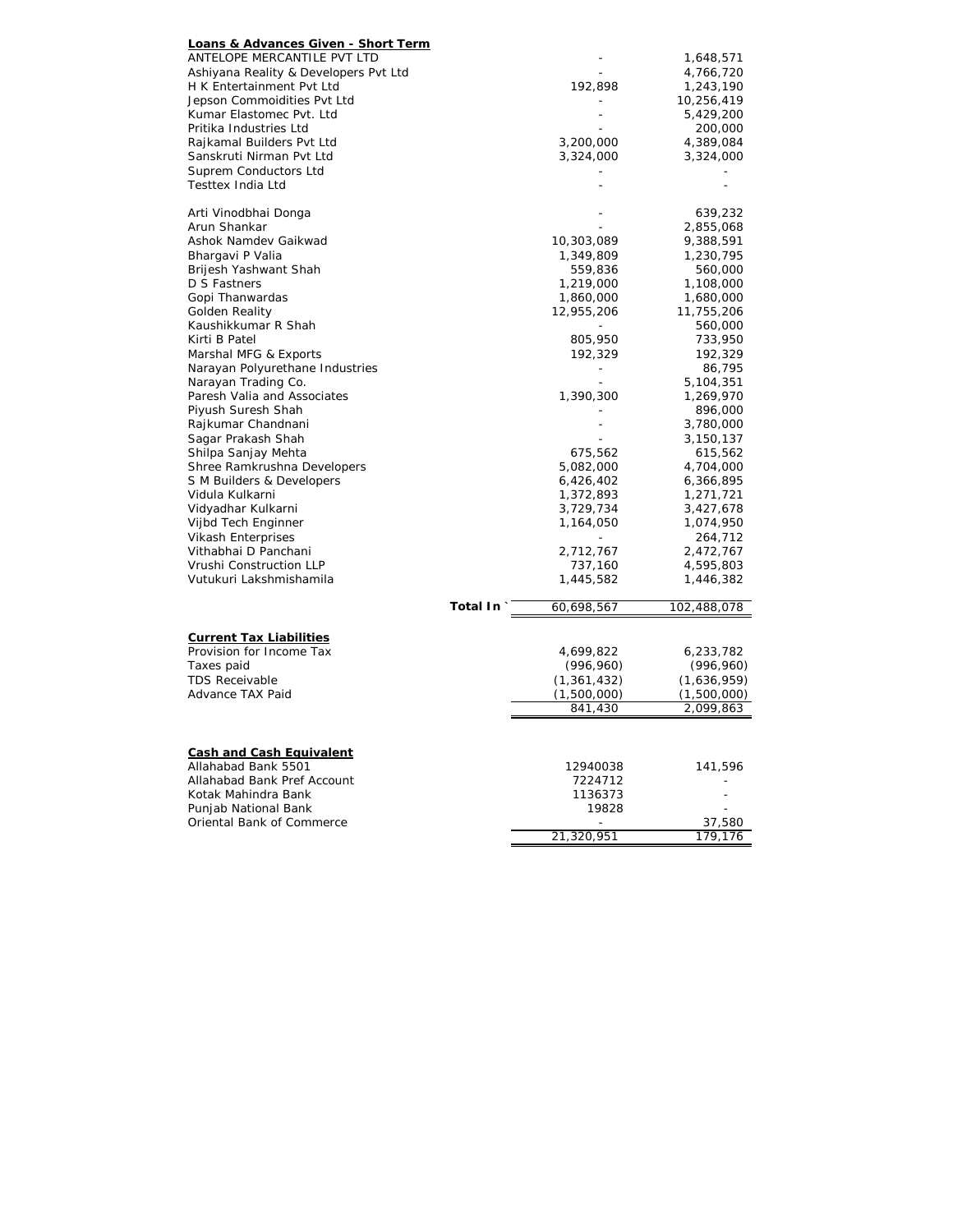**Loans & Advances Given - Short Term**

| | | |
|---|---|---|
| ANTELOPE MERCANTILE PVT LTD | - | 1,648,571 |
| Ashiyana Reality & Developers Pvt Ltd | - | 4,766,720 |
| H K Entertainment Pvt Ltd | 192,898 | 1,243,190 |
| Jepson Commoidities Pvt Ltd | - | 10,256,419 |
| Kumar Elastomec Pvt. Ltd | - | 5,429,200 |
| Pritika Industries Ltd | - | 200,000 |
| Rajkamal Builders Pvt Ltd | 3,200,000 | 4,389,084 |
| Sanskruti Nirman Pvt Ltd | 3,324,000 | 3,324,000 |
| Suprem Conductors Ltd | - | - |
| Testtex India Ltd | - | - |
| | | |
| Arti Vinodbhai Donga | - | 639,232 |
| Arun Shankar | - | 2,855,068 |
| Ashok Namdev Gaikwad | 10,303,089 | 9,388,591 |
| Bhargavi P Valia | 1,349,809 | 1,230,795 |
| Brijesh Yashwant Shah | 559,836 | 560,000 |
| D S Fastners | 1,219,000 | 1,108,000 |
| Gopi Thanwardas | 1,860,000 | 1,680,000 |
| Golden Reality | 12,955,206 | 11,755,206 |
| Kaushikkumar R Shah | - | 560,000 |
| Kirti B Patel | 805,950 | 733,950 |
| Marshal MFG & Exports | 192,329 | 192,329 |
| Narayan Polyurethane Industries | - | 86,795 |
| Narayan Trading Co. | - | 5,104,351 |
| Paresh Valia and Associates | 1,390,300 | 1,269,970 |
| Piyush Suresh Shah | - | 896,000 |
| Rajkumar Chandnani | - | 3,780,000 |
| Sagar Prakash Shah | - | 3,150,137 |
| Shilpa Sanjay Mehta | 675,562 | 615,562 |
| Shree Ramkrushna Developers | 5,082,000 | 4,704,000 |
| S M Builders & Developers | 6,426,402 | 6,366,895 |
| Vidula Kulkarni | 1,372,893 | 1,271,721 |
| Vidyadhar Kulkarni | 3,729,734 | 3,427,678 |
| Vijbd Tech Enginner | 1,164,050 | 1,074,950 |
| Vikash Enterprises | - | 264,712 |
| Vithabhai D Panchani | 2,712,767 | 2,472,767 |
| Vrushi Construction LLP | 737,160 | 4,595,803 |
| Vutukuri Lakshmishamila | 1,445,582 | 1,446,382 |
| **Total In `** | 60,698,567 | 102,488,078 |

**Current Tax Liabilities**

| | | |
|---|---|---|
| Provision for Income Tax | 4,699,822 | 6,233,782 |
| Taxes paid | (996,960) | (996,960) |
| TDS Receivable | (1,361,432) | (1,636,959) |
| Advance TAX Paid | (1,500,000) | (1,500,000) |
| | 841,430 | 2,099,863 |

**Cash and Cash Equivalent**

| | | |
|---|---|---|
| Allahabad Bank 5501 | 12940038 | 141,596 |
| Allahabad Bank Pref Account | 7224712 | - |
| Kotak Mahindra Bank | 1136373 | - |
| Punjab National Bank | 19828 | - |
| Oriental Bank of Commerce | - | 37,580 |
| | 21,320,951 | 179,176 |